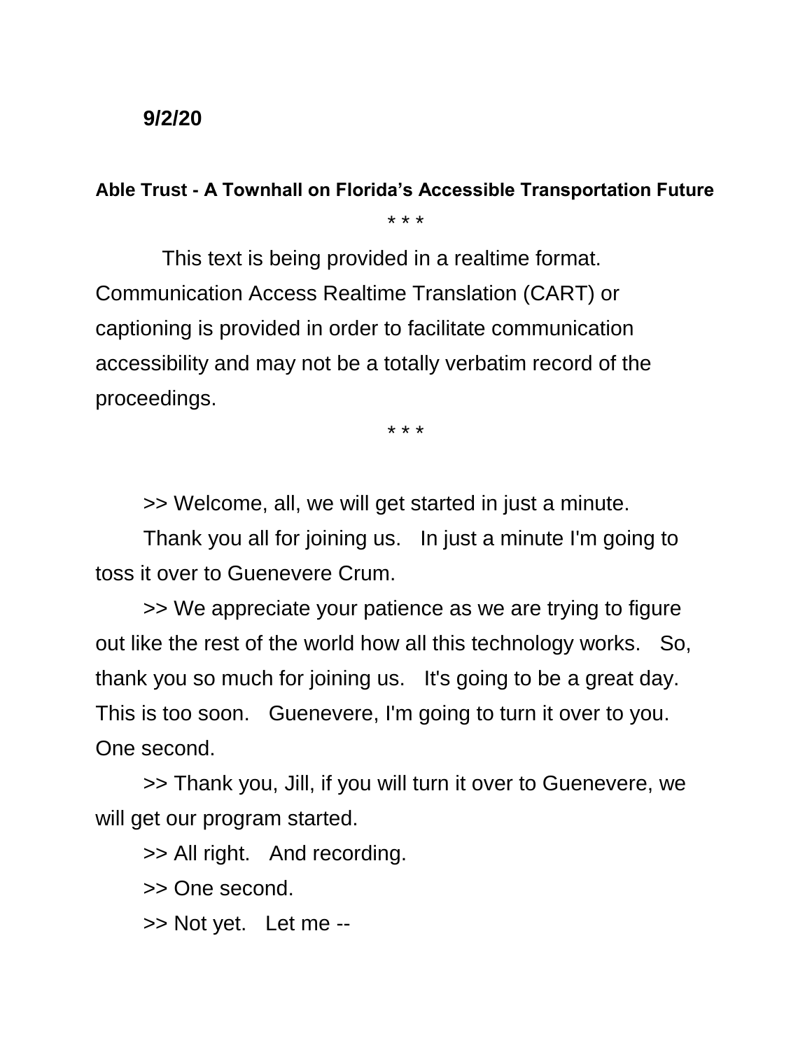**9/2/20**

**Able Trust - A Townhall on Florida's Accessible Transportation Future**

* * *

This text is being provided in a realtime format. Communication Access Realtime Translation (CART) or captioning is provided in order to facilitate communication accessibility and may not be a totally verbatim record of the proceedings.

* * *

>> Welcome, all, we will get started in just a minute.

Thank you all for joining us. In just a minute I'm going to toss it over to Guenevere Crum.

>> We appreciate your patience as we are trying to figure out like the rest of the world how all this technology works. So, thank you so much for joining us. It's going to be a great day. This is too soon. Guenevere, I'm going to turn it over to you. One second.

>> Thank you, Jill, if you will turn it over to Guenevere, we will get our program started.

>> All right. And recording.

>> One second.

>> Not yet. Let me --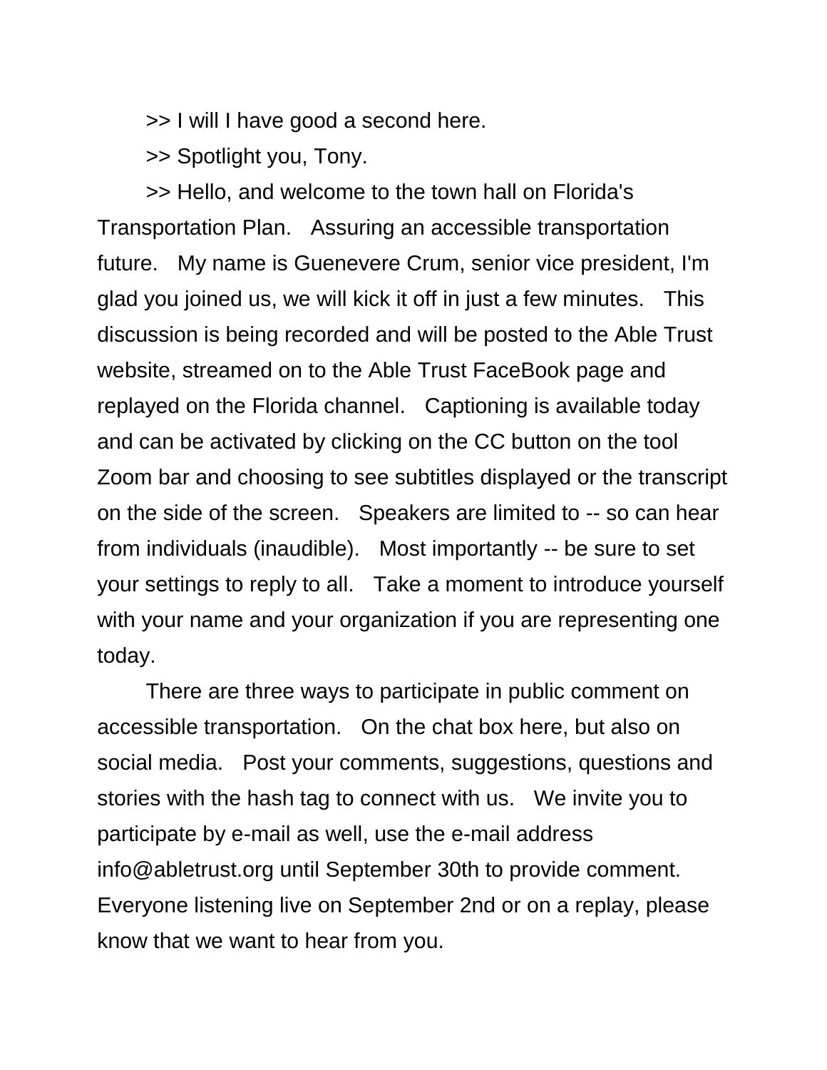>> I will I have good a second here.

>> Spotlight you, Tony.

>> Hello, and welcome to the town hall on Florida's Transportation Plan. Assuring an accessible transportation future. My name is Guenevere Crum, senior vice president, I'm glad you joined us, we will kick it off in just a few minutes. This discussion is being recorded and will be posted to the Able Trust website, streamed on to the Able Trust FaceBook page and replayed on the Florida channel. Captioning is available today and can be activated by clicking on the CC button on the tool Zoom bar and choosing to see subtitles displayed or the transcript on the side of the screen. Speakers are limited to -- so can hear from individuals (inaudible). Most importantly -- be sure to set your settings to reply to all. Take a moment to introduce yourself with your name and your organization if you are representing one today.

There are three ways to participate in public comment on accessible transportation. On the chat box here, but also on social media. Post your comments, suggestions, questions and stories with the hash tag to connect with us. We invite you to participate by e-mail as well, use the e-mail address info@abletrust.org until September 30th to provide comment. Everyone listening live on September 2nd or on a replay, please know that we want to hear from you.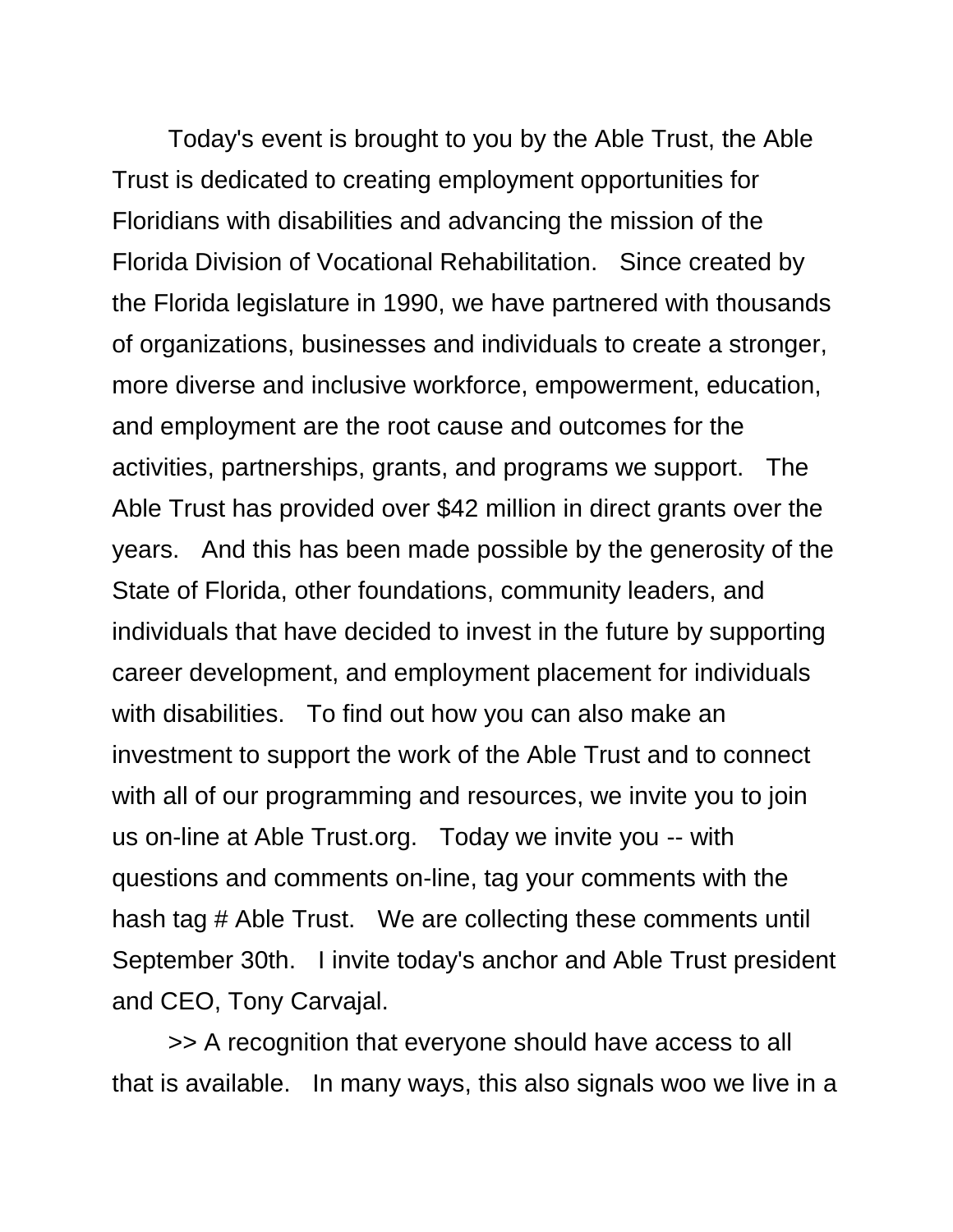Today's event is brought to you by the Able Trust, the Able Trust is dedicated to creating employment opportunities for Floridians with disabilities and advancing the mission of the Florida Division of Vocational Rehabilitation. Since created by the Florida legislature in 1990, we have partnered with thousands of organizations, businesses and individuals to create a stronger, more diverse and inclusive workforce, empowerment, education, and employment are the root cause and outcomes for the activities, partnerships, grants, and programs we support. The Able Trust has provided over $42 million in direct grants over the years. And this has been made possible by the generosity of the State of Florida, other foundations, community leaders, and individuals that have decided to invest in the future by supporting career development, and employment placement for individuals with disabilities. To find out how you can also make an investment to support the work of the Able Trust and to connect with all of our programming and resources, we invite you to join us on-line at Able Trust.org. Today we invite you -- with questions and comments on-line, tag your comments with the hash tag # Able Trust. We are collecting these comments until September 30th. I invite today's anchor and Able Trust president and CEO, Tony Carvajal.

>> A recognition that everyone should have access to all that is available. In many ways, this also signals woo we live in a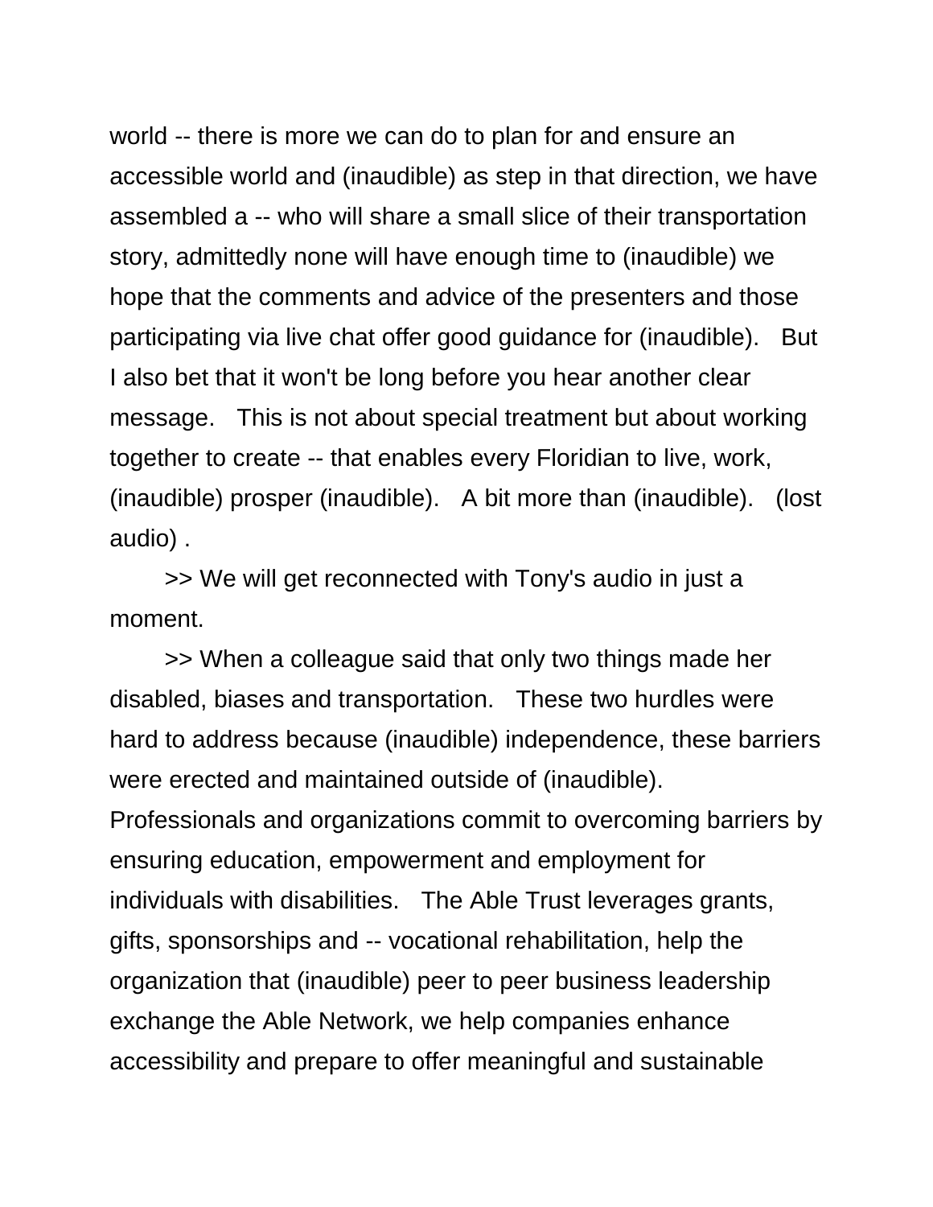world -- there is more we can do to plan for and ensure an accessible world and (inaudible) as step in that direction, we have assembled a -- who will share a small slice of their transportation story, admittedly none will have enough time to (inaudible) we hope that the comments and advice of the presenters and those participating via live chat offer good guidance for (inaudible). But I also bet that it won't be long before you hear another clear message. This is not about special treatment but about working together to create -- that enables every Floridian to live, work, (inaudible) prosper (inaudible). A bit more than (inaudible). (lost audio) .

>> We will get reconnected with Tony's audio in just a moment.

>> When a colleague said that only two things made her disabled, biases and transportation. These two hurdles were hard to address because (inaudible) independence, these barriers were erected and maintained outside of (inaudible). Professionals and organizations commit to overcoming barriers by ensuring education, empowerment and employment for individuals with disabilities. The Able Trust leverages grants, gifts, sponsorships and -- vocational rehabilitation, help the organization that (inaudible) peer to peer business leadership exchange the Able Network, we help companies enhance accessibility and prepare to offer meaningful and sustainable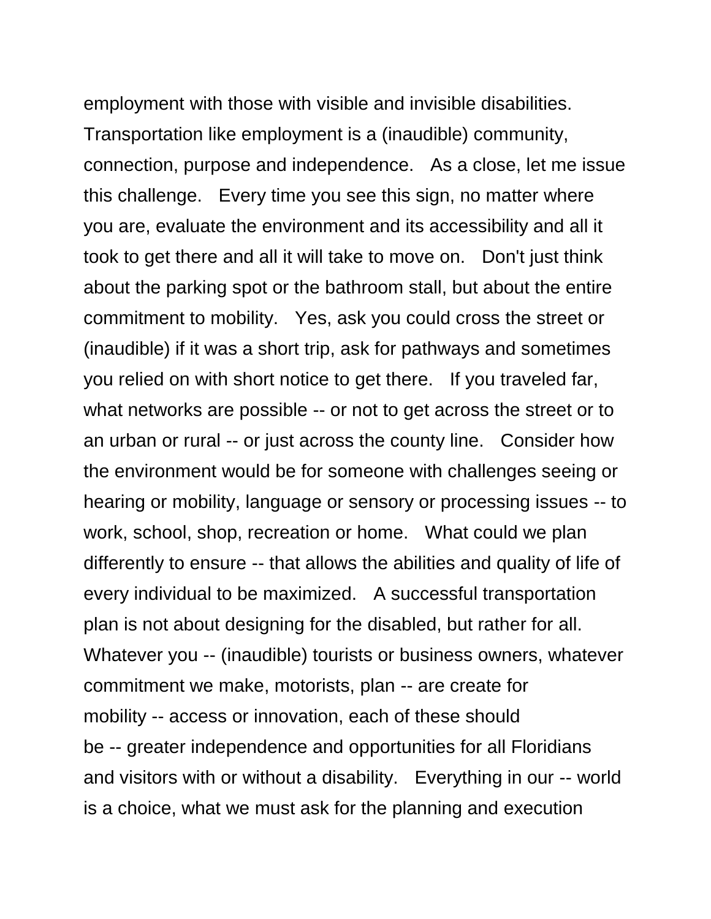employment with those with visible and invisible disabilities. Transportation like employment is a (inaudible) community, connection, purpose and independence. As a close, let me issue this challenge. Every time you see this sign, no matter where you are, evaluate the environment and its accessibility and all it took to get there and all it will take to move on. Don't just think about the parking spot or the bathroom stall, but about the entire commitment to mobility. Yes, ask you could cross the street or (inaudible) if it was a short trip, ask for pathways and sometimes you relied on with short notice to get there. If you traveled far, what networks are possible -- or not to get across the street or to an urban or rural -- or just across the county line. Consider how the environment would be for someone with challenges seeing or hearing or mobility, language or sensory or processing issues -- to work, school, shop, recreation or home. What could we plan differently to ensure -- that allows the abilities and quality of life of every individual to be maximized. A successful transportation plan is not about designing for the disabled, but rather for all. Whatever you -- (inaudible) tourists or business owners, whatever commitment we make, motorists, plan -- are create for mobility -- access or innovation, each of these should be -- greater independence and opportunities for all Floridians and visitors with or without a disability. Everything in our -- world is a choice, what we must ask for the planning and execution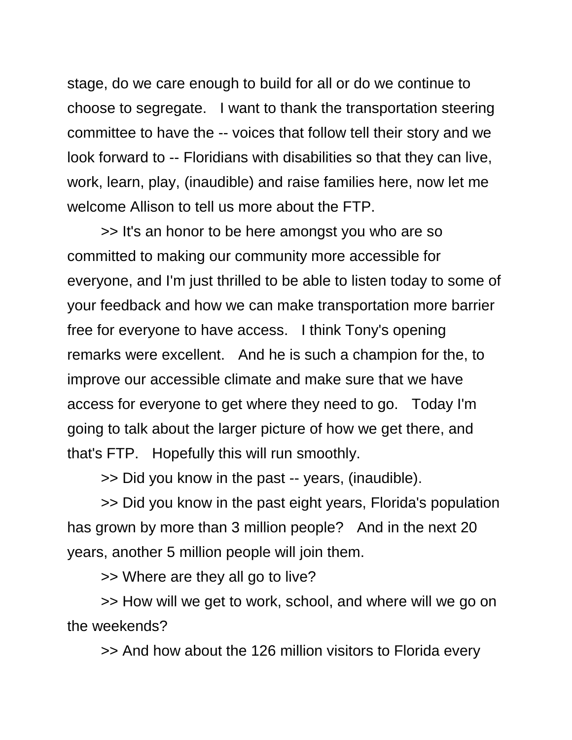stage, do we care enough to build for all or do we continue to choose to segregate. I want to thank the transportation steering committee to have the -- voices that follow tell their story and we look forward to -- Floridians with disabilities so that they can live, work, learn, play, (inaudible) and raise families here, now let me welcome Allison to tell us more about the FTP.

>> It's an honor to be here amongst you who are so committed to making our community more accessible for everyone, and I'm just thrilled to be able to listen today to some of your feedback and how we can make transportation more barrier free for everyone to have access. I think Tony's opening remarks were excellent. And he is such a champion for the, to improve our accessible climate and make sure that we have access for everyone to get where they need to go. Today I'm going to talk about the larger picture of how we get there, and that's FTP. Hopefully this will run smoothly.

>> Did you know in the past -- years, (inaudible).

>> Did you know in the past eight years, Florida's population has grown by more than 3 million people? And in the next 20 years, another 5 million people will join them.

>> Where are they all go to live?

>> How will we get to work, school, and where will we go on the weekends?

>> And how about the 126 million visitors to Florida every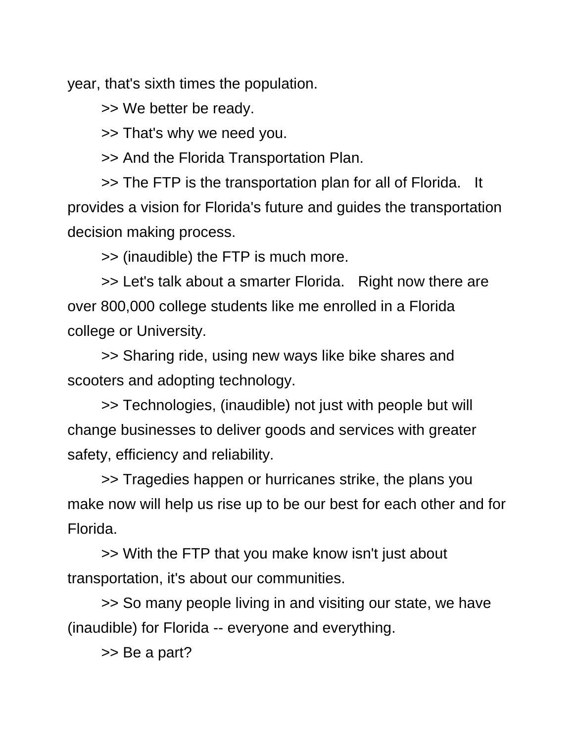year, that's sixth times the population.

>> We better be ready.

>> That's why we need you.

>> And the Florida Transportation Plan.

>> The FTP is the transportation plan for all of Florida. It provides a vision for Florida's future and guides the transportation decision making process.

>> (inaudible) the FTP is much more.

>> Let's talk about a smarter Florida. Right now there are over 800,000 college students like me enrolled in a Florida college or University.

>> Sharing ride, using new ways like bike shares and scooters and adopting technology.

>> Technologies, (inaudible) not just with people but will change businesses to deliver goods and services with greater safety, efficiency and reliability.

>> Tragedies happen or hurricanes strike, the plans you make now will help us rise up to be our best for each other and for Florida.

>> With the FTP that you make know isn't just about transportation, it's about our communities.

>> So many people living in and visiting our state, we have (inaudible) for Florida -- everyone and everything.

>> Be a part?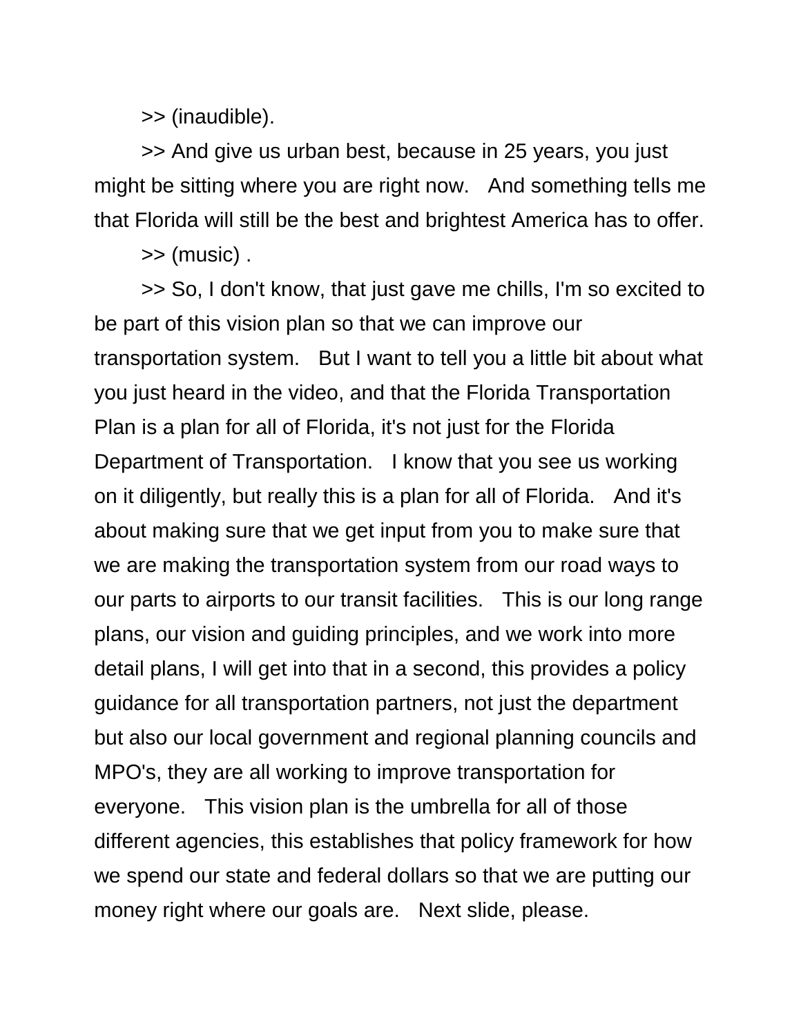>> (inaudible).

>> And give us urban best, because in 25 years, you just might be sitting where you are right now. And something tells me that Florida will still be the best and brightest America has to offer.

>> (music) .

>> So, I don't know, that just gave me chills, I'm so excited to be part of this vision plan so that we can improve our transportation system. But I want to tell you a little bit about what you just heard in the video, and that the Florida Transportation Plan is a plan for all of Florida, it's not just for the Florida Department of Transportation. I know that you see us working on it diligently, but really this is a plan for all of Florida. And it's about making sure that we get input from you to make sure that we are making the transportation system from our road ways to our parts to airports to our transit facilities. This is our long range plans, our vision and guiding principles, and we work into more detail plans, I will get into that in a second, this provides a policy guidance for all transportation partners, not just the department but also our local government and regional planning councils and MPO's, they are all working to improve transportation for everyone. This vision plan is the umbrella for all of those different agencies, this establishes that policy framework for how we spend our state and federal dollars so that we are putting our money right where our goals are. Next slide, please.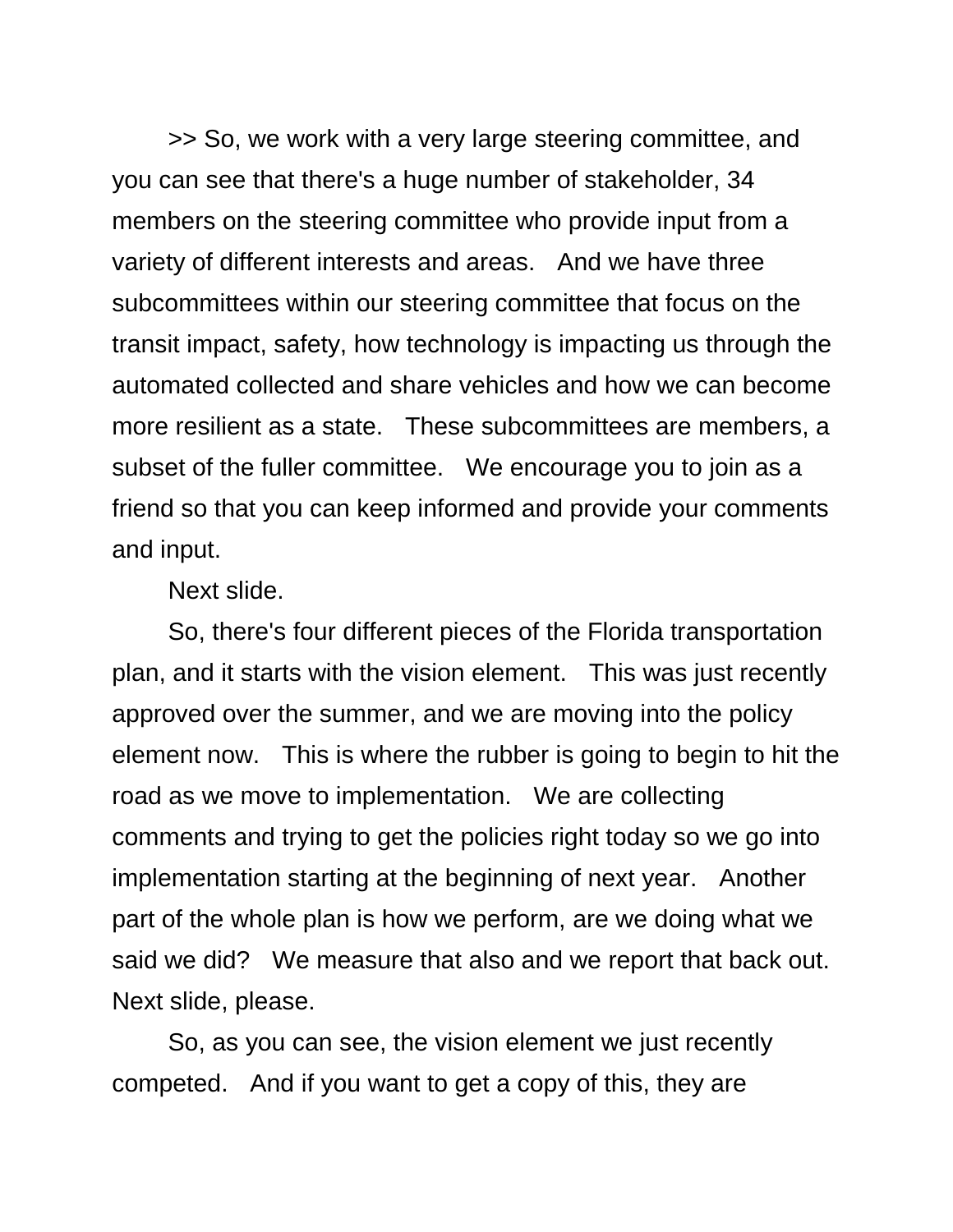>> So, we work with a very large steering committee, and you can see that there's a huge number of stakeholder, 34 members on the steering committee who provide input from a variety of different interests and areas. And we have three subcommittees within our steering committee that focus on the transit impact, safety, how technology is impacting us through the automated collected and share vehicles and how we can become more resilient as a state. These subcommittees are members, a subset of the fuller committee. We encourage you to join as a friend so that you can keep informed and provide your comments and input.

Next slide.

So, there's four different pieces of the Florida transportation plan, and it starts with the vision element. This was just recently approved over the summer, and we are moving into the policy element now. This is where the rubber is going to begin to hit the road as we move to implementation. We are collecting comments and trying to get the policies right today so we go into implementation starting at the beginning of next year. Another part of the whole plan is how we perform, are we doing what we said we did? We measure that also and we report that back out. Next slide, please.

So, as you can see, the vision element we just recently competed. And if you want to get a copy of this, they are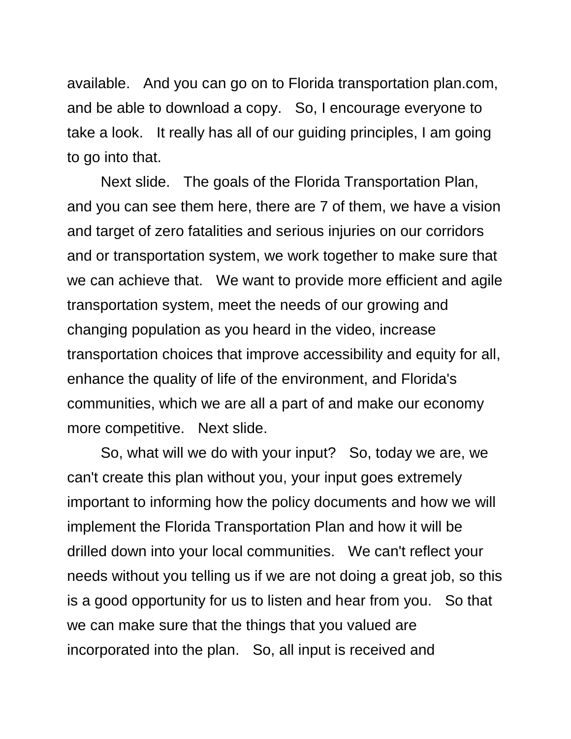available. And you can go on to Florida transportation plan.com, and be able to download a copy. So, I encourage everyone to take a look. It really has all of our guiding principles, I am going to go into that.

Next slide. The goals of the Florida Transportation Plan, and you can see them here, there are 7 of them, we have a vision and target of zero fatalities and serious injuries on our corridors and or transportation system, we work together to make sure that we can achieve that. We want to provide more efficient and agile transportation system, meet the needs of our growing and changing population as you heard in the video, increase transportation choices that improve accessibility and equity for all, enhance the quality of life of the environment, and Florida's communities, which we are all a part of and make our economy more competitive. Next slide.

So, what will we do with your input? So, today we are, we can't create this plan without you, your input goes extremely important to informing how the policy documents and how we will implement the Florida Transportation Plan and how it will be drilled down into your local communities. We can't reflect your needs without you telling us if we are not doing a great job, so this is a good opportunity for us to listen and hear from you. So that we can make sure that the things that you valued are incorporated into the plan. So, all input is received and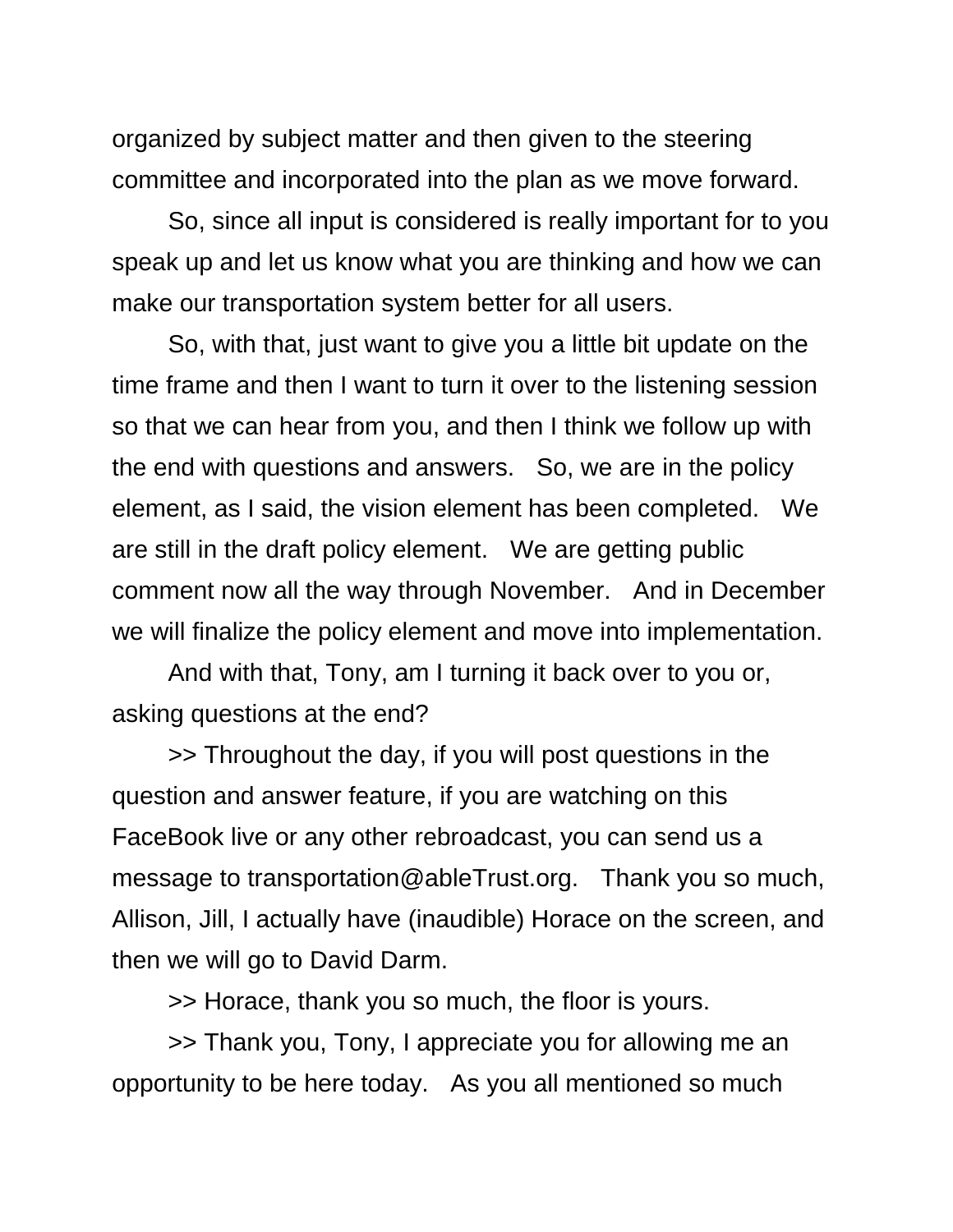organized by subject matter and then given to the steering committee and incorporated into the plan as we move forward.

So, since all input is considered is really important for to you speak up and let us know what you are thinking and how we can make our transportation system better for all users.

So, with that, just want to give you a little bit update on the time frame and then I want to turn it over to the listening session so that we can hear from you, and then I think we follow up with the end with questions and answers. So, we are in the policy element, as I said, the vision element has been completed. We are still in the draft policy element. We are getting public comment now all the way through November. And in December we will finalize the policy element and move into implementation.

And with that, Tony, am I turning it back over to you or, asking questions at the end?

>> Throughout the day, if you will post questions in the question and answer feature, if you are watching on this FaceBook live or any other rebroadcast, you can send us a message to transportation@ableTrust.org. Thank you so much, Allison, Jill, I actually have (inaudible) Horace on the screen, and then we will go to David Darm.

>> Horace, thank you so much, the floor is yours.

>> Thank you, Tony, I appreciate you for allowing me an opportunity to be here today. As you all mentioned so much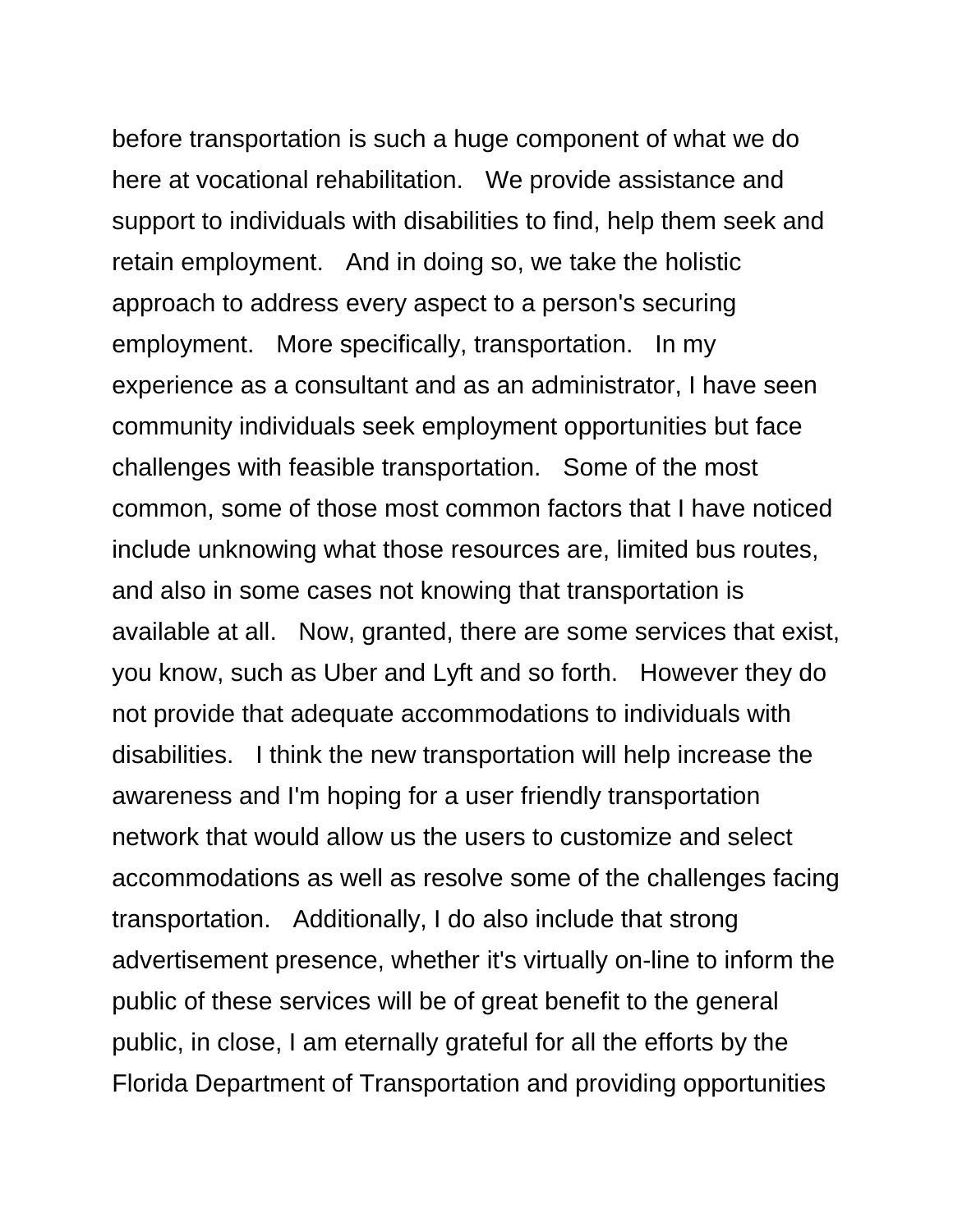before transportation is such a huge component of what we do here at vocational rehabilitation. We provide assistance and support to individuals with disabilities to find, help them seek and retain employment. And in doing so, we take the holistic approach to address every aspect to a person's securing employment. More specifically, transportation. In my experience as a consultant and as an administrator, I have seen community individuals seek employment opportunities but face challenges with feasible transportation. Some of the most common, some of those most common factors that I have noticed include unknowing what those resources are, limited bus routes, and also in some cases not knowing that transportation is available at all. Now, granted, there are some services that exist, you know, such as Uber and Lyft and so forth. However they do not provide that adequate accommodations to individuals with disabilities. I think the new transportation will help increase the awareness and I'm hoping for a user friendly transportation network that would allow us the users to customize and select accommodations as well as resolve some of the challenges facing transportation. Additionally, I do also include that strong advertisement presence, whether it's virtually on-line to inform the public of these services will be of great benefit to the general public, in close, I am eternally grateful for all the efforts by the Florida Department of Transportation and providing opportunities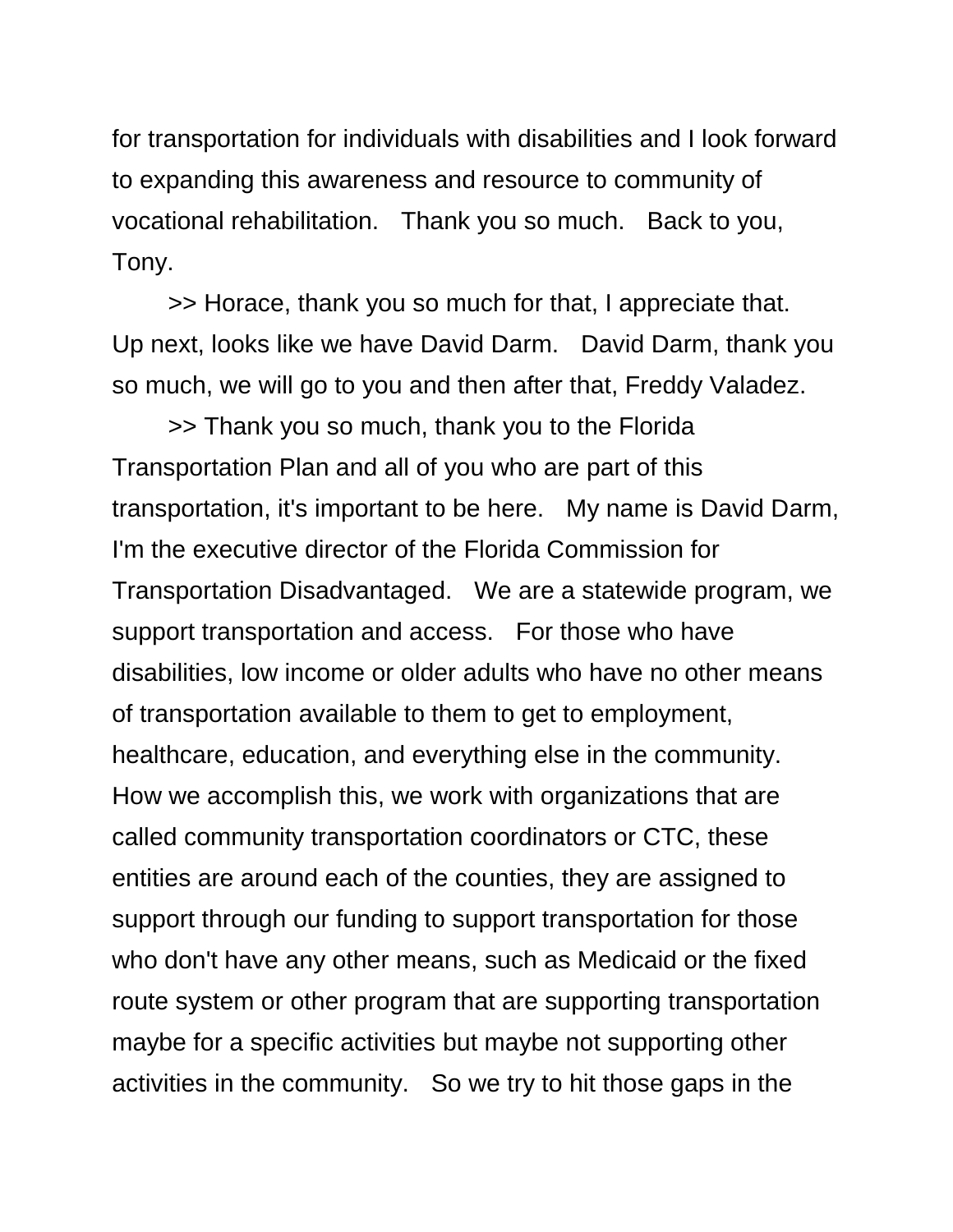for transportation for individuals with disabilities and I look forward to expanding this awareness and resource to community of vocational rehabilitation.  Thank you so much.  Back to you, Tony.

>> Horace, thank you so much for that, I appreciate that. Up next, looks like we have David Darm.  David Darm, thank you so much, we will go to you and then after that, Freddy Valadez.

>> Thank you so much, thank you to the Florida Transportation Plan and all of you who are part of this transportation, it's important to be here.  My name is David Darm, I'm the executive director of the Florida Commission for Transportation Disadvantaged.  We are a statewide program, we support transportation and access.  For those who have disabilities, low income or older adults who have no other means of transportation available to them to get to employment, healthcare, education, and everything else in the community. How we accomplish this, we work with organizations that are called community transportation coordinators or CTC, these entities are around each of the counties, they are assigned to support through our funding to support transportation for those who don't have any other means, such as Medicaid or the fixed route system or other program that are supporting transportation maybe for a specific activities but maybe not supporting other activities in the community.  So we try to hit those gaps in the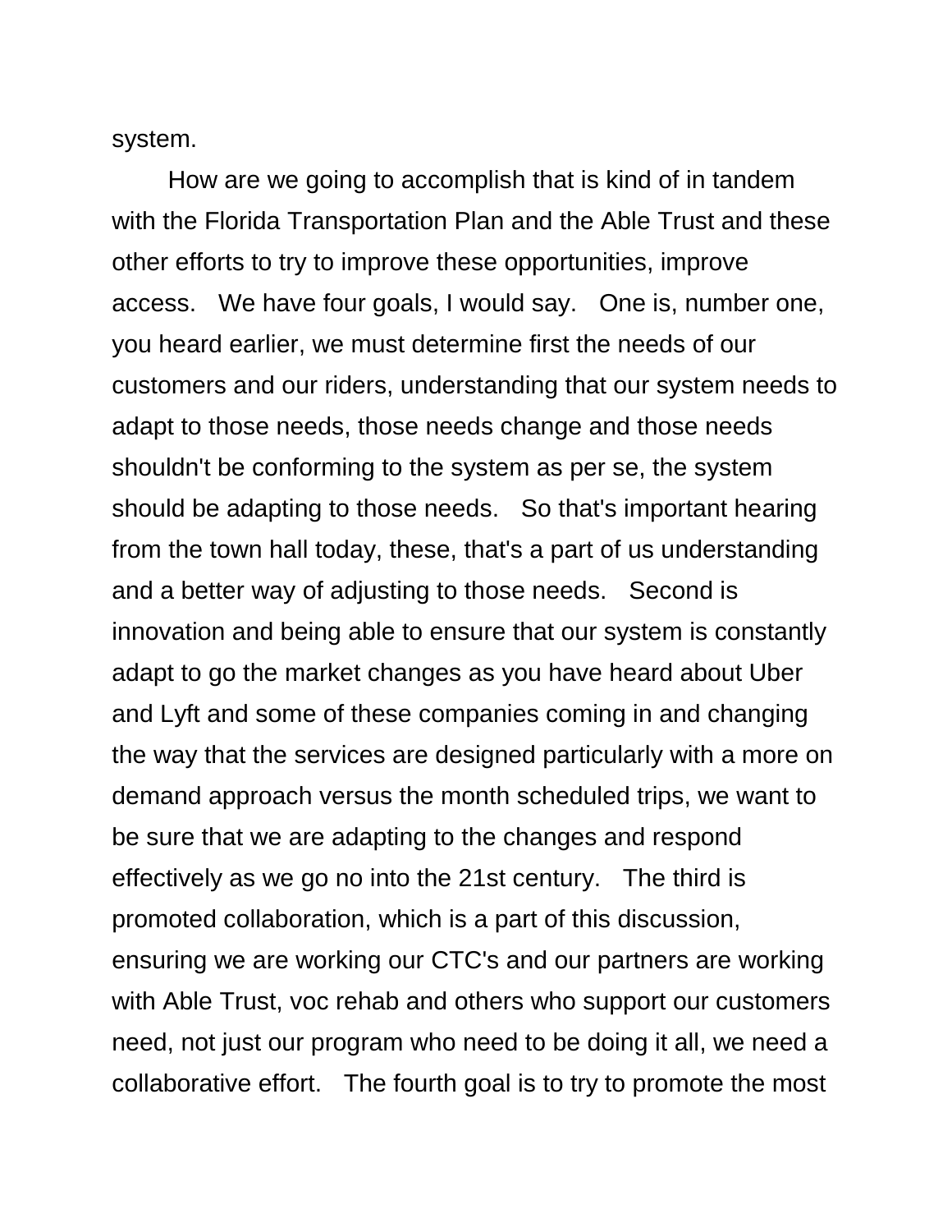system.

How are we going to accomplish that is kind of in tandem with the Florida Transportation Plan and the Able Trust and these other efforts to try to improve these opportunities, improve access. We have four goals, I would say. One is, number one, you heard earlier, we must determine first the needs of our customers and our riders, understanding that our system needs to adapt to those needs, those needs change and those needs shouldn't be conforming to the system as per se, the system should be adapting to those needs. So that's important hearing from the town hall today, these, that's a part of us understanding and a better way of adjusting to those needs. Second is innovation and being able to ensure that our system is constantly adapt to go the market changes as you have heard about Uber and Lyft and some of these companies coming in and changing the way that the services are designed particularly with a more on demand approach versus the month scheduled trips, we want to be sure that we are adapting to the changes and respond effectively as we go no into the 21st century. The third is promoted collaboration, which is a part of this discussion, ensuring we are working our CTC's and our partners are working with Able Trust, voc rehab and others who support our customers need, not just our program who need to be doing it all, we need a collaborative effort. The fourth goal is to try to promote the most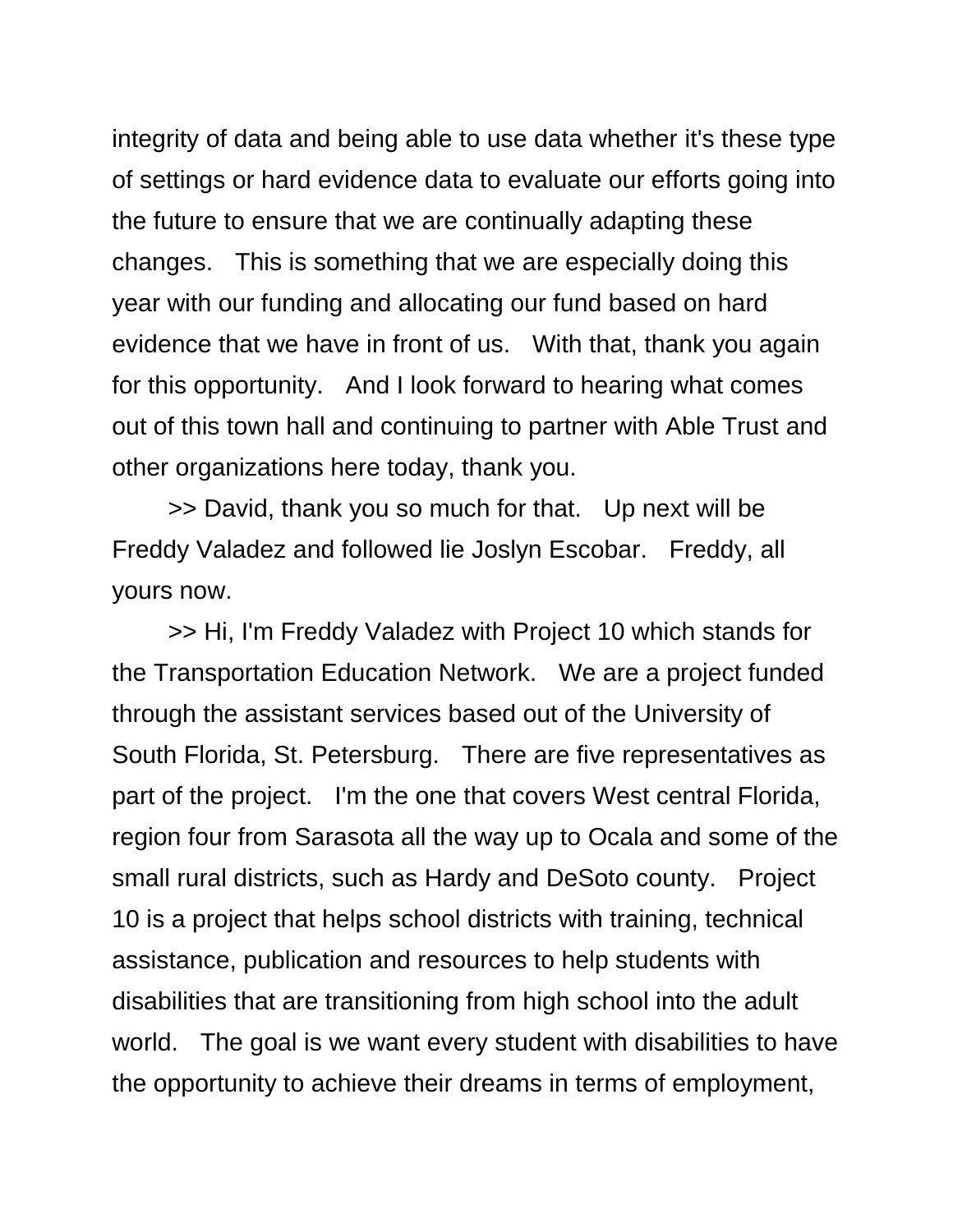integrity of data and being able to use data whether it's these type of settings or hard evidence data to evaluate our efforts going into the future to ensure that we are continually adapting these changes. This is something that we are especially doing this year with our funding and allocating our fund based on hard evidence that we have in front of us. With that, thank you again for this opportunity. And I look forward to hearing what comes out of this town hall and continuing to partner with Able Trust and other organizations here today, thank you.

>> David, thank you so much for that. Up next will be Freddy Valadez and followed lie Joslyn Escobar. Freddy, all yours now.

>> Hi, I'm Freddy Valadez with Project 10 which stands for the Transportation Education Network. We are a project funded through the assistant services based out of the University of South Florida, St. Petersburg. There are five representatives as part of the project. I'm the one that covers West central Florida, region four from Sarasota all the way up to Ocala and some of the small rural districts, such as Hardy and DeSoto county. Project 10 is a project that helps school districts with training, technical assistance, publication and resources to help students with disabilities that are transitioning from high school into the adult world. The goal is we want every student with disabilities to have the opportunity to achieve their dreams in terms of employment,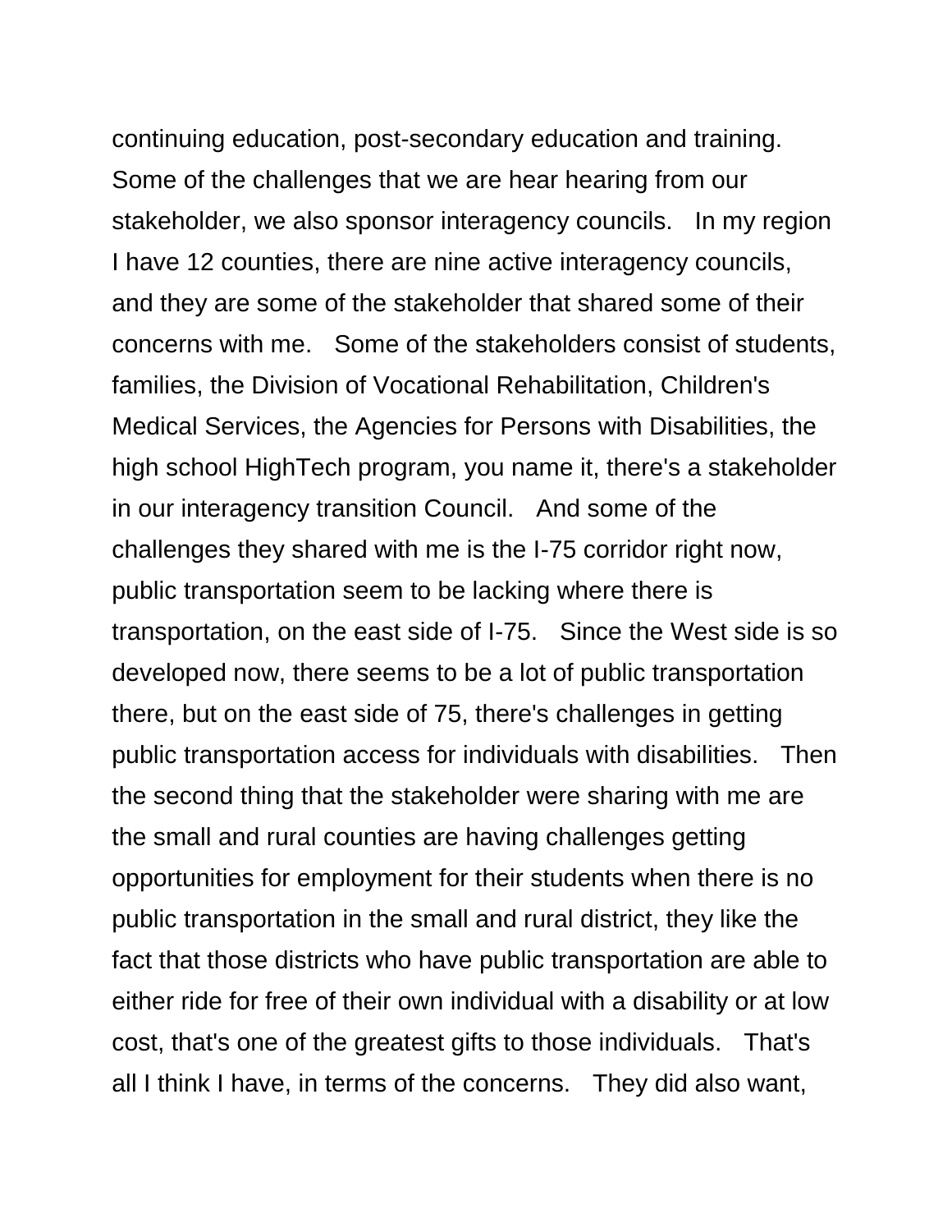continuing education, post-secondary education and training. Some of the challenges that we are hear hearing from our stakeholder, we also sponsor interagency councils. In my region I have 12 counties, there are nine active interagency councils, and they are some of the stakeholder that shared some of their concerns with me. Some of the stakeholders consist of students, families, the Division of Vocational Rehabilitation, Children's Medical Services, the Agencies for Persons with Disabilities, the high school HighTech program, you name it, there's a stakeholder in our interagency transition Council. And some of the challenges they shared with me is the I-75 corridor right now, public transportation seem to be lacking where there is transportation, on the east side of I-75. Since the West side is so developed now, there seems to be a lot of public transportation there, but on the east side of 75, there's challenges in getting public transportation access for individuals with disabilities. Then the second thing that the stakeholder were sharing with me are the small and rural counties are having challenges getting opportunities for employment for their students when there is no public transportation in the small and rural district, they like the fact that those districts who have public transportation are able to either ride for free of their own individual with a disability or at low cost, that's one of the greatest gifts to those individuals. That's all I think I have, in terms of the concerns. They did also want,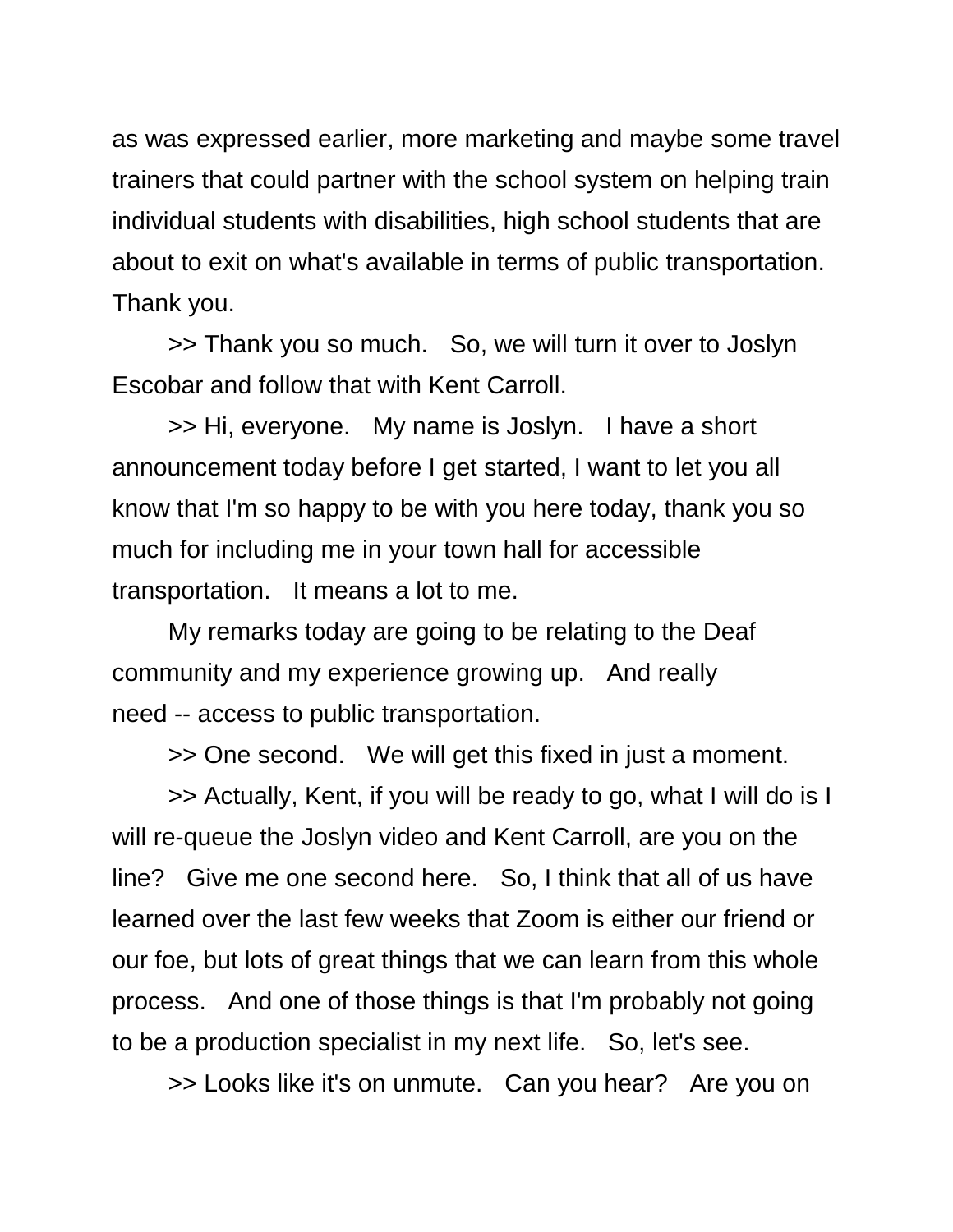as was expressed earlier, more marketing and maybe some travel trainers that could partner with the school system on helping train individual students with disabilities, high school students that are about to exit on what's available in terms of public transportation. Thank you.

>> Thank you so much. So, we will turn it over to Joslyn Escobar and follow that with Kent Carroll.

>> Hi, everyone. My name is Joslyn. I have a short announcement today before I get started, I want to let you all know that I'm so happy to be with you here today, thank you so much for including me in your town hall for accessible transportation. It means a lot to me.

My remarks today are going to be relating to the Deaf community and my experience growing up. And really need -- access to public transportation.

>> One second. We will get this fixed in just a moment.

>> Actually, Kent, if you will be ready to go, what I will do is I will re-queue the Joslyn video and Kent Carroll, are you on the line? Give me one second here. So, I think that all of us have learned over the last few weeks that Zoom is either our friend or our foe, but lots of great things that we can learn from this whole process. And one of those things is that I'm probably not going to be a production specialist in my next life. So, let's see.

>> Looks like it's on unmute. Can you hear? Are you on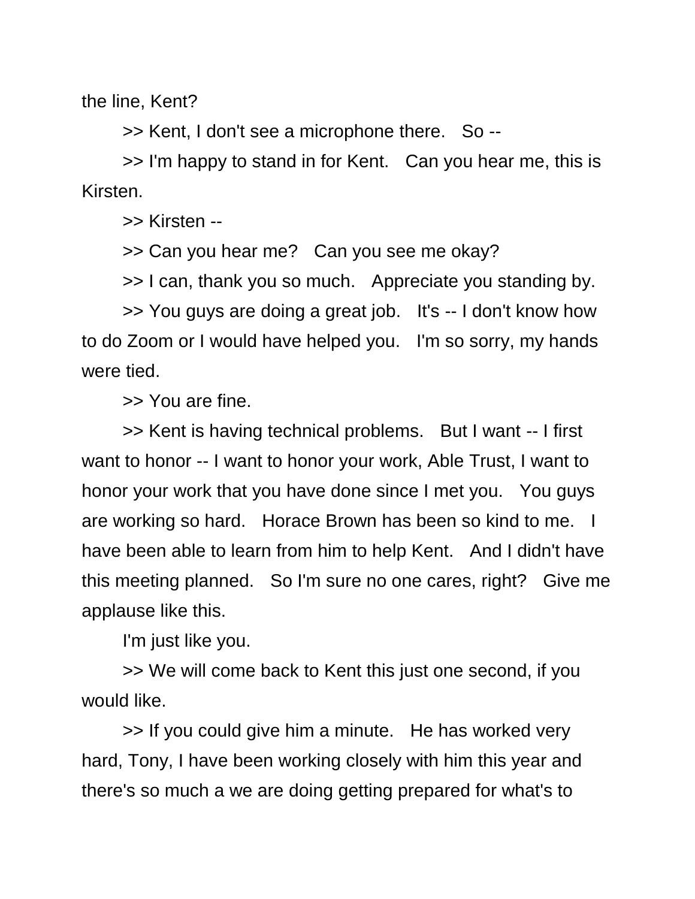the line, Kent?

>> Kent, I don't see a microphone there. So --

>> I'm happy to stand in for Kent. Can you hear me, this is Kirsten.

>> Kirsten --

>> Can you hear me? Can you see me okay?

>> I can, thank you so much. Appreciate you standing by.

>> You guys are doing a great job. It's -- I don't know how to do Zoom or I would have helped you. I'm so sorry, my hands were tied.

>> You are fine.

>> Kent is having technical problems. But I want -- I first want to honor -- I want to honor your work, Able Trust, I want to honor your work that you have done since I met you. You guys are working so hard. Horace Brown has been so kind to me. I have been able to learn from him to help Kent. And I didn't have this meeting planned. So I'm sure no one cares, right? Give me applause like this.

I'm just like you.

>> We will come back to Kent this just one second, if you would like.

>> If you could give him a minute. He has worked very hard, Tony, I have been working closely with him this year and there's so much a we are doing getting prepared for what's to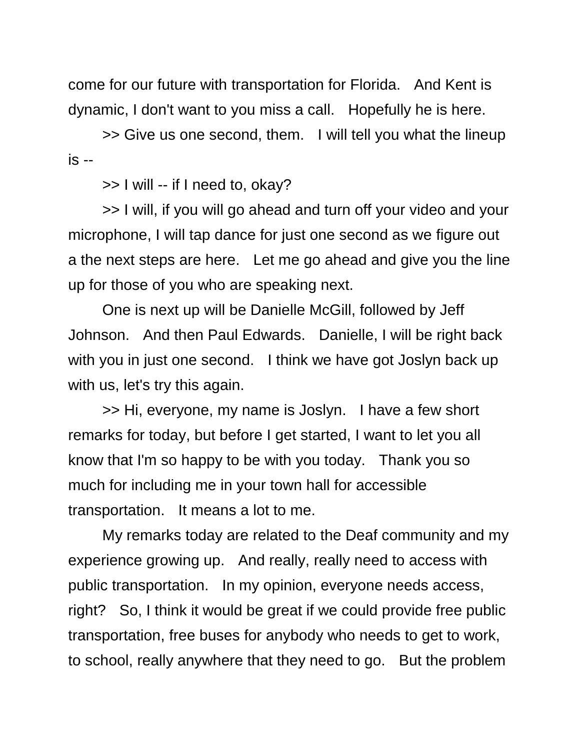come for our future with transportation for Florida. And Kent is dynamic, I don't want to you miss a call. Hopefully he is here.

>> Give us one second, them. I will tell you what the lineup is --

>> I will -- if I need to, okay?

>> I will, if you will go ahead and turn off your video and your microphone, I will tap dance for just one second as we figure out a the next steps are here. Let me go ahead and give you the line up for those of you who are speaking next.

One is next up will be Danielle McGill, followed by Jeff Johnson. And then Paul Edwards. Danielle, I will be right back with you in just one second. I think we have got Joslyn back up with us, let's try this again.

>> Hi, everyone, my name is Joslyn. I have a few short remarks for today, but before I get started, I want to let you all know that I'm so happy to be with you today. Thank you so much for including me in your town hall for accessible transportation. It means a lot to me.

My remarks today are related to the Deaf community and my experience growing up. And really, really need to access with public transportation. In my opinion, everyone needs access, right? So, I think it would be great if we could provide free public transportation, free buses for anybody who needs to get to work, to school, really anywhere that they need to go. But the problem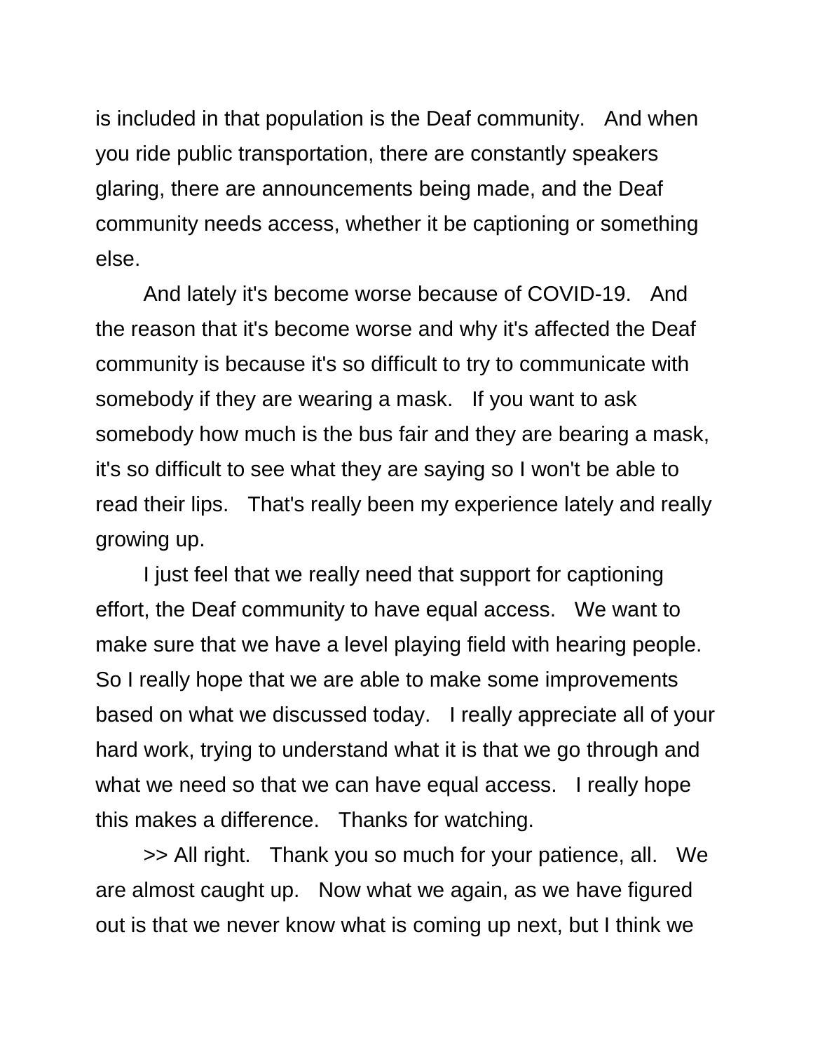is included in that population is the Deaf community. And when you ride public transportation, there are constantly speakers glaring, there are announcements being made, and the Deaf community needs access, whether it be captioning or something else.

And lately it's become worse because of COVID-19. And the reason that it's become worse and why it's affected the Deaf community is because it's so difficult to try to communicate with somebody if they are wearing a mask. If you want to ask somebody how much is the bus fair and they are bearing a mask, it's so difficult to see what they are saying so I won't be able to read their lips. That's really been my experience lately and really growing up.

I just feel that we really need that support for captioning effort, the Deaf community to have equal access. We want to make sure that we have a level playing field with hearing people. So I really hope that we are able to make some improvements based on what we discussed today. I really appreciate all of your hard work, trying to understand what it is that we go through and what we need so that we can have equal access. I really hope this makes a difference. Thanks for watching.

>> All right. Thank you so much for your patience, all. We are almost caught up. Now what we again, as we have figured out is that we never know what is coming up next, but I think we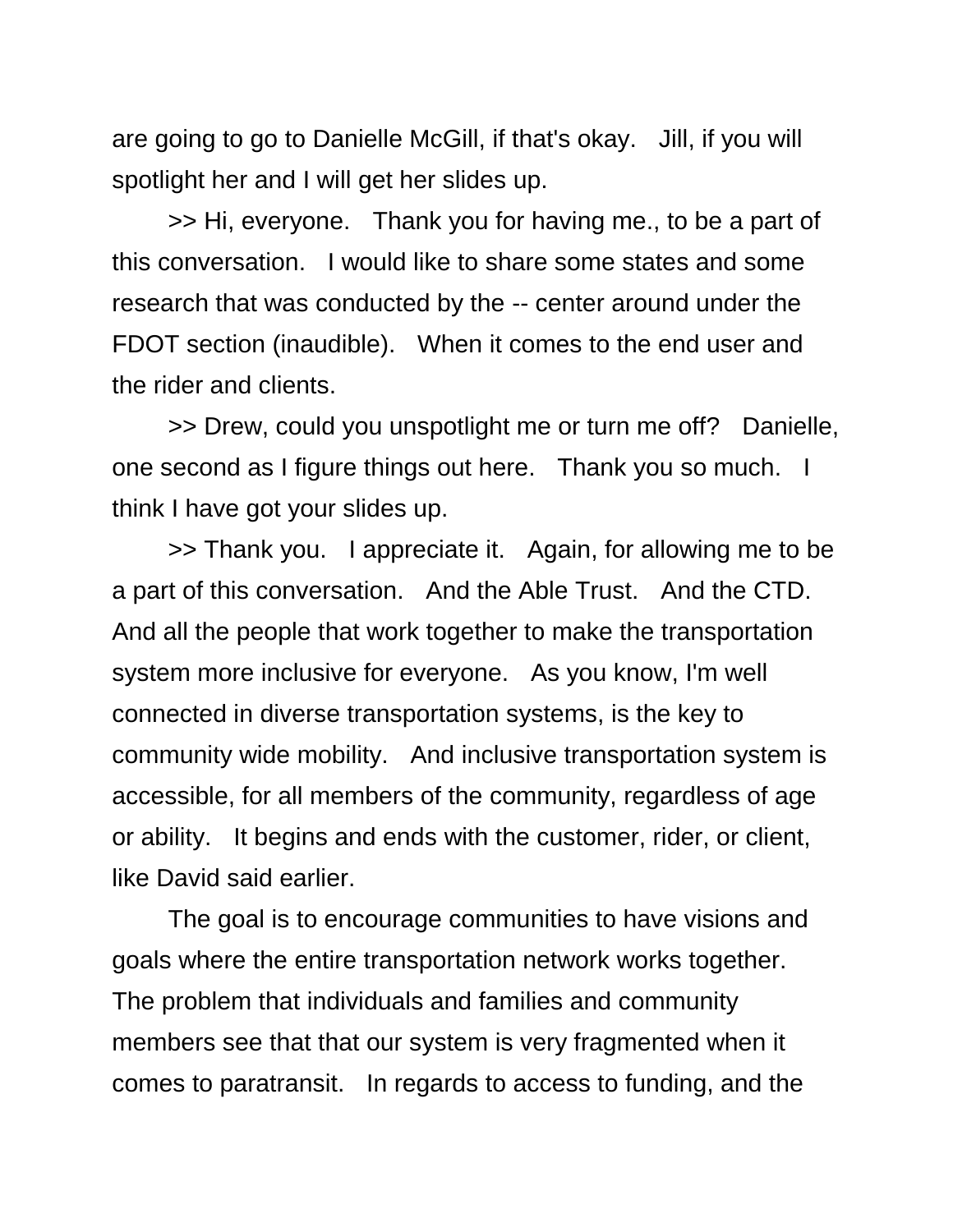are going to go to Danielle McGill, if that's okay. Jill, if you will spotlight her and I will get her slides up.

>> Hi, everyone. Thank you for having me., to be a part of this conversation. I would like to share some states and some research that was conducted by the -- center around under the FDOT section (inaudible). When it comes to the end user and the rider and clients.

>> Drew, could you unspotlight me or turn me off? Danielle, one second as I figure things out here. Thank you so much. I think I have got your slides up.

>> Thank you. I appreciate it. Again, for allowing me to be a part of this conversation. And the Able Trust. And the CTD. And all the people that work together to make the transportation system more inclusive for everyone. As you know, I'm well connected in diverse transportation systems, is the key to community wide mobility. And inclusive transportation system is accessible, for all members of the community, regardless of age or ability. It begins and ends with the customer, rider, or client, like David said earlier.

The goal is to encourage communities to have visions and goals where the entire transportation network works together. The problem that individuals and families and community members see that that our system is very fragmented when it comes to paratransit. In regards to access to funding, and the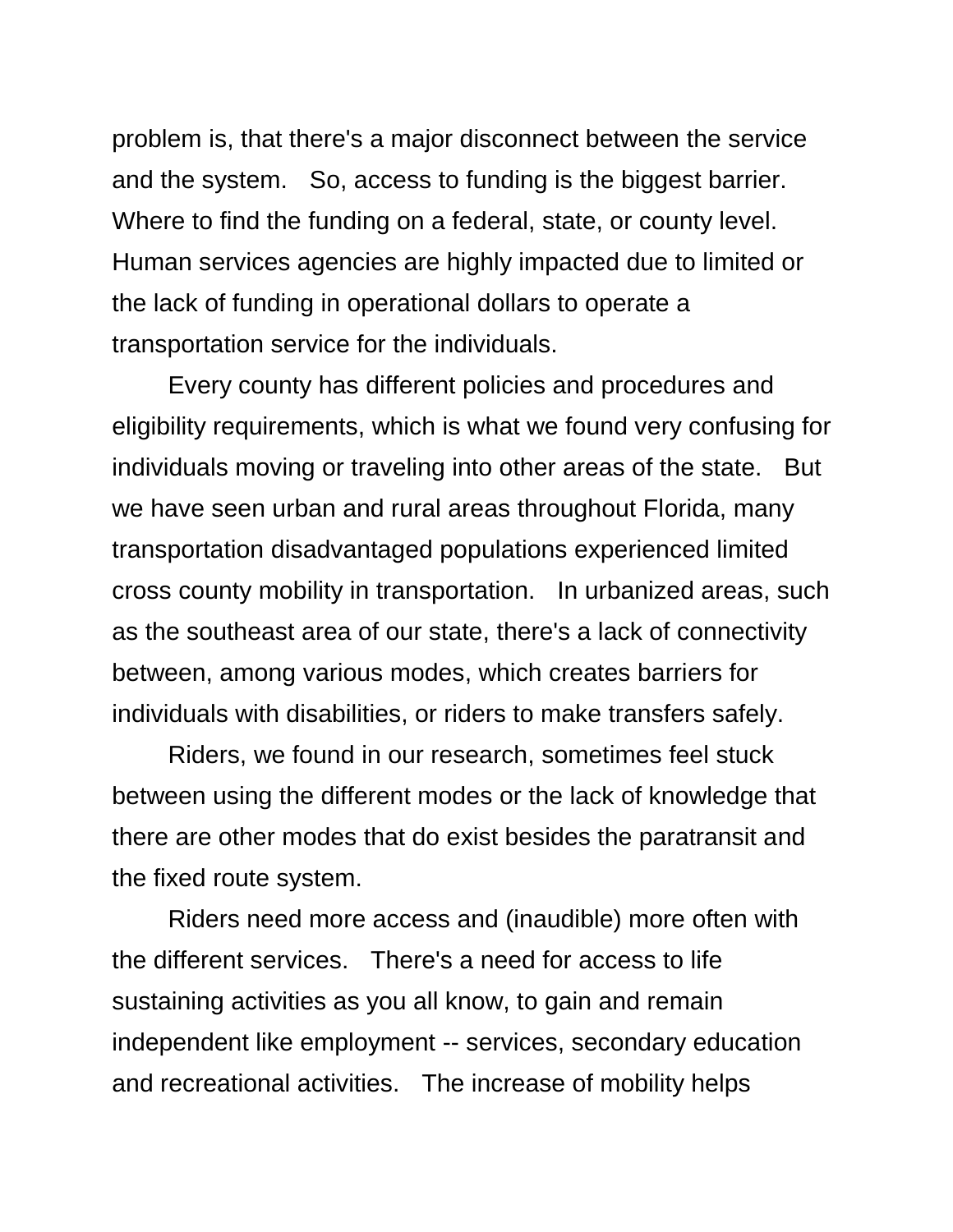problem is, that there's a major disconnect between the service and the system. So, access to funding is the biggest barrier. Where to find the funding on a federal, state, or county level. Human services agencies are highly impacted due to limited or the lack of funding in operational dollars to operate a transportation service for the individuals.

Every county has different policies and procedures and eligibility requirements, which is what we found very confusing for individuals moving or traveling into other areas of the state. But we have seen urban and rural areas throughout Florida, many transportation disadvantaged populations experienced limited cross county mobility in transportation. In urbanized areas, such as the southeast area of our state, there's a lack of connectivity between, among various modes, which creates barriers for individuals with disabilities, or riders to make transfers safely.

Riders, we found in our research, sometimes feel stuck between using the different modes or the lack of knowledge that there are other modes that do exist besides the paratransit and the fixed route system.

Riders need more access and (inaudible) more often with the different services. There's a need for access to life sustaining activities as you all know, to gain and remain independent like employment -- services, secondary education and recreational activities. The increase of mobility helps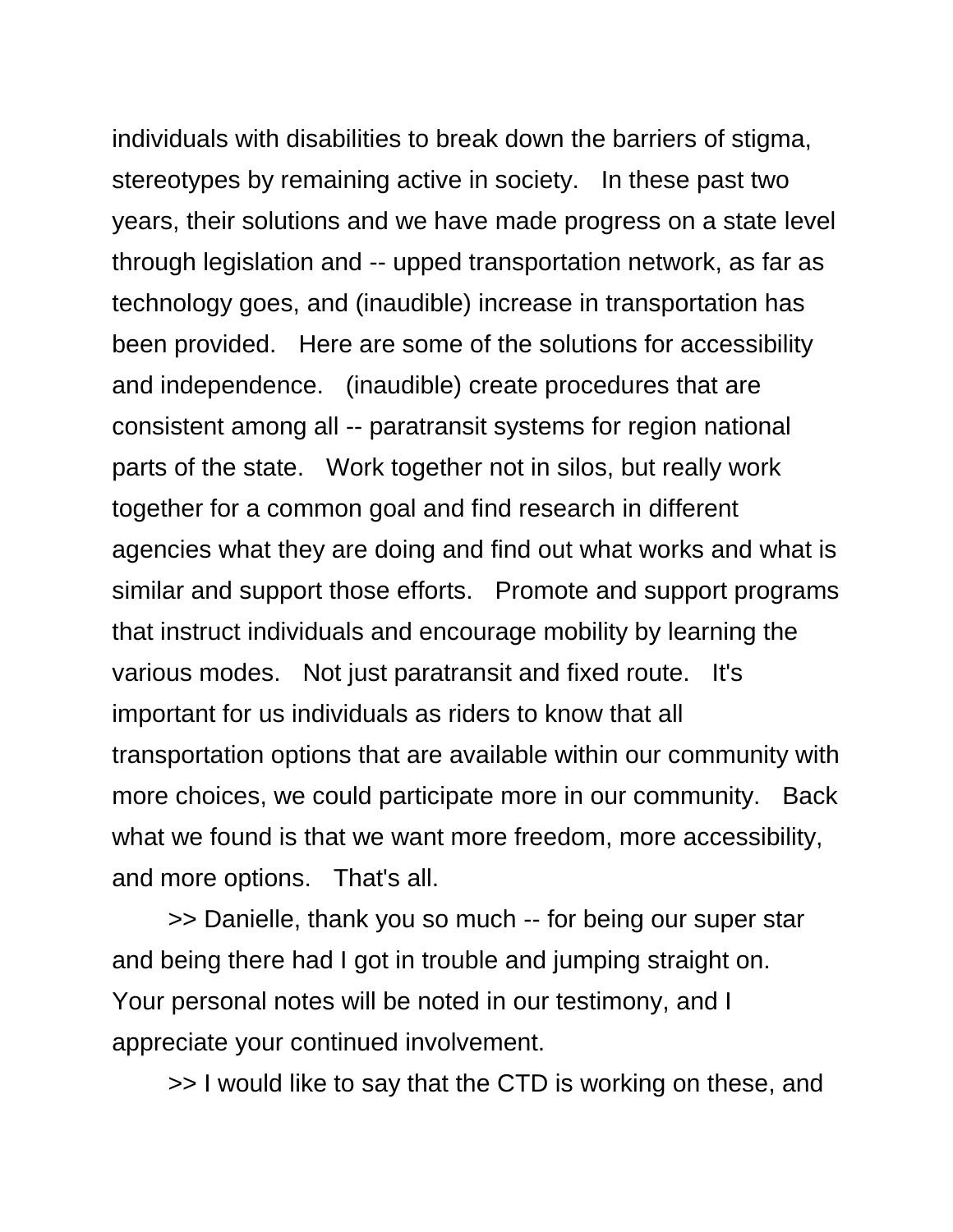individuals with disabilities to break down the barriers of stigma, stereotypes by remaining active in society. In these past two years, their solutions and we have made progress on a state level through legislation and -- upped transportation network, as far as technology goes, and (inaudible) increase in transportation has been provided. Here are some of the solutions for accessibility and independence. (inaudible) create procedures that are consistent among all -- paratransit systems for region national parts of the state. Work together not in silos, but really work together for a common goal and find research in different agencies what they are doing and find out what works and what is similar and support those efforts. Promote and support programs that instruct individuals and encourage mobility by learning the various modes. Not just paratransit and fixed route. It's important for us individuals as riders to know that all transportation options that are available within our community with more choices, we could participate more in our community. Back what we found is that we want more freedom, more accessibility, and more options. That's all.

>> Danielle, thank you so much -- for being our super star and being there had I got in trouble and jumping straight on. Your personal notes will be noted in our testimony, and I appreciate your continued involvement.

>> I would like to say that the CTD is working on these, and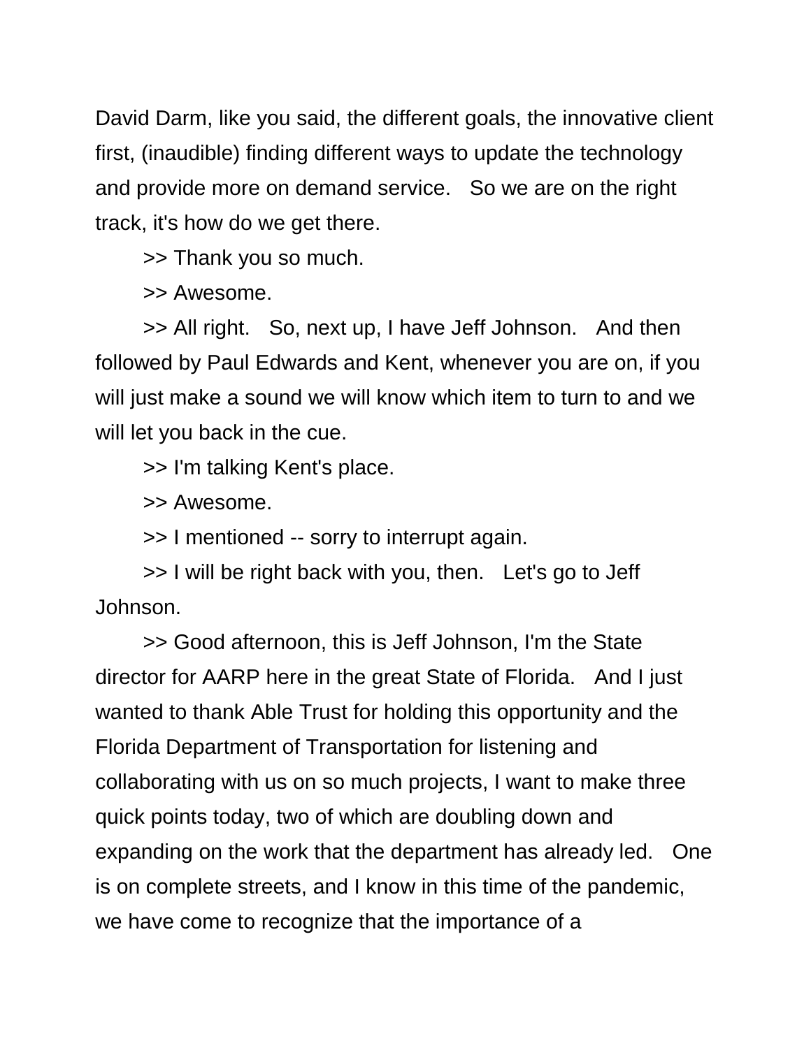David Darm, like you said, the different goals, the innovative client first, (inaudible) finding different ways to update the technology and provide more on demand service. So we are on the right track, it's how do we get there.

>> Thank you so much.

>> Awesome.

>> All right. So, next up, I have Jeff Johnson. And then followed by Paul Edwards and Kent, whenever you are on, if you will just make a sound we will know which item to turn to and we will let you back in the cue.

>> I'm talking Kent's place.

>> Awesome.

>> I mentioned -- sorry to interrupt again.

>> I will be right back with you, then. Let's go to Jeff Johnson.

>> Good afternoon, this is Jeff Johnson, I'm the State director for AARP here in the great State of Florida. And I just wanted to thank Able Trust for holding this opportunity and the Florida Department of Transportation for listening and collaborating with us on so much projects, I want to make three quick points today, two of which are doubling down and expanding on the work that the department has already led. One is on complete streets, and I know in this time of the pandemic, we have come to recognize that the importance of a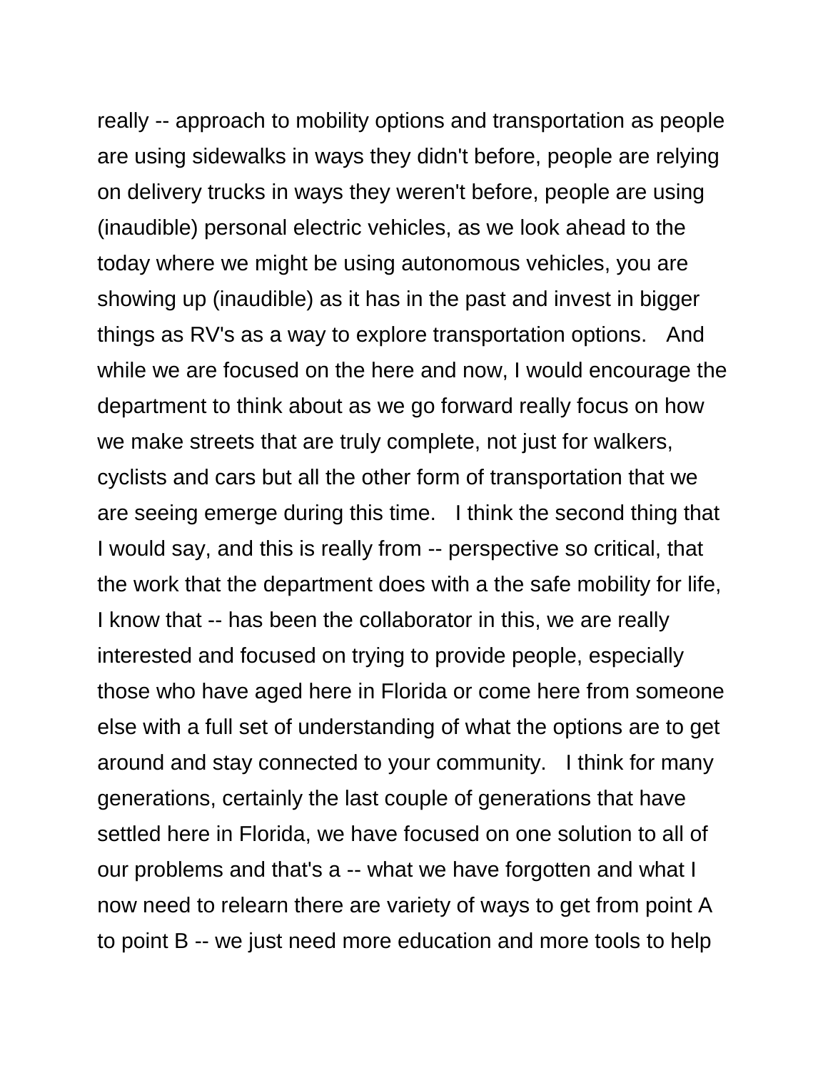really -- approach to mobility options and transportation as people are using sidewalks in ways they didn't before, people are relying on delivery trucks in ways they weren't before, people are using (inaudible) personal electric vehicles, as we look ahead to the today where we might be using autonomous vehicles, you are showing up (inaudible) as it has in the past and invest in bigger things as RV's as a way to explore transportation options. And while we are focused on the here and now, I would encourage the department to think about as we go forward really focus on how we make streets that are truly complete, not just for walkers, cyclists and cars but all the other form of transportation that we are seeing emerge during this time. I think the second thing that I would say, and this is really from -- perspective so critical, that the work that the department does with a the safe mobility for life, I know that -- has been the collaborator in this, we are really interested and focused on trying to provide people, especially those who have aged here in Florida or come here from someone else with a full set of understanding of what the options are to get around and stay connected to your community. I think for many generations, certainly the last couple of generations that have settled here in Florida, we have focused on one solution to all of our problems and that's a -- what we have forgotten and what I now need to relearn there are variety of ways to get from point A to point B -- we just need more education and more tools to help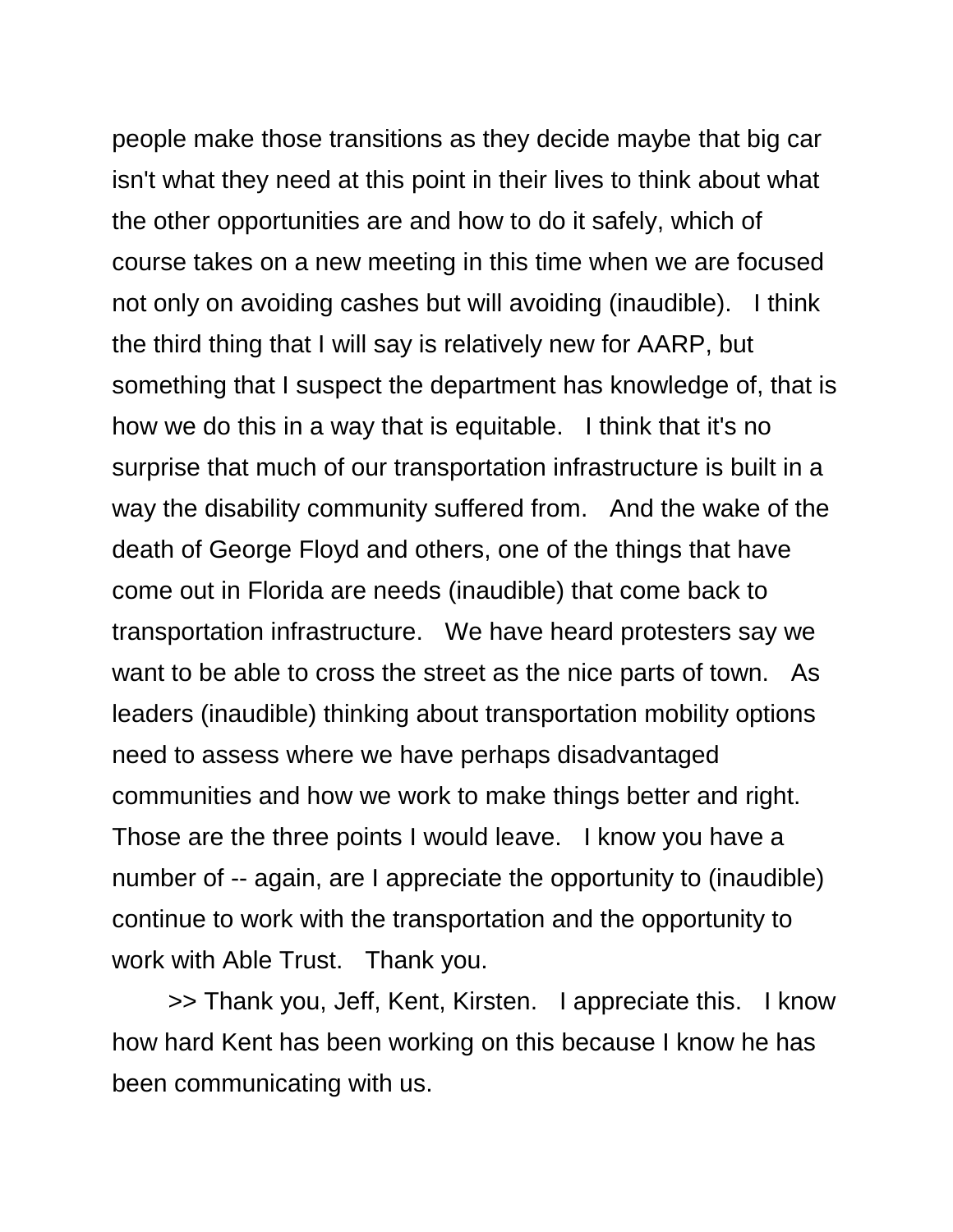people make those transitions as they decide maybe that big car isn't what they need at this point in their lives to think about what the other opportunities are and how to do it safely, which of course takes on a new meeting in this time when we are focused not only on avoiding cashes but will avoiding (inaudible). I think the third thing that I will say is relatively new for AARP, but something that I suspect the department has knowledge of, that is how we do this in a way that is equitable. I think that it's no surprise that much of our transportation infrastructure is built in a way the disability community suffered from. And the wake of the death of George Floyd and others, one of the things that have come out in Florida are needs (inaudible) that come back to transportation infrastructure. We have heard protesters say we want to be able to cross the street as the nice parts of town. As leaders (inaudible) thinking about transportation mobility options need to assess where we have perhaps disadvantaged communities and how we work to make things better and right. Those are the three points I would leave. I know you have a number of -- again, are I appreciate the opportunity to (inaudible) continue to work with the transportation and the opportunity to work with Able Trust. Thank you.

>> Thank you, Jeff, Kent, Kirsten. I appreciate this. I know how hard Kent has been working on this because I know he has been communicating with us.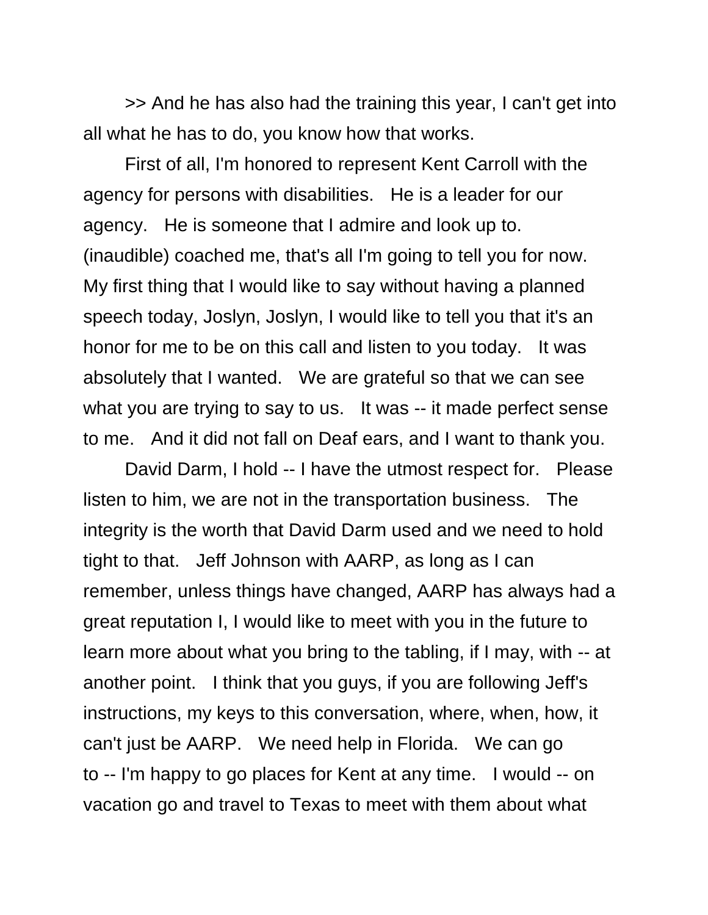>> And he has also had the training this year, I can't get into all what he has to do, you know how that works.

First of all, I'm honored to represent Kent Carroll with the agency for persons with disabilities. He is a leader for our agency. He is someone that I admire and look up to. (inaudible) coached me, that's all I'm going to tell you for now. My first thing that I would like to say without having a planned speech today, Joslyn, Joslyn, I would like to tell you that it's an honor for me to be on this call and listen to you today. It was absolutely that I wanted. We are grateful so that we can see what you are trying to say to us. It was -- it made perfect sense to me. And it did not fall on Deaf ears, and I want to thank you.

David Darm, I hold -- I have the utmost respect for. Please listen to him, we are not in the transportation business. The integrity is the worth that David Darm used and we need to hold tight to that. Jeff Johnson with AARP, as long as I can remember, unless things have changed, AARP has always had a great reputation I, I would like to meet with you in the future to learn more about what you bring to the tabling, if I may, with -- at another point. I think that you guys, if you are following Jeff's instructions, my keys to this conversation, where, when, how, it can't just be AARP. We need help in Florida. We can go to -- I'm happy to go places for Kent at any time. I would -- on vacation go and travel to Texas to meet with them about what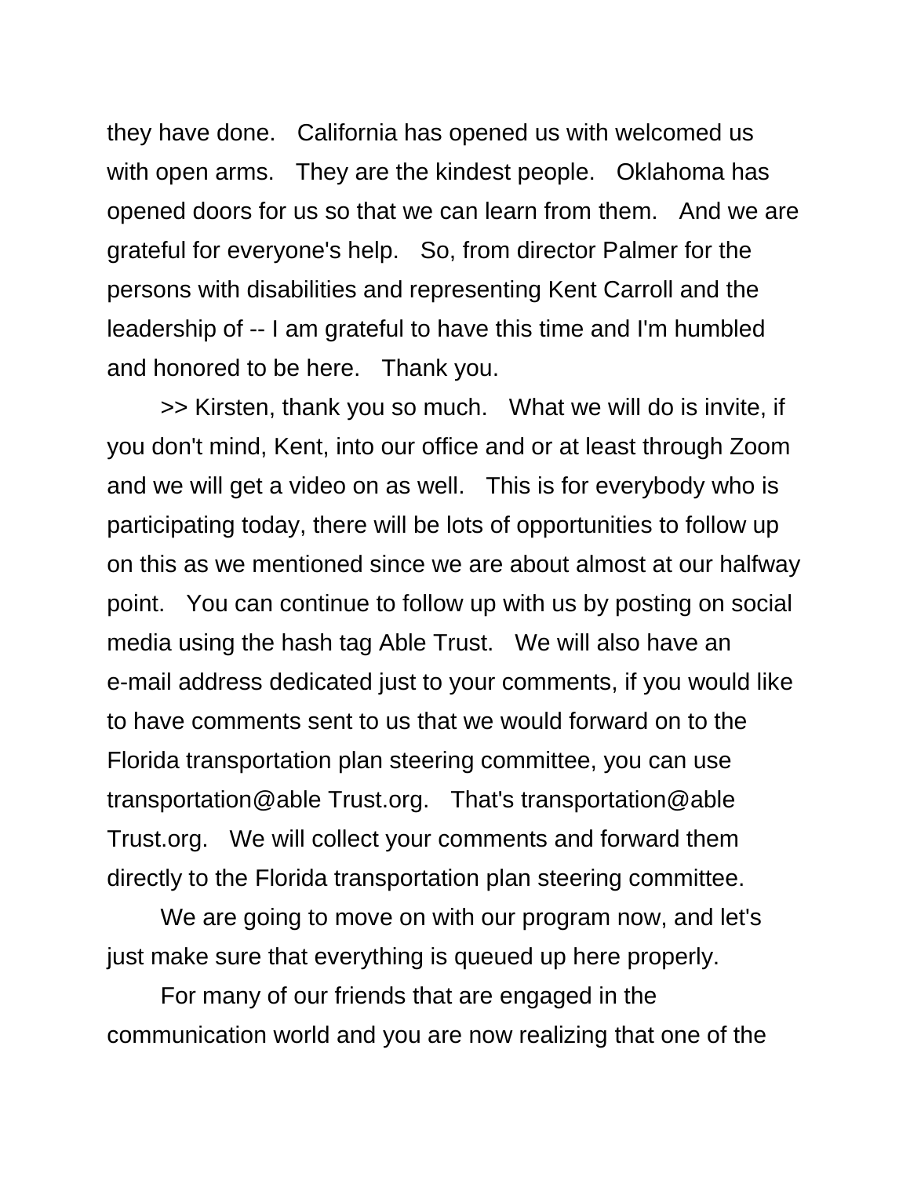they have done. California has opened us with welcomed us with open arms. They are the kindest people. Oklahoma has opened doors for us so that we can learn from them. And we are grateful for everyone's help. So, from director Palmer for the persons with disabilities and representing Kent Carroll and the leadership of -- I am grateful to have this time and I'm humbled and honored to be here. Thank you.

>> Kirsten, thank you so much. What we will do is invite, if you don't mind, Kent, into our office and or at least through Zoom and we will get a video on as well. This is for everybody who is participating today, there will be lots of opportunities to follow up on this as we mentioned since we are about almost at our halfway point. You can continue to follow up with us by posting on social media using the hash tag Able Trust. We will also have an e-mail address dedicated just to your comments, if you would like to have comments sent to us that we would forward on to the Florida transportation plan steering committee, you can use transportation@able Trust.org. That's transportation@able Trust.org. We will collect your comments and forward them directly to the Florida transportation plan steering committee.

We are going to move on with our program now, and let's just make sure that everything is queued up here properly.

For many of our friends that are engaged in the communication world and you are now realizing that one of the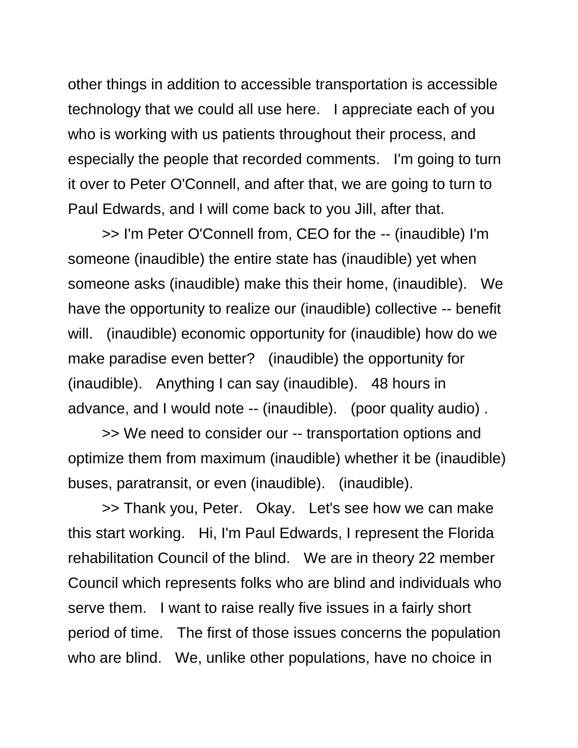other things in addition to accessible transportation is accessible technology that we could all use here.   I appreciate each of you who is working with us patients throughout their process, and especially the people that recorded comments.   I'm going to turn it over to Peter O'Connell, and after that, we are going to turn to Paul Edwards, and I will come back to you Jill, after that.

>> I'm Peter O'Connell from, CEO for the -- (inaudible) I'm someone (inaudible) the entire state has (inaudible) yet when someone asks (inaudible) make this their home, (inaudible).   We have the opportunity to realize our (inaudible) collective -- benefit will.   (inaudible) economic opportunity for (inaudible) how do we make paradise even better?   (inaudible) the opportunity for (inaudible).   Anything I can say (inaudible).   48 hours in advance, and I would note -- (inaudible).   (poor quality audio) .

>> We need to consider our -- transportation options and optimize them from maximum (inaudible) whether it be (inaudible) buses, paratransit, or even (inaudible).   (inaudible).

>> Thank you, Peter.   Okay.   Let's see how we can make this start working.   Hi, I'm Paul Edwards, I represent the Florida rehabilitation Council of the blind.   We are in theory 22 member Council which represents folks who are blind and individuals who serve them.   I want to raise really five issues in a fairly short period of time.   The first of those issues concerns the population who are blind.   We, unlike other populations, have no choice in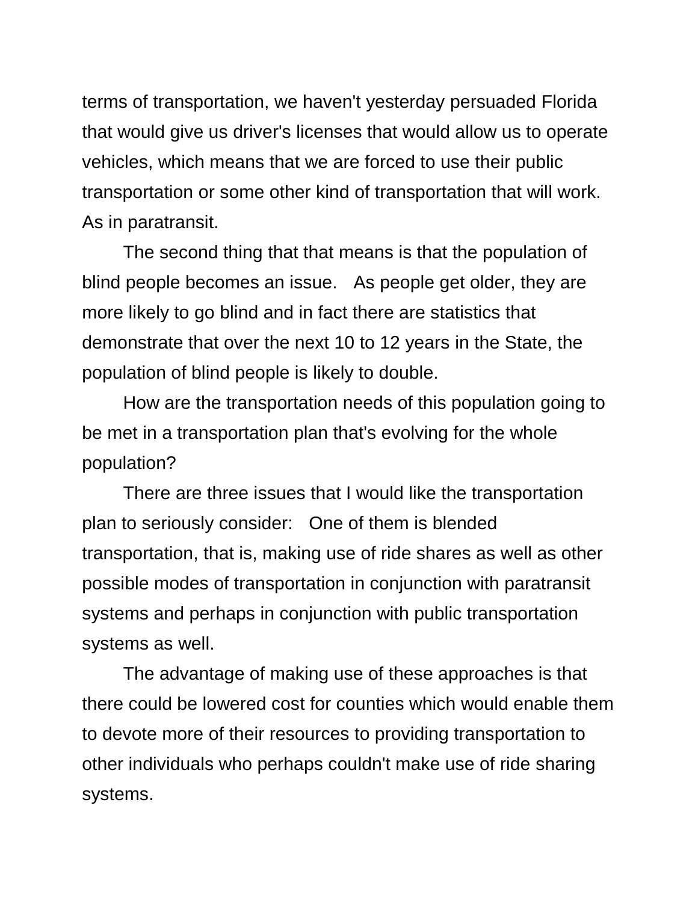terms of transportation, we haven't yesterday persuaded Florida that would give us driver's licenses that would allow us to operate vehicles, which means that we are forced to use their public transportation or some other kind of transportation that will work. As in paratransit.

The second thing that that means is that the population of blind people becomes an issue. As people get older, they are more likely to go blind and in fact there are statistics that demonstrate that over the next 10 to 12 years in the State, the population of blind people is likely to double.

How are the transportation needs of this population going to be met in a transportation plan that's evolving for the whole population?

There are three issues that I would like the transportation plan to seriously consider: One of them is blended transportation, that is, making use of ride shares as well as other possible modes of transportation in conjunction with paratransit systems and perhaps in conjunction with public transportation systems as well.

The advantage of making use of these approaches is that there could be lowered cost for counties which would enable them to devote more of their resources to providing transportation to other individuals who perhaps couldn't make use of ride sharing systems.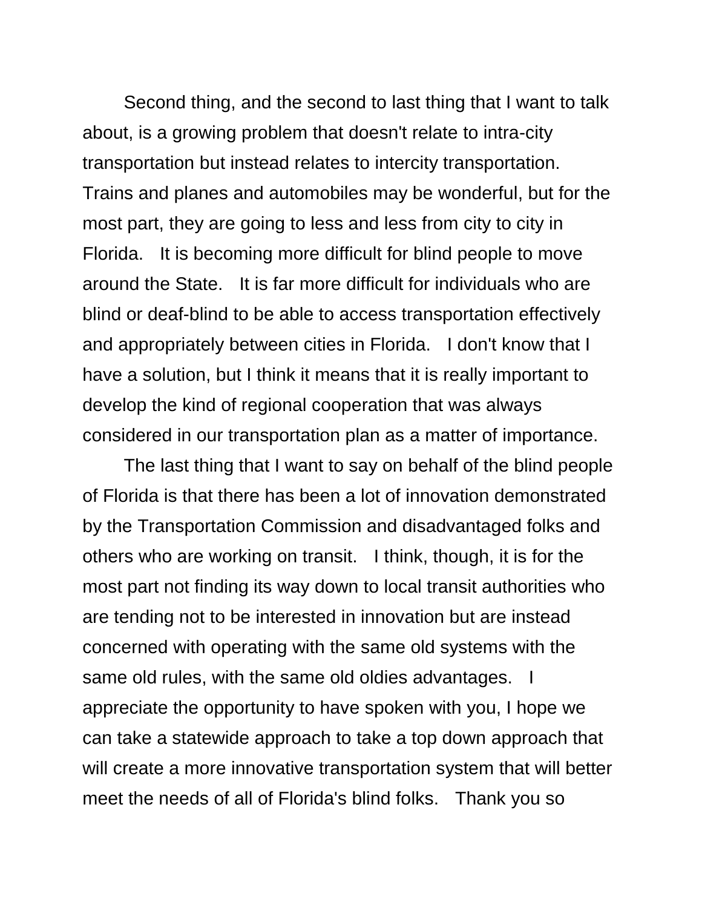Second thing, and the second to last thing that I want to talk about, is a growing problem that doesn't relate to intra-city transportation but instead relates to intercity transportation. Trains and planes and automobiles may be wonderful, but for the most part, they are going to less and less from city to city in Florida. It is becoming more difficult for blind people to move around the State. It is far more difficult for individuals who are blind or deaf-blind to be able to access transportation effectively and appropriately between cities in Florida. I don't know that I have a solution, but I think it means that it is really important to develop the kind of regional cooperation that was always considered in our transportation plan as a matter of importance.

The last thing that I want to say on behalf of the blind people of Florida is that there has been a lot of innovation demonstrated by the Transportation Commission and disadvantaged folks and others who are working on transit. I think, though, it is for the most part not finding its way down to local transit authorities who are tending not to be interested in innovation but are instead concerned with operating with the same old systems with the same old rules, with the same old oldies advantages. I appreciate the opportunity to have spoken with you, I hope we can take a statewide approach to take a top down approach that will create a more innovative transportation system that will better meet the needs of all of Florida's blind folks. Thank you so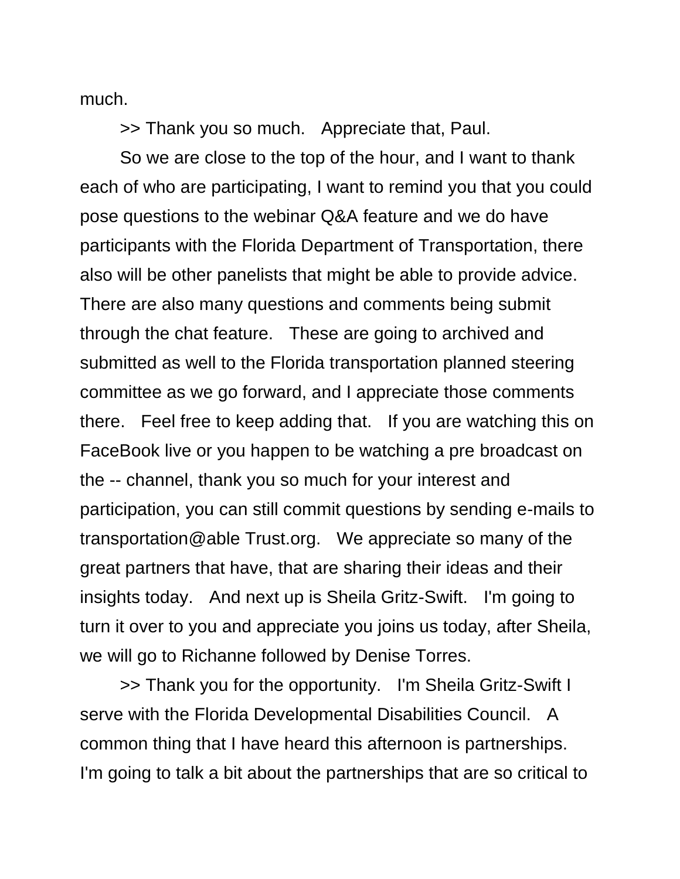much.

>> Thank you so much.  Appreciate that, Paul.

So we are close to the top of the hour, and I want to thank each of who are participating, I want to remind you that you could pose questions to the webinar Q&A feature and we do have participants with the Florida Department of Transportation, there also will be other panelists that might be able to provide advice. There are also many questions and comments being submit through the chat feature.  These are going to archived and submitted as well to the Florida transportation planned steering committee as we go forward, and I appreciate those comments there.  Feel free to keep adding that.  If you are watching this on FaceBook live or you happen to be watching a pre broadcast on the -- channel, thank you so much for your interest and participation, you can still commit questions by sending e-mails to transportation@able Trust.org.  We appreciate so many of the great partners that have, that are sharing their ideas and their insights today.  And next up is Sheila Gritz-Swift.  I'm going to turn it over to you and appreciate you joins us today, after Sheila, we will go to Richanne followed by Denise Torres.

>> Thank you for the opportunity.  I'm Sheila Gritz-Swift I serve with the Florida Developmental Disabilities Council.  A common thing that I have heard this afternoon is partnerships. I'm going to talk a bit about the partnerships that are so critical to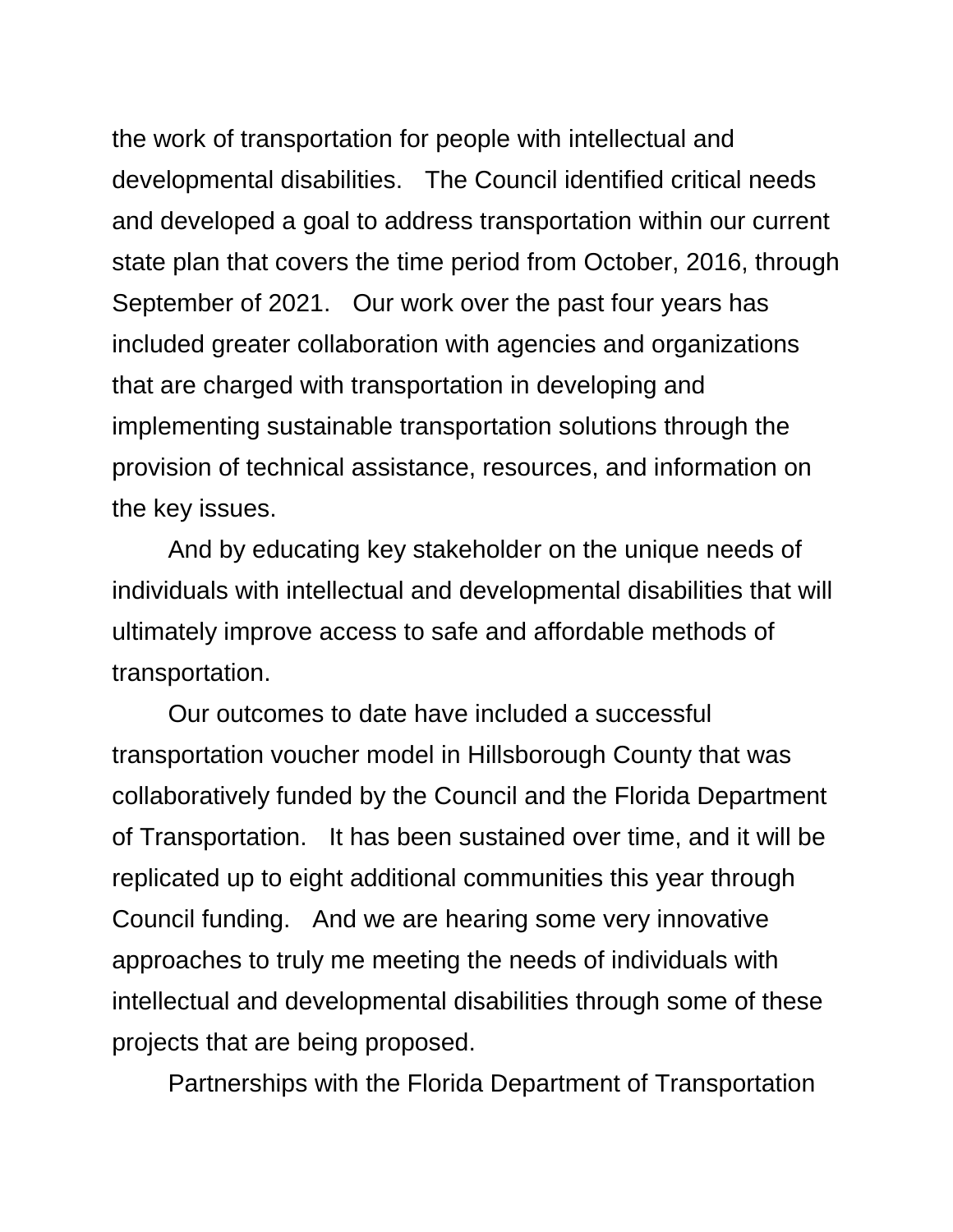the work of transportation for people with intellectual and developmental disabilities. The Council identified critical needs and developed a goal to address transportation within our current state plan that covers the time period from October, 2016, through September of 2021. Our work over the past four years has included greater collaboration with agencies and organizations that are charged with transportation in developing and implementing sustainable transportation solutions through the provision of technical assistance, resources, and information on the key issues.

And by educating key stakeholder on the unique needs of individuals with intellectual and developmental disabilities that will ultimately improve access to safe and affordable methods of transportation.

Our outcomes to date have included a successful transportation voucher model in Hillsborough County that was collaboratively funded by the Council and the Florida Department of Transportation. It has been sustained over time, and it will be replicated up to eight additional communities this year through Council funding. And we are hearing some very innovative approaches to truly me meeting the needs of individuals with intellectual and developmental disabilities through some of these projects that are being proposed.

Partnerships with the Florida Department of Transportation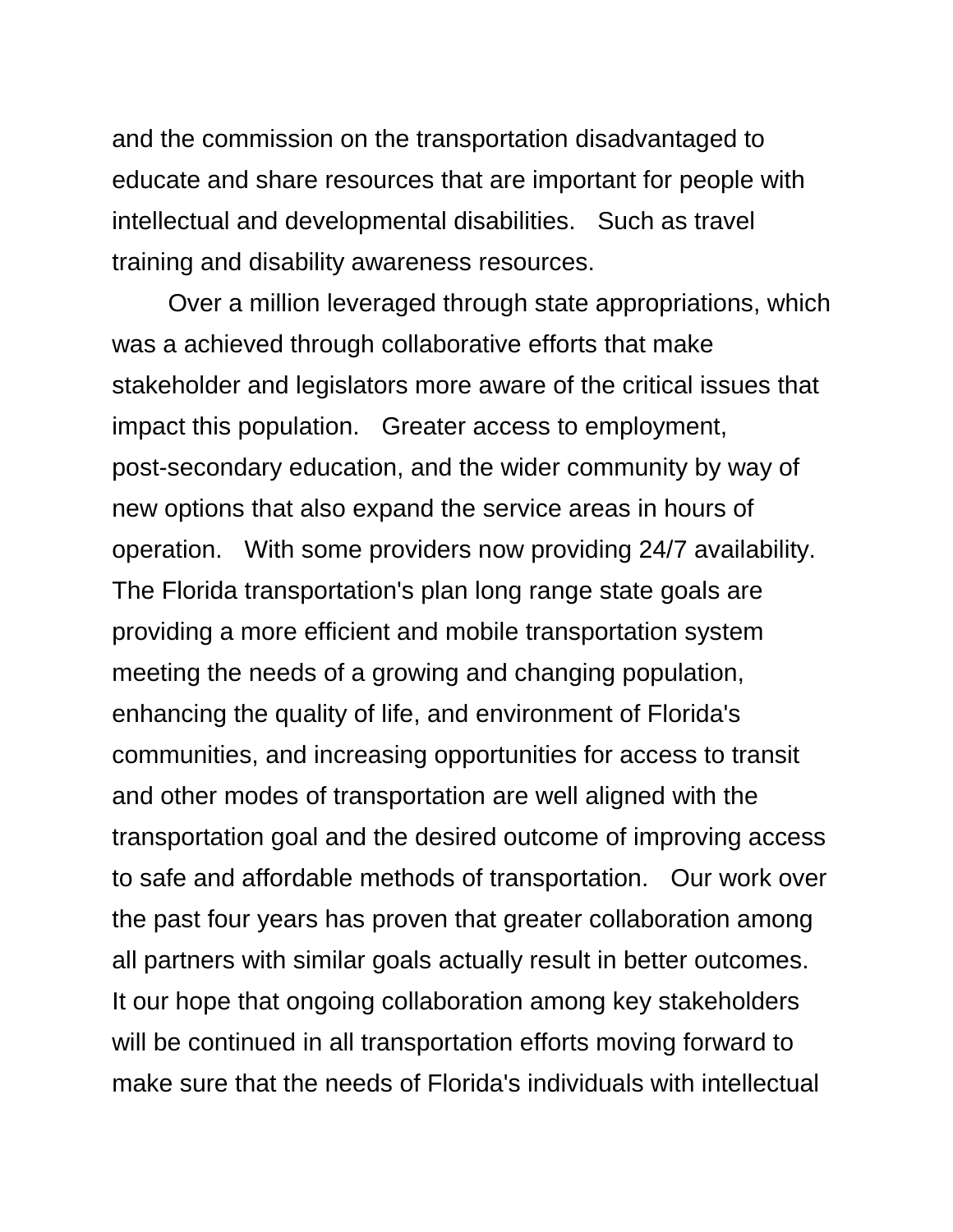and the commission on the transportation disadvantaged to educate and share resources that are important for people with intellectual and developmental disabilities. Such as travel training and disability awareness resources.

Over a million leveraged through state appropriations, which was a achieved through collaborative efforts that make stakeholder and legislators more aware of the critical issues that impact this population. Greater access to employment, post-secondary education, and the wider community by way of new options that also expand the service areas in hours of operation. With some providers now providing 24/7 availability. The Florida transportation's plan long range state goals are providing a more efficient and mobile transportation system meeting the needs of a growing and changing population, enhancing the quality of life, and environment of Florida's communities, and increasing opportunities for access to transit and other modes of transportation are well aligned with the transportation goal and the desired outcome of improving access to safe and affordable methods of transportation. Our work over the past four years has proven that greater collaboration among all partners with similar goals actually result in better outcomes. It our hope that ongoing collaboration among key stakeholders will be continued in all transportation efforts moving forward to make sure that the needs of Florida's individuals with intellectual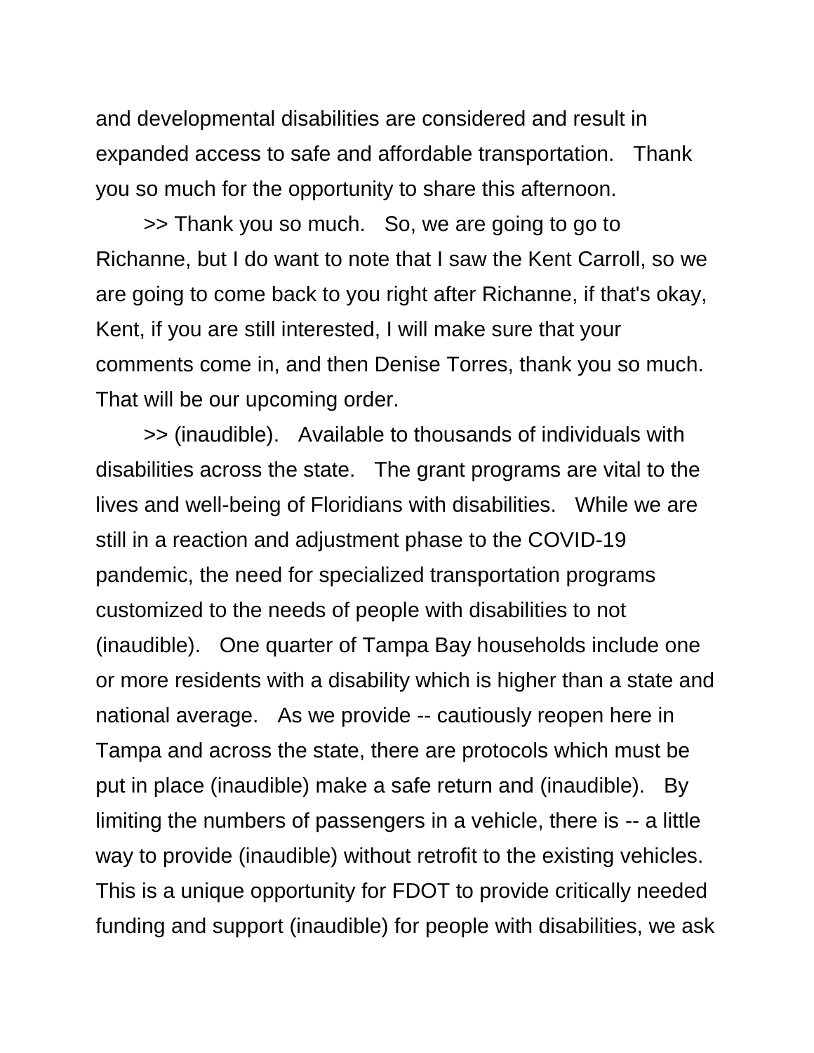and developmental disabilities are considered and result in expanded access to safe and affordable transportation. Thank you so much for the opportunity to share this afternoon.

>> Thank you so much. So, we are going to go to Richanne, but I do want to note that I saw the Kent Carroll, so we are going to come back to you right after Richanne, if that's okay, Kent, if you are still interested, I will make sure that your comments come in, and then Denise Torres, thank you so much. That will be our upcoming order.

>> (inaudible). Available to thousands of individuals with disabilities across the state. The grant programs are vital to the lives and well-being of Floridians with disabilities. While we are still in a reaction and adjustment phase to the COVID-19 pandemic, the need for specialized transportation programs customized to the needs of people with disabilities to not (inaudible). One quarter of Tampa Bay households include one or more residents with a disability which is higher than a state and national average. As we provide -- cautiously reopen here in Tampa and across the state, there are protocols which must be put in place (inaudible) make a safe return and (inaudible). By limiting the numbers of passengers in a vehicle, there is -- a little way to provide (inaudible) without retrofit to the existing vehicles. This is a unique opportunity for FDOT to provide critically needed funding and support (inaudible) for people with disabilities, we ask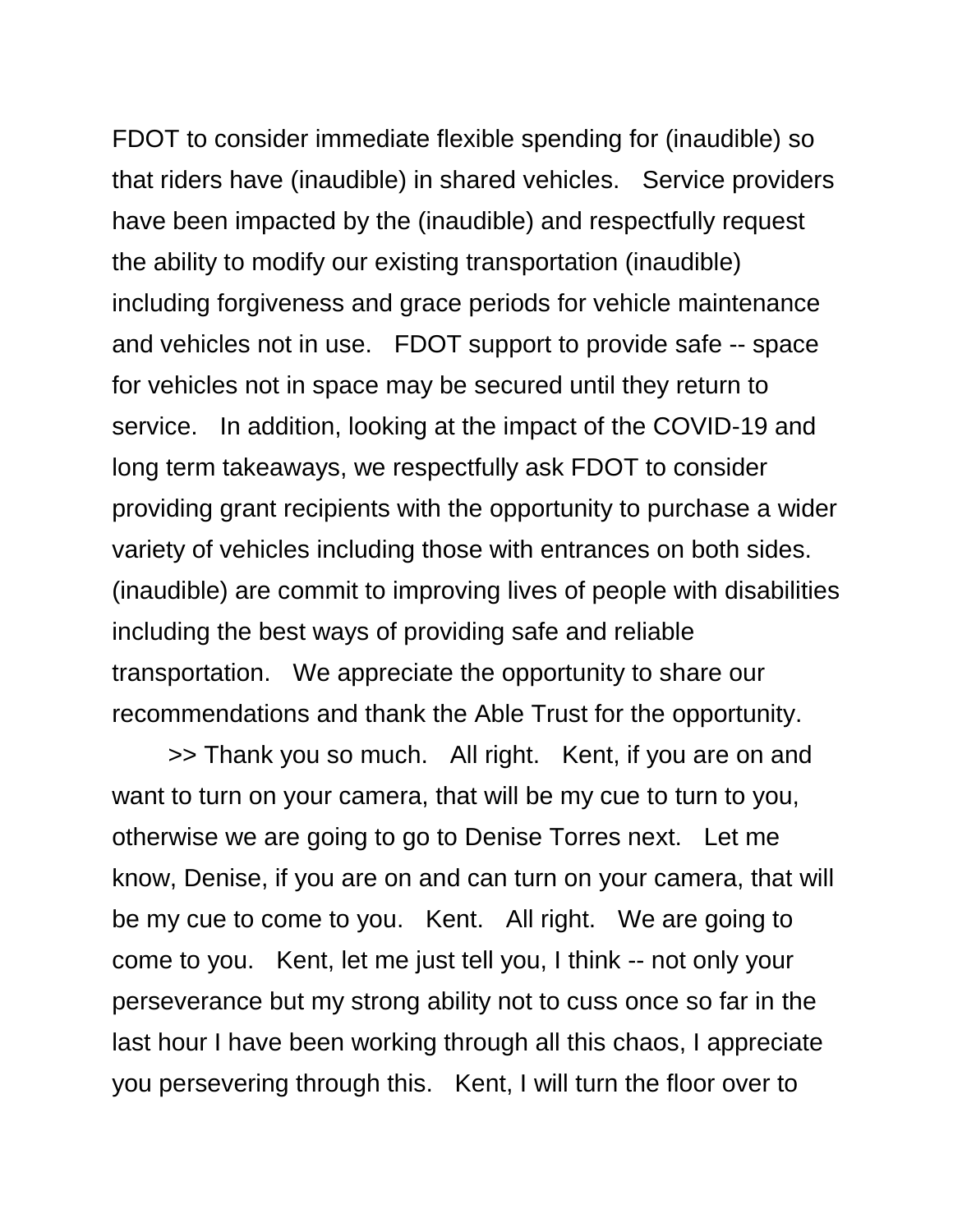FDOT to consider immediate flexible spending for (inaudible) so that riders have (inaudible) in shared vehicles. Service providers have been impacted by the (inaudible) and respectfully request the ability to modify our existing transportation (inaudible) including forgiveness and grace periods for vehicle maintenance and vehicles not in use. FDOT support to provide safe -- space for vehicles not in space may be secured until they return to service. In addition, looking at the impact of the COVID-19 and long term takeaways, we respectfully ask FDOT to consider providing grant recipients with the opportunity to purchase a wider variety of vehicles including those with entrances on both sides. (inaudible) are commit to improving lives of people with disabilities including the best ways of providing safe and reliable transportation. We appreciate the opportunity to share our recommendations and thank the Able Trust for the opportunity.

>> Thank you so much. All right. Kent, if you are on and want to turn on your camera, that will be my cue to turn to you, otherwise we are going to go to Denise Torres next. Let me know, Denise, if you are on and can turn on your camera, that will be my cue to come to you. Kent. All right. We are going to come to you. Kent, let me just tell you, I think -- not only your perseverance but my strong ability not to cuss once so far in the last hour I have been working through all this chaos, I appreciate you persevering through this. Kent, I will turn the floor over to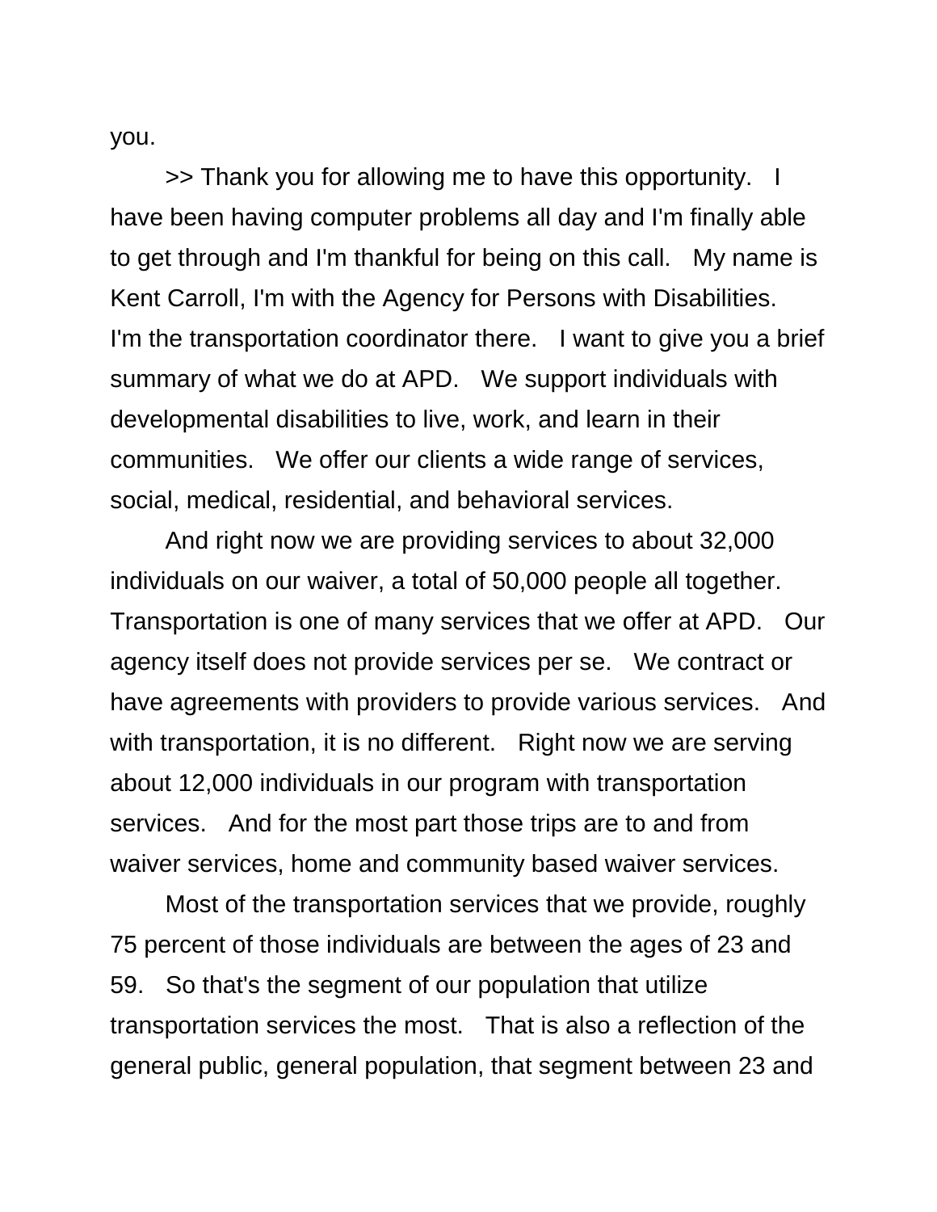you.

>> Thank you for allowing me to have this opportunity. I have been having computer problems all day and I'm finally able to get through and I'm thankful for being on this call. My name is Kent Carroll, I'm with the Agency for Persons with Disabilities. I'm the transportation coordinator there. I want to give you a brief summary of what we do at APD. We support individuals with developmental disabilities to live, work, and learn in their communities. We offer our clients a wide range of services, social, medical, residential, and behavioral services.

And right now we are providing services to about 32,000 individuals on our waiver, a total of 50,000 people all together. Transportation is one of many services that we offer at APD. Our agency itself does not provide services per se. We contract or have agreements with providers to provide various services. And with transportation, it is no different. Right now we are serving about 12,000 individuals in our program with transportation services. And for the most part those trips are to and from waiver services, home and community based waiver services.

Most of the transportation services that we provide, roughly 75 percent of those individuals are between the ages of 23 and 59. So that's the segment of our population that utilize transportation services the most. That is also a reflection of the general public, general population, that segment between 23 and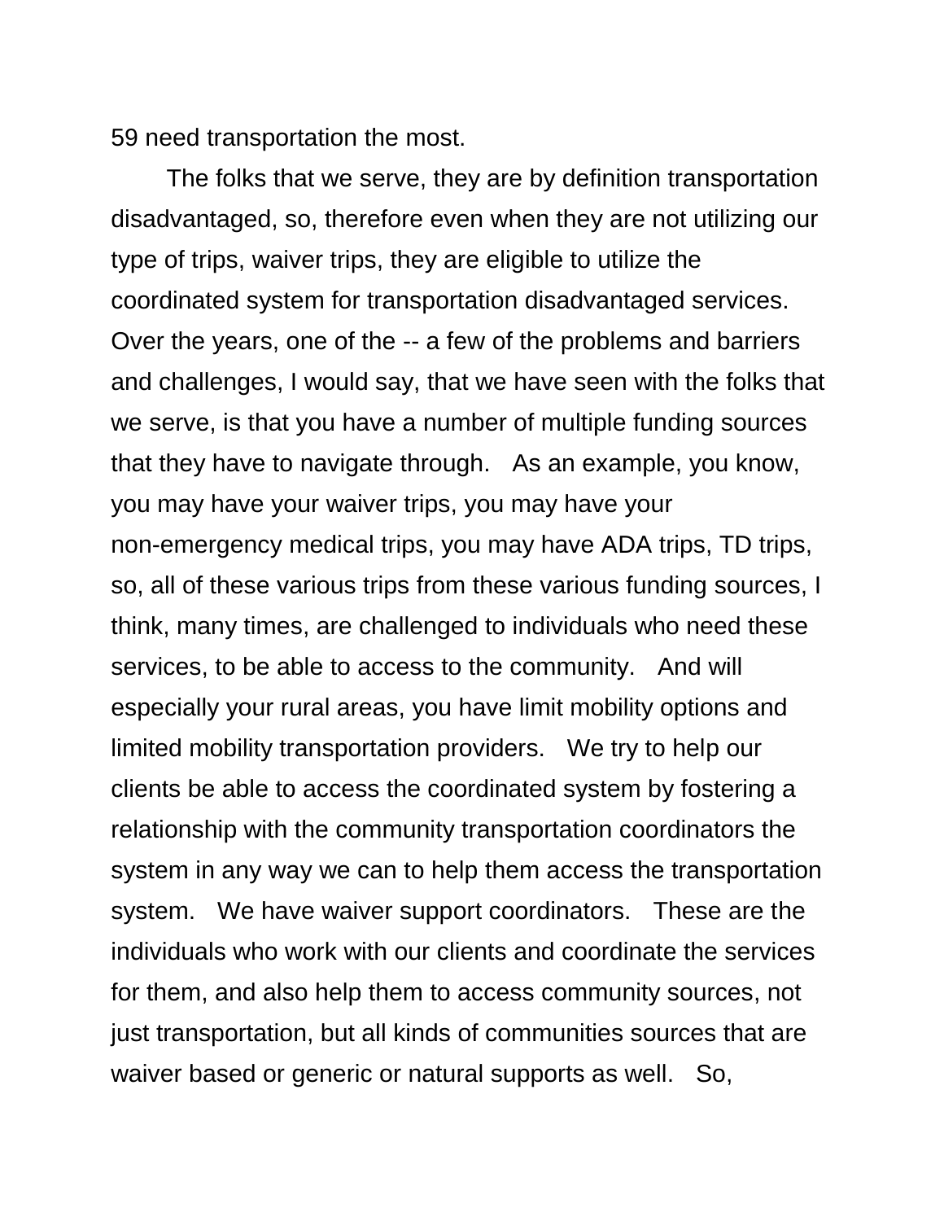59 need transportation the most.

The folks that we serve, they are by definition transportation disadvantaged, so, therefore even when they are not utilizing our type of trips, waiver trips, they are eligible to utilize the coordinated system for transportation disadvantaged services. Over the years, one of the -- a few of the problems and barriers and challenges, I would say, that we have seen with the folks that we serve, is that you have a number of multiple funding sources that they have to navigate through. As an example, you know, you may have your waiver trips, you may have your non-emergency medical trips, you may have ADA trips, TD trips, so, all of these various trips from these various funding sources, I think, many times, are challenged to individuals who need these services, to be able to access to the community. And will especially your rural areas, you have limit mobility options and limited mobility transportation providers. We try to help our clients be able to access the coordinated system by fostering a relationship with the community transportation coordinators the system in any way we can to help them access the transportation system. We have waiver support coordinators. These are the individuals who work with our clients and coordinate the services for them, and also help them to access community sources, not just transportation, but all kinds of communities sources that are waiver based or generic or natural supports as well. So,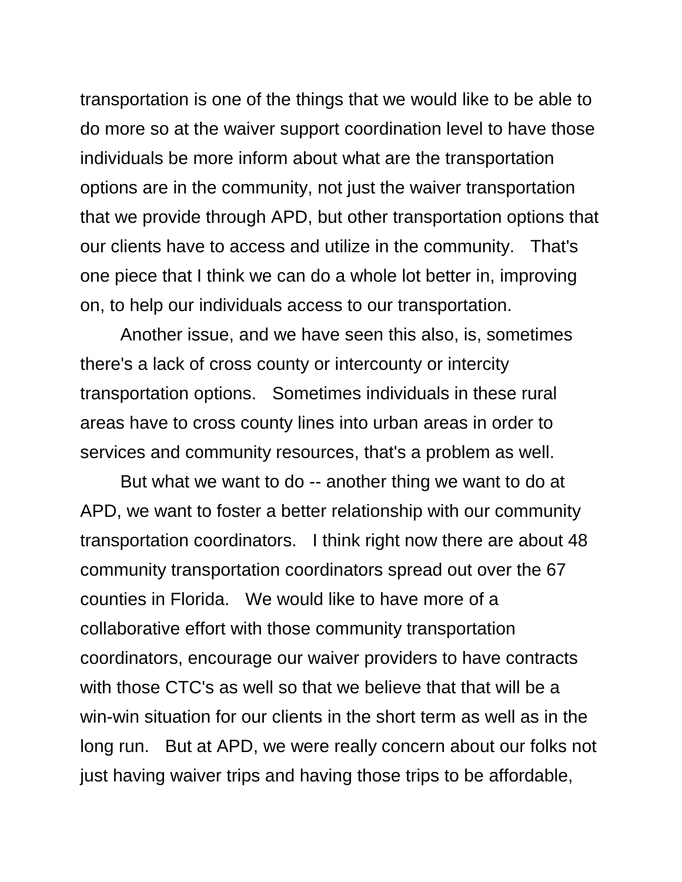transportation is one of the things that we would like to be able to do more so at the waiver support coordination level to have those individuals be more inform about what are the transportation options are in the community, not just the waiver transportation that we provide through APD, but other transportation options that our clients have to access and utilize in the community. That's one piece that I think we can do a whole lot better in, improving on, to help our individuals access to our transportation.

Another issue, and we have seen this also, is, sometimes there's a lack of cross county or intercounty or intercity transportation options. Sometimes individuals in these rural areas have to cross county lines into urban areas in order to services and community resources, that's a problem as well.

But what we want to do -- another thing we want to do at APD, we want to foster a better relationship with our community transportation coordinators. I think right now there are about 48 community transportation coordinators spread out over the 67 counties in Florida. We would like to have more of a collaborative effort with those community transportation coordinators, encourage our waiver providers to have contracts with those CTC's as well so that we believe that that will be a win-win situation for our clients in the short term as well as in the long run. But at APD, we were really concern about our folks not just having waiver trips and having those trips to be affordable,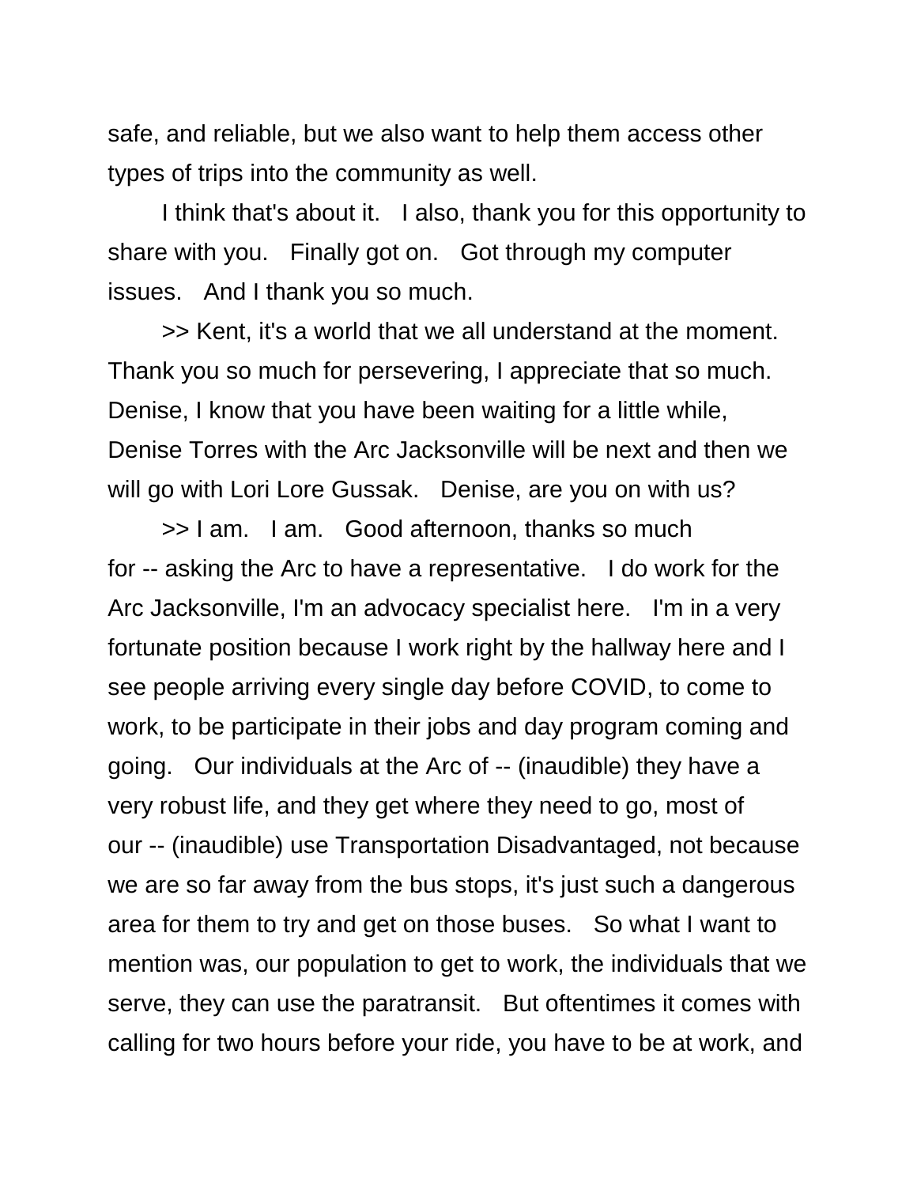safe, and reliable, but we also want to help them access other types of trips into the community as well.

I think that's about it. I also, thank you for this opportunity to share with you. Finally got on. Got through my computer issues. And I thank you so much.

>> Kent, it's a world that we all understand at the moment. Thank you so much for persevering, I appreciate that so much. Denise, I know that you have been waiting for a little while, Denise Torres with the Arc Jacksonville will be next and then we will go with Lori Lore Gussak. Denise, are you on with us?

>> I am. I am. Good afternoon, thanks so much for -- asking the Arc to have a representative. I do work for the Arc Jacksonville, I'm an advocacy specialist here. I'm in a very fortunate position because I work right by the hallway here and I see people arriving every single day before COVID, to come to work, to be participate in their jobs and day program coming and going. Our individuals at the Arc of -- (inaudible) they have a very robust life, and they get where they need to go, most of our -- (inaudible) use Transportation Disadvantaged, not because we are so far away from the bus stops, it's just such a dangerous area for them to try and get on those buses. So what I want to mention was, our population to get to work, the individuals that we serve, they can use the paratransit. But oftentimes it comes with calling for two hours before your ride, you have to be at work, and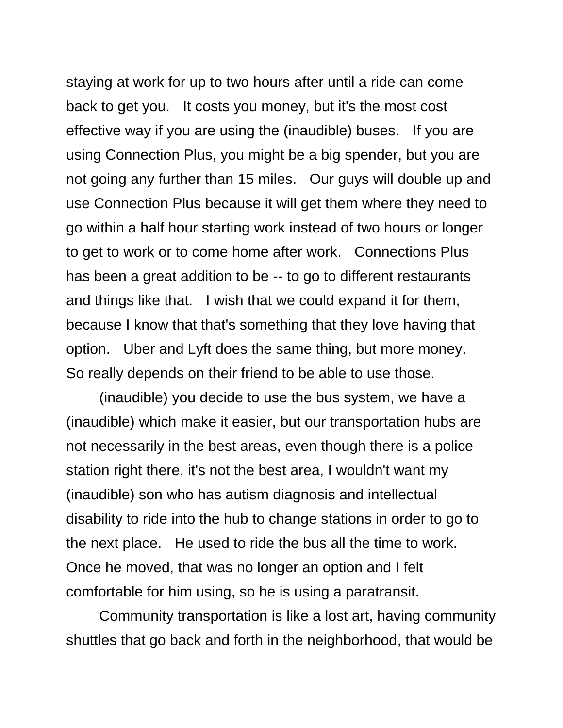staying at work for up to two hours after until a ride can come back to get you. It costs you money, but it's the most cost effective way if you are using the (inaudible) buses. If you are using Connection Plus, you might be a big spender, but you are not going any further than 15 miles. Our guys will double up and use Connection Plus because it will get them where they need to go within a half hour starting work instead of two hours or longer to get to work or to come home after work. Connections Plus has been a great addition to be -- to go to different restaurants and things like that. I wish that we could expand it for them, because I know that that's something that they love having that option. Uber and Lyft does the same thing, but more money. So really depends on their friend to be able to use those.

(inaudible) you decide to use the bus system, we have a (inaudible) which make it easier, but our transportation hubs are not necessarily in the best areas, even though there is a police station right there, it's not the best area, I wouldn't want my (inaudible) son who has autism diagnosis and intellectual disability to ride into the hub to change stations in order to go to the next place. He used to ride the bus all the time to work. Once he moved, that was no longer an option and I felt comfortable for him using, so he is using a paratransit.

Community transportation is like a lost art, having community shuttles that go back and forth in the neighborhood, that would be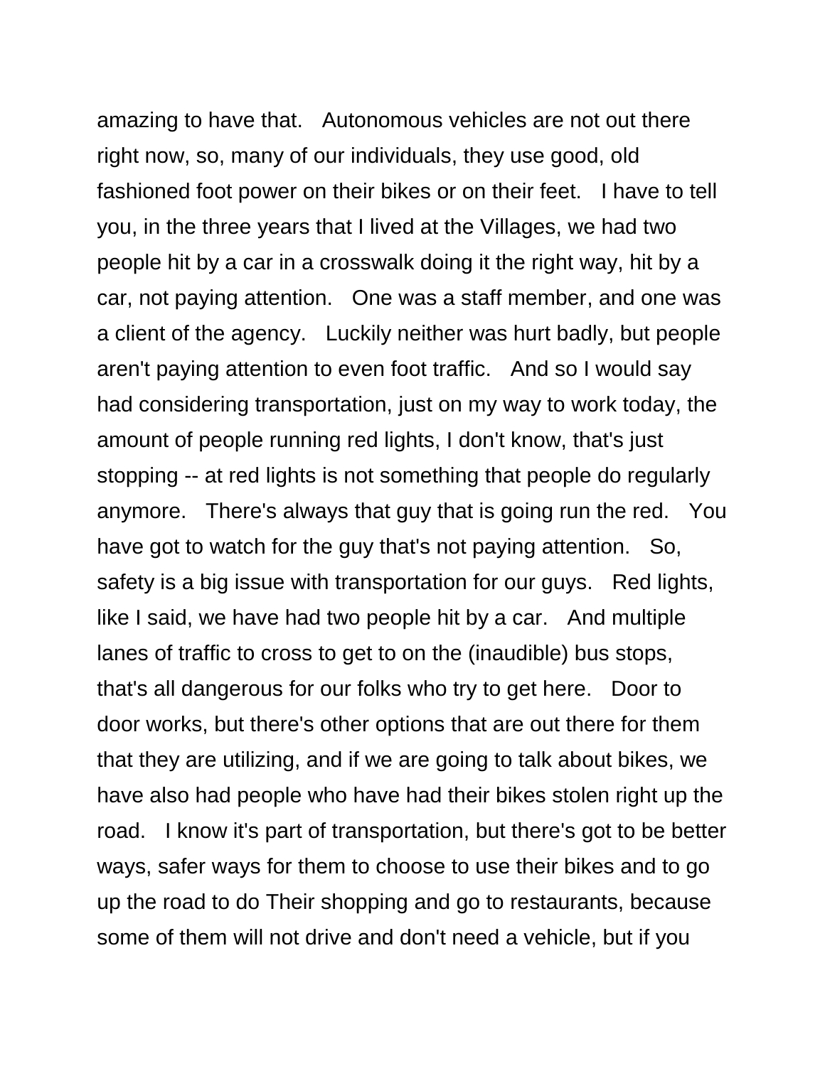amazing to have that. Autonomous vehicles are not out there right now, so, many of our individuals, they use good, old fashioned foot power on their bikes or on their feet. I have to tell you, in the three years that I lived at the Villages, we had two people hit by a car in a crosswalk doing it the right way, hit by a car, not paying attention. One was a staff member, and one was a client of the agency. Luckily neither was hurt badly, but people aren't paying attention to even foot traffic. And so I would say had considering transportation, just on my way to work today, the amount of people running red lights, I don't know, that's just stopping -- at red lights is not something that people do regularly anymore. There's always that guy that is going run the red. You have got to watch for the guy that's not paying attention. So, safety is a big issue with transportation for our guys. Red lights, like I said, we have had two people hit by a car. And multiple lanes of traffic to cross to get to on the (inaudible) bus stops, that's all dangerous for our folks who try to get here. Door to door works, but there's other options that are out there for them that they are utilizing, and if we are going to talk about bikes, we have also had people who have had their bikes stolen right up the road. I know it's part of transportation, but there's got to be better ways, safer ways for them to choose to use their bikes and to go up the road to do Their shopping and go to restaurants, because some of them will not drive and don't need a vehicle, but if you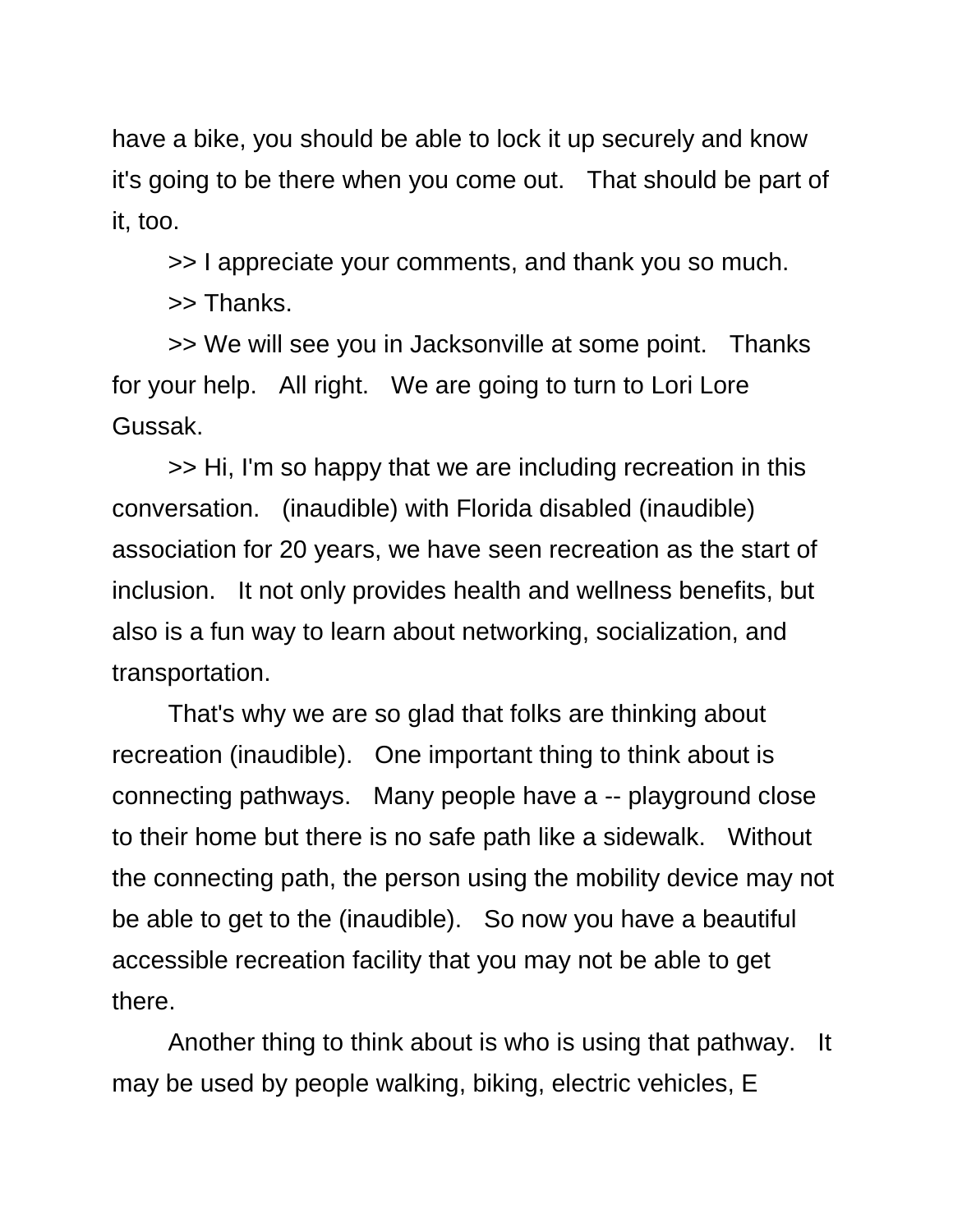have a bike, you should be able to lock it up securely and know it's going to be there when you come out. That should be part of it, too.

>> I appreciate your comments, and thank you so much.

>> Thanks.

>> We will see you in Jacksonville at some point. Thanks for your help. All right. We are going to turn to Lori Lore Gussak.

>> Hi, I'm so happy that we are including recreation in this conversation. (inaudible) with Florida disabled (inaudible) association for 20 years, we have seen recreation as the start of inclusion. It not only provides health and wellness benefits, but also is a fun way to learn about networking, socialization, and transportation.

That's why we are so glad that folks are thinking about recreation (inaudible). One important thing to think about is connecting pathways. Many people have a -- playground close to their home but there is no safe path like a sidewalk. Without the connecting path, the person using the mobility device may not be able to get to the (inaudible). So now you have a beautiful accessible recreation facility that you may not be able to get there.

Another thing to think about is who is using that pathway. It may be used by people walking, biking, electric vehicles, E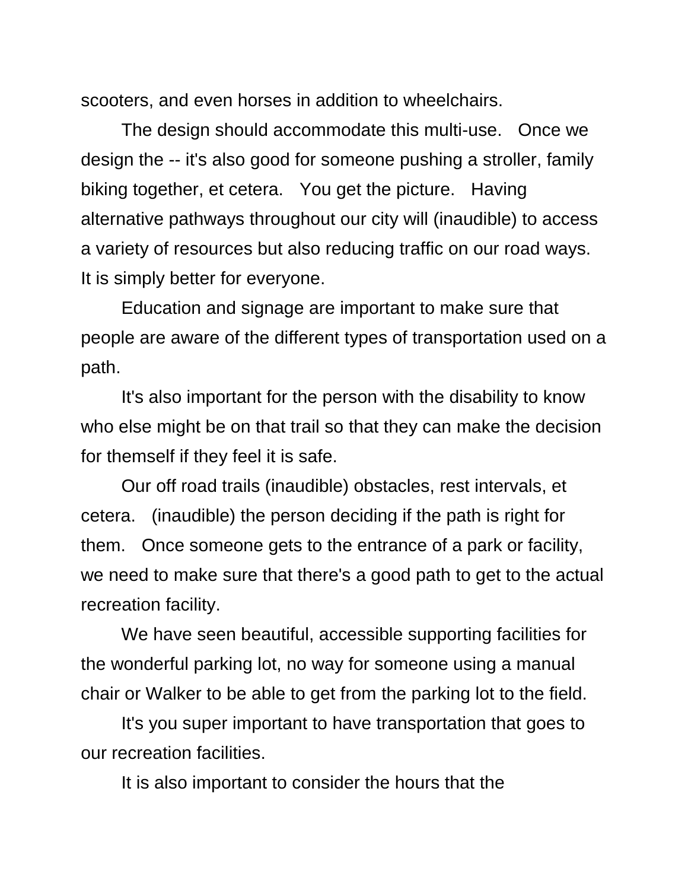scooters, and even horses in addition to wheelchairs.

The design should accommodate this multi-use. Once we design the -- it's also good for someone pushing a stroller, family biking together, et cetera. You get the picture. Having alternative pathways throughout our city will (inaudible) to access a variety of resources but also reducing traffic on our road ways. It is simply better for everyone.

Education and signage are important to make sure that people are aware of the different types of transportation used on a path.

It's also important for the person with the disability to know who else might be on that trail so that they can make the decision for themself if they feel it is safe.

Our off road trails (inaudible) obstacles, rest intervals, et cetera. (inaudible) the person deciding if the path is right for them. Once someone gets to the entrance of a park or facility, we need to make sure that there's a good path to get to the actual recreation facility.

We have seen beautiful, accessible supporting facilities for the wonderful parking lot, no way for someone using a manual chair or Walker to be able to get from the parking lot to the field.

It's you super important to have transportation that goes to our recreation facilities.

It is also important to consider the hours that the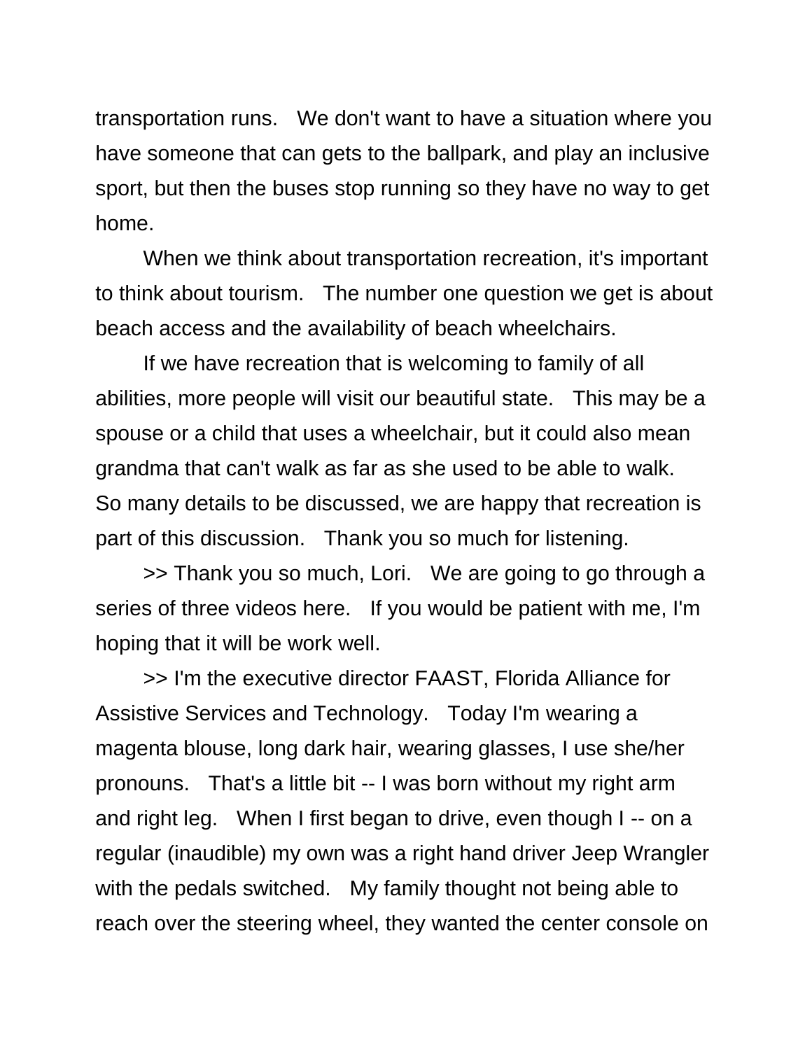transportation runs. We don't want to have a situation where you have someone that can gets to the ballpark, and play an inclusive sport, but then the buses stop running so they have no way to get home.

When we think about transportation recreation, it's important to think about tourism. The number one question we get is about beach access and the availability of beach wheelchairs.

If we have recreation that is welcoming to family of all abilities, more people will visit our beautiful state. This may be a spouse or a child that uses a wheelchair, but it could also mean grandma that can't walk as far as she used to be able to walk. So many details to be discussed, we are happy that recreation is part of this discussion. Thank you so much for listening.

>> Thank you so much, Lori. We are going to go through a series of three videos here. If you would be patient with me, I'm hoping that it will be work well.

>> I'm the executive director FAAST, Florida Alliance for Assistive Services and Technology. Today I'm wearing a magenta blouse, long dark hair, wearing glasses, I use she/her pronouns. That's a little bit -- I was born without my right arm and right leg. When I first began to drive, even though I -- on a regular (inaudible) my own was a right hand driver Jeep Wrangler with the pedals switched. My family thought not being able to reach over the steering wheel, they wanted the center console on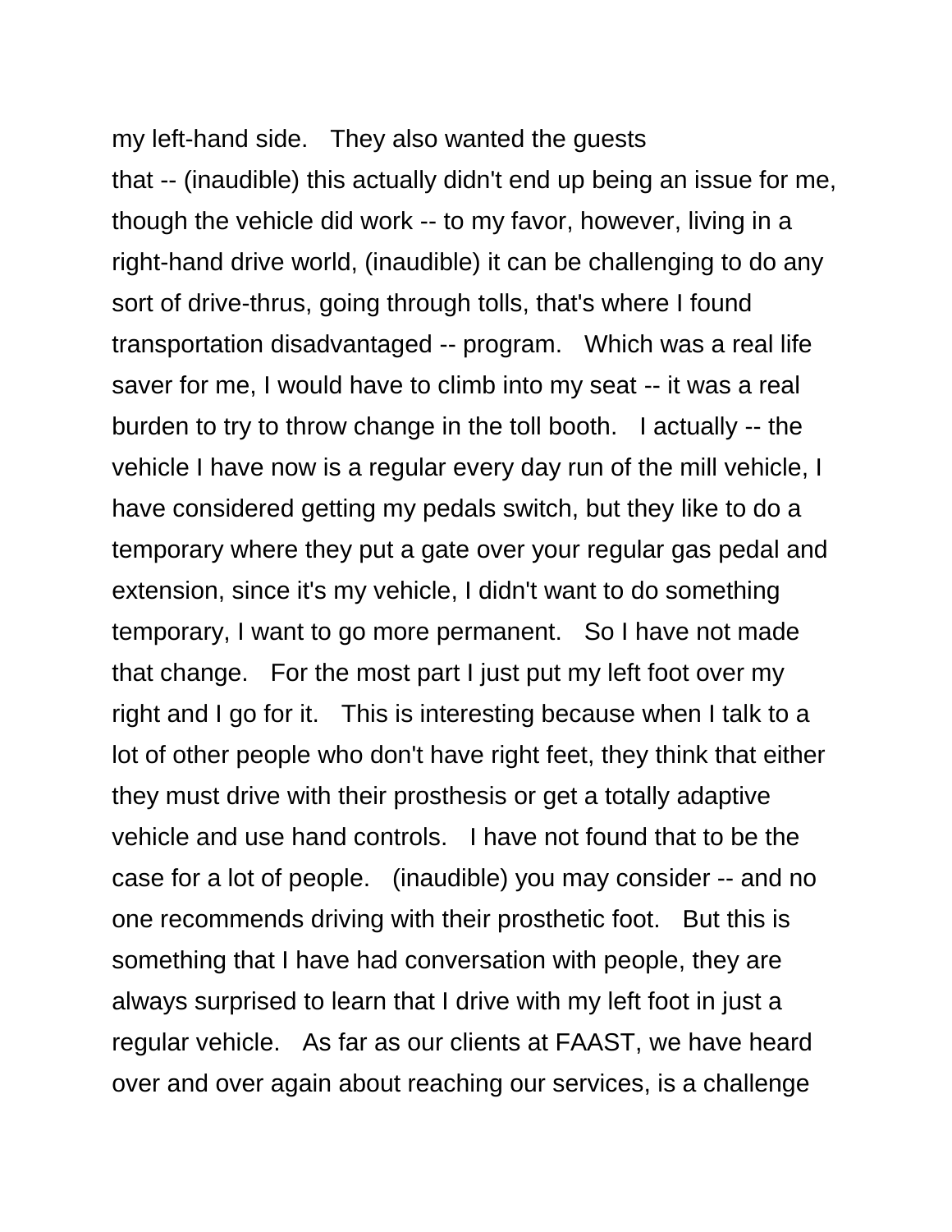my left-hand side. They also wanted the guests that -- (inaudible) this actually didn't end up being an issue for me, though the vehicle did work -- to my favor, however, living in a right-hand drive world, (inaudible) it can be challenging to do any sort of drive-thrus, going through tolls, that's where I found transportation disadvantaged -- program. Which was a real life saver for me, I would have to climb into my seat -- it was a real burden to try to throw change in the toll booth. I actually -- the vehicle I have now is a regular every day run of the mill vehicle, I have considered getting my pedals switch, but they like to do a temporary where they put a gate over your regular gas pedal and extension, since it's my vehicle, I didn't want to do something temporary, I want to go more permanent. So I have not made that change. For the most part I just put my left foot over my right and I go for it. This is interesting because when I talk to a lot of other people who don't have right feet, they think that either they must drive with their prosthesis or get a totally adaptive vehicle and use hand controls. I have not found that to be the case for a lot of people. (inaudible) you may consider -- and no one recommends driving with their prosthetic foot. But this is something that I have had conversation with people, they are always surprised to learn that I drive with my left foot in just a regular vehicle. As far as our clients at FAAST, we have heard over and over again about reaching our services, is a challenge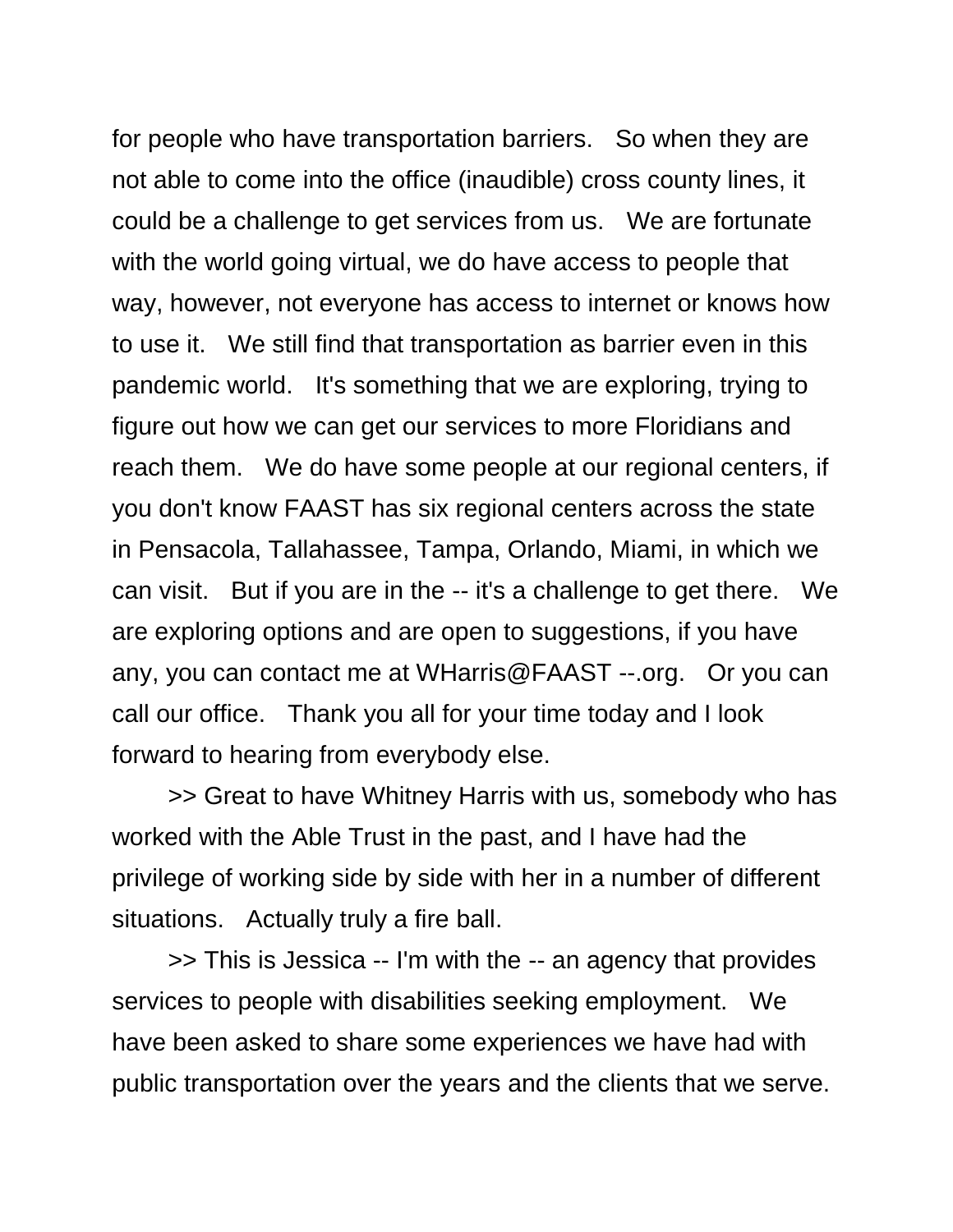for people who have transportation barriers. So when they are not able to come into the office (inaudible) cross county lines, it could be a challenge to get services from us. We are fortunate with the world going virtual, we do have access to people that way, however, not everyone has access to internet or knows how to use it. We still find that transportation as barrier even in this pandemic world. It's something that we are exploring, trying to figure out how we can get our services to more Floridians and reach them. We do have some people at our regional centers, if you don't know FAAST has six regional centers across the state in Pensacola, Tallahassee, Tampa, Orlando, Miami, in which we can visit. But if you are in the -- it's a challenge to get there. We are exploring options and are open to suggestions, if you have any, you can contact me at WHarris@FAAST --.org. Or you can call our office. Thank you all for your time today and I look forward to hearing from everybody else.

>> Great to have Whitney Harris with us, somebody who has worked with the Able Trust in the past, and I have had the privilege of working side by side with her in a number of different situations. Actually truly a fire ball.

>> This is Jessica -- I'm with the -- an agency that provides services to people with disabilities seeking employment. We have been asked to share some experiences we have had with public transportation over the years and the clients that we serve.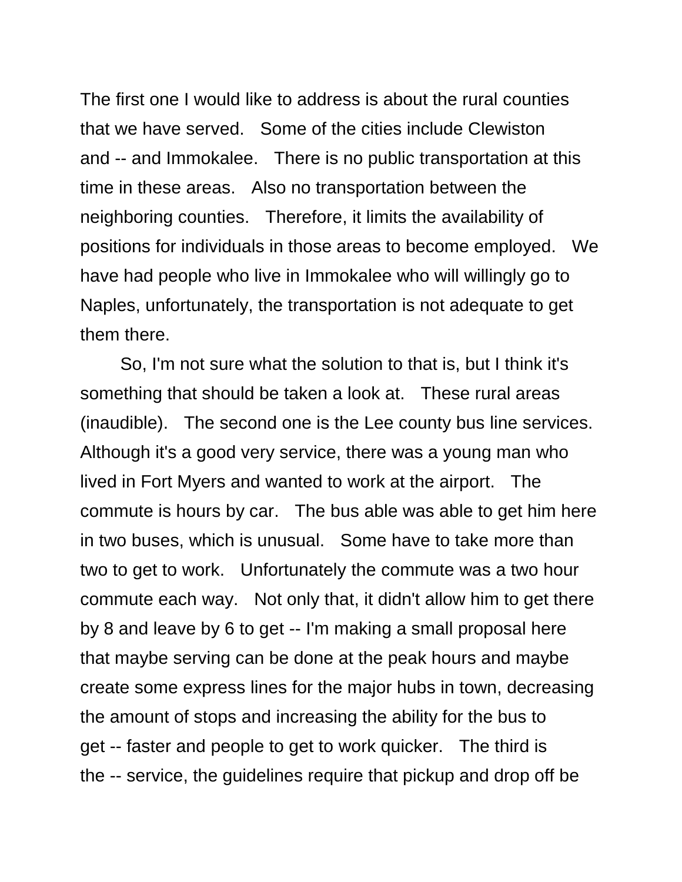The first one I would like to address is about the rural counties that we have served. Some of the cities include Clewiston and -- and Immokalee. There is no public transportation at this time in these areas. Also no transportation between the neighboring counties. Therefore, it limits the availability of positions for individuals in those areas to become employed. We have had people who live in Immokalee who will willingly go to Naples, unfortunately, the transportation is not adequate to get them there.

So, I'm not sure what the solution to that is, but I think it's something that should be taken a look at. These rural areas (inaudible). The second one is the Lee county bus line services. Although it's a good very service, there was a young man who lived in Fort Myers and wanted to work at the airport. The commute is hours by car. The bus able was able to get him here in two buses, which is unusual. Some have to take more than two to get to work. Unfortunately the commute was a two hour commute each way. Not only that, it didn't allow him to get there by 8 and leave by 6 to get -- I'm making a small proposal here that maybe serving can be done at the peak hours and maybe create some express lines for the major hubs in town, decreasing the amount of stops and increasing the ability for the bus to get -- faster and people to get to work quicker. The third is the -- service, the guidelines require that pickup and drop off be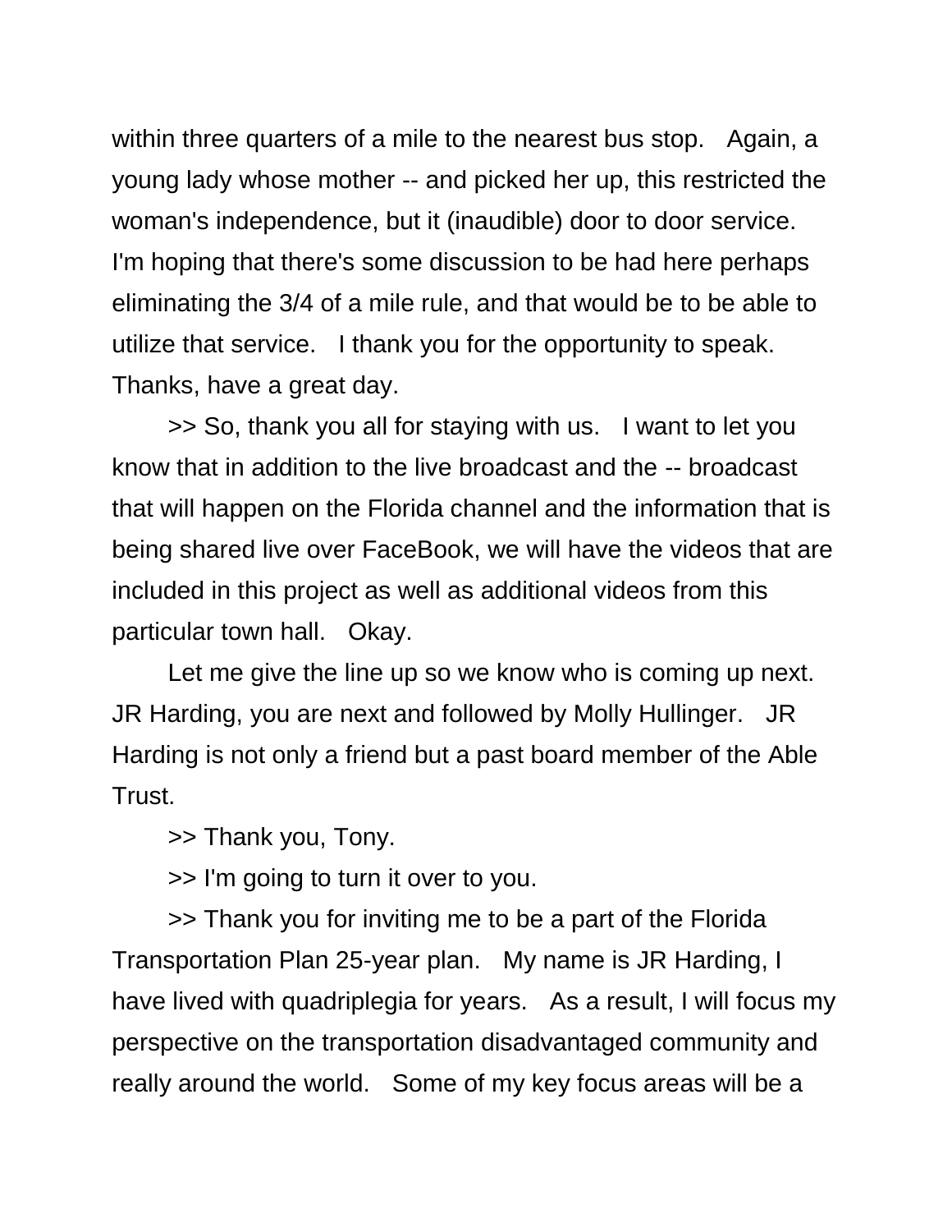within three quarters of a mile to the nearest bus stop. Again, a young lady whose mother -- and picked her up, this restricted the woman's independence, but it (inaudible) door to door service. I'm hoping that there's some discussion to be had here perhaps eliminating the 3/4 of a mile rule, and that would be to be able to utilize that service. I thank you for the opportunity to speak. Thanks, have a great day.

>> So, thank you all for staying with us. I want to let you know that in addition to the live broadcast and the -- broadcast that will happen on the Florida channel and the information that is being shared live over FaceBook, we will have the videos that are included in this project as well as additional videos from this particular town hall. Okay.

Let me give the line up so we know who is coming up next. JR Harding, you are next and followed by Molly Hullinger. JR Harding is not only a friend but a past board member of the Able Trust.

>> Thank you, Tony.

>> I'm going to turn it over to you.

>> Thank you for inviting me to be a part of the Florida Transportation Plan 25-year plan. My name is JR Harding, I have lived with quadriplegia for years. As a result, I will focus my perspective on the transportation disadvantaged community and really around the world. Some of my key focus areas will be a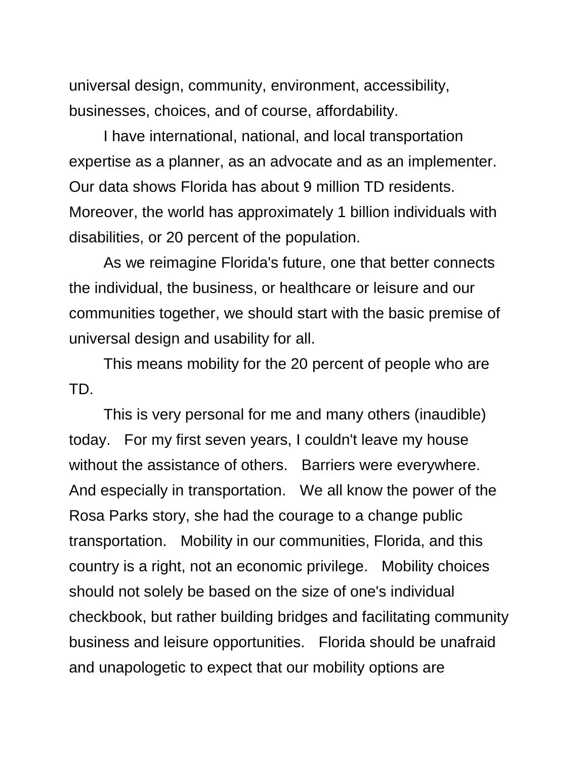universal design, community, environment, accessibility, businesses, choices, and of course, affordability.

I have international, national, and local transportation expertise as a planner, as an advocate and as an implementer. Our data shows Florida has about 9 million TD residents. Moreover, the world has approximately 1 billion individuals with disabilities, or 20 percent of the population.

As we reimagine Florida's future, one that better connects the individual, the business, or healthcare or leisure and our communities together, we should start with the basic premise of universal design and usability for all.

This means mobility for the 20 percent of people who are TD.

This is very personal for me and many others (inaudible) today. For my first seven years, I couldn't leave my house without the assistance of others. Barriers were everywhere. And especially in transportation. We all know the power of the Rosa Parks story, she had the courage to a change public transportation. Mobility in our communities, Florida, and this country is a right, not an economic privilege. Mobility choices should not solely be based on the size of one's individual checkbook, but rather building bridges and facilitating community business and leisure opportunities. Florida should be unafraid and unapologetic to expect that our mobility options are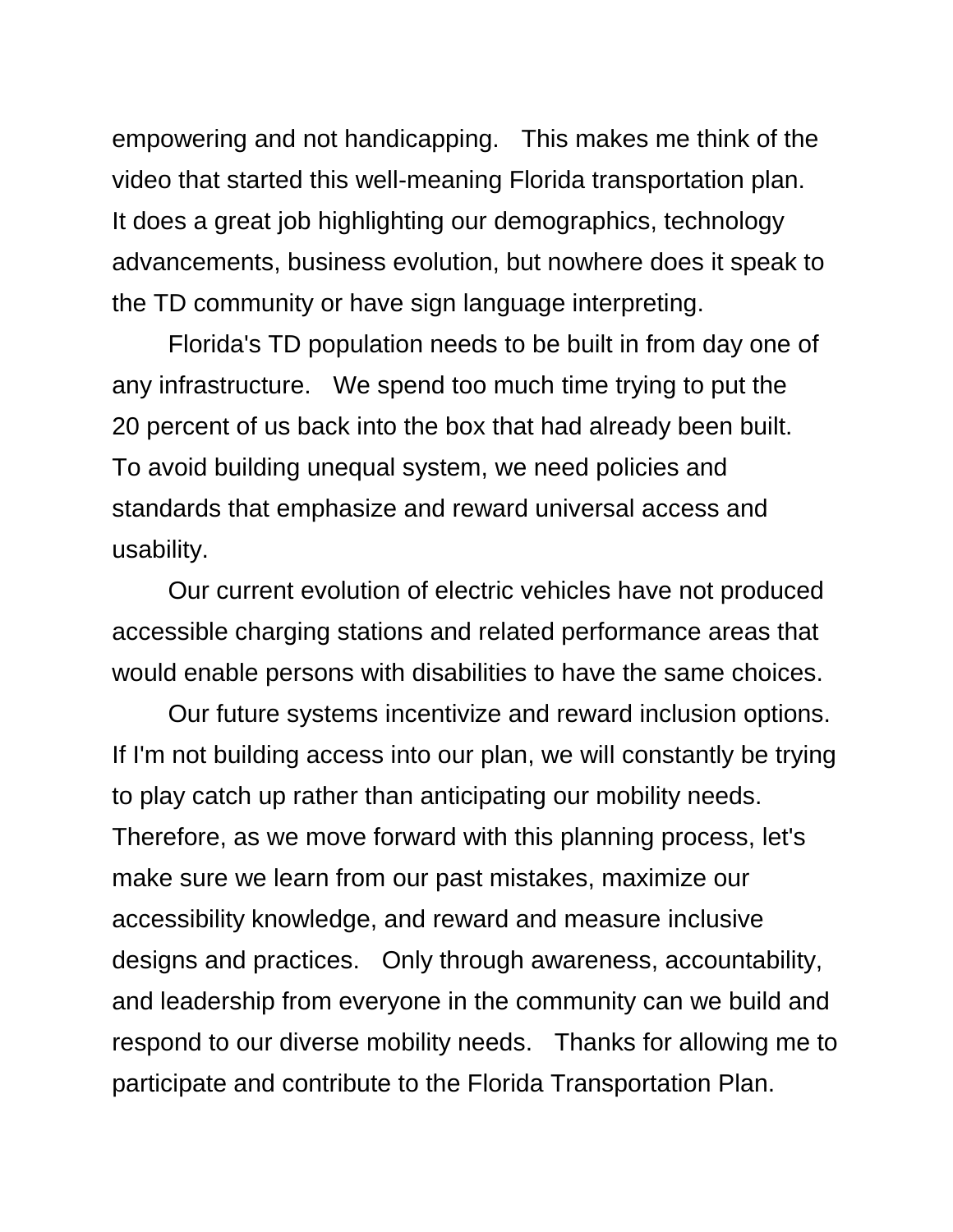empowering and not handicapping. This makes me think of the video that started this well-meaning Florida transportation plan. It does a great job highlighting our demographics, technology advancements, business evolution, but nowhere does it speak to the TD community or have sign language interpreting.

Florida's TD population needs to be built in from day one of any infrastructure. We spend too much time trying to put the 20 percent of us back into the box that had already been built. To avoid building unequal system, we need policies and standards that emphasize and reward universal access and usability.

Our current evolution of electric vehicles have not produced accessible charging stations and related performance areas that would enable persons with disabilities to have the same choices.

Our future systems incentivize and reward inclusion options. If I'm not building access into our plan, we will constantly be trying to play catch up rather than anticipating our mobility needs. Therefore, as we move forward with this planning process, let's make sure we learn from our past mistakes, maximize our accessibility knowledge, and reward and measure inclusive designs and practices. Only through awareness, accountability, and leadership from everyone in the community can we build and respond to our diverse mobility needs. Thanks for allowing me to participate and contribute to the Florida Transportation Plan.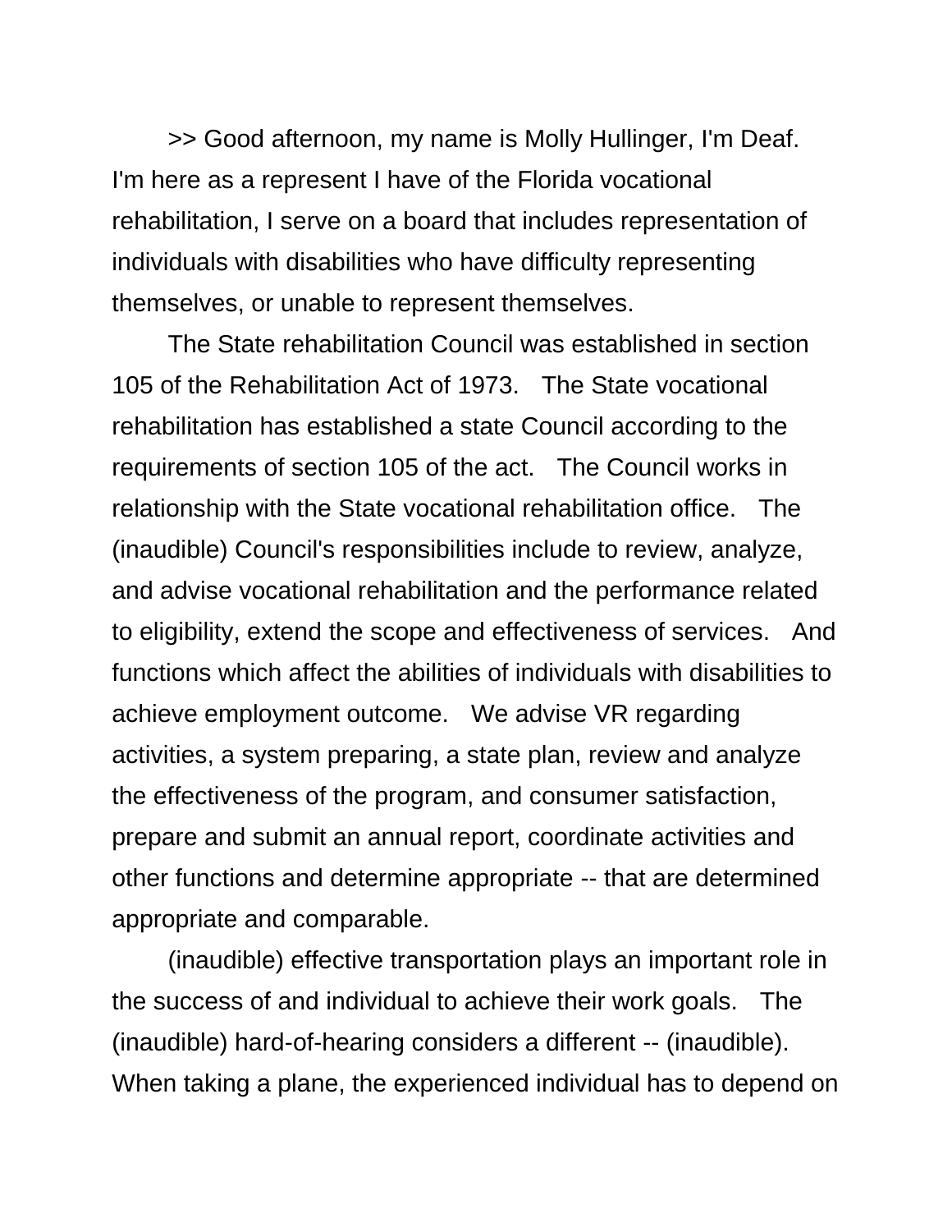>> Good afternoon, my name is Molly Hullinger, I'm Deaf. I'm here as a represent I have of the Florida vocational rehabilitation, I serve on a board that includes representation of individuals with disabilities who have difficulty representing themselves, or unable to represent themselves.

The State rehabilitation Council was established in section 105 of the Rehabilitation Act of 1973. The State vocational rehabilitation has established a state Council according to the requirements of section 105 of the act. The Council works in relationship with the State vocational rehabilitation office. The (inaudible) Council's responsibilities include to review, analyze, and advise vocational rehabilitation and the performance related to eligibility, extend the scope and effectiveness of services. And functions which affect the abilities of individuals with disabilities to achieve employment outcome. We advise VR regarding activities, a system preparing, a state plan, review and analyze the effectiveness of the program, and consumer satisfaction, prepare and submit an annual report, coordinate activities and other functions and determine appropriate -- that are determined appropriate and comparable.

(inaudible) effective transportation plays an important role in the success of and individual to achieve their work goals. The (inaudible) hard-of-hearing considers a different -- (inaudible). When taking a plane, the experienced individual has to depend on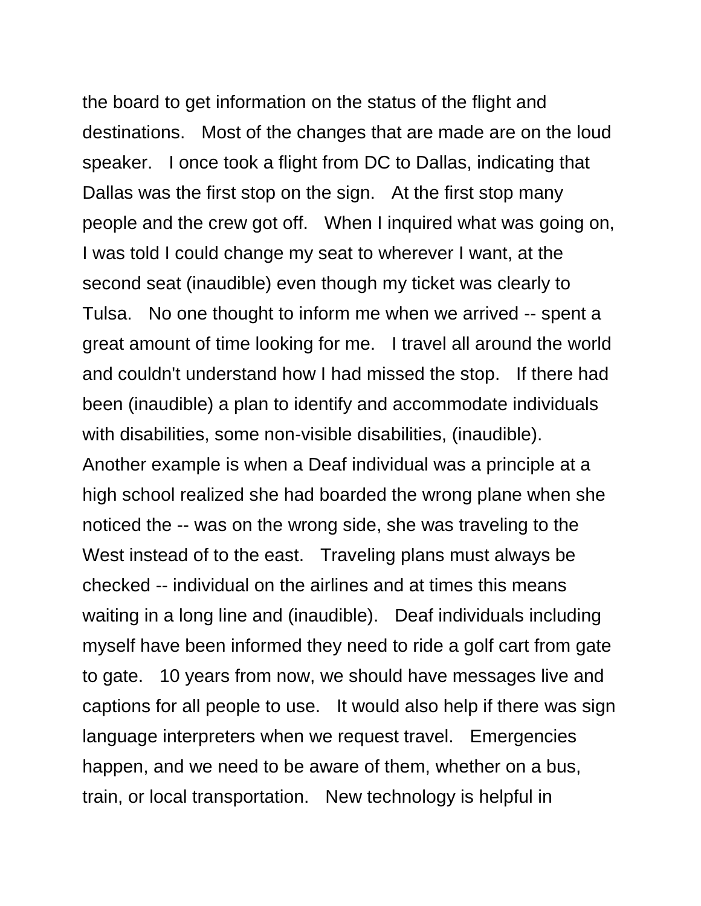the board to get information on the status of the flight and destinations. Most of the changes that are made are on the loud speaker. I once took a flight from DC to Dallas, indicating that Dallas was the first stop on the sign. At the first stop many people and the crew got off. When I inquired what was going on, I was told I could change my seat to wherever I want, at the second seat (inaudible) even though my ticket was clearly to Tulsa. No one thought to inform me when we arrived -- spent a great amount of time looking for me. I travel all around the world and couldn't understand how I had missed the stop. If there had been (inaudible) a plan to identify and accommodate individuals with disabilities, some non-visible disabilities, (inaudible). Another example is when a Deaf individual was a principle at a high school realized she had boarded the wrong plane when she noticed the -- was on the wrong side, she was traveling to the West instead of to the east. Traveling plans must always be checked -- individual on the airlines and at times this means waiting in a long line and (inaudible). Deaf individuals including myself have been informed they need to ride a golf cart from gate to gate. 10 years from now, we should have messages live and captions for all people to use. It would also help if there was sign language interpreters when we request travel. Emergencies happen, and we need to be aware of them, whether on a bus, train, or local transportation. New technology is helpful in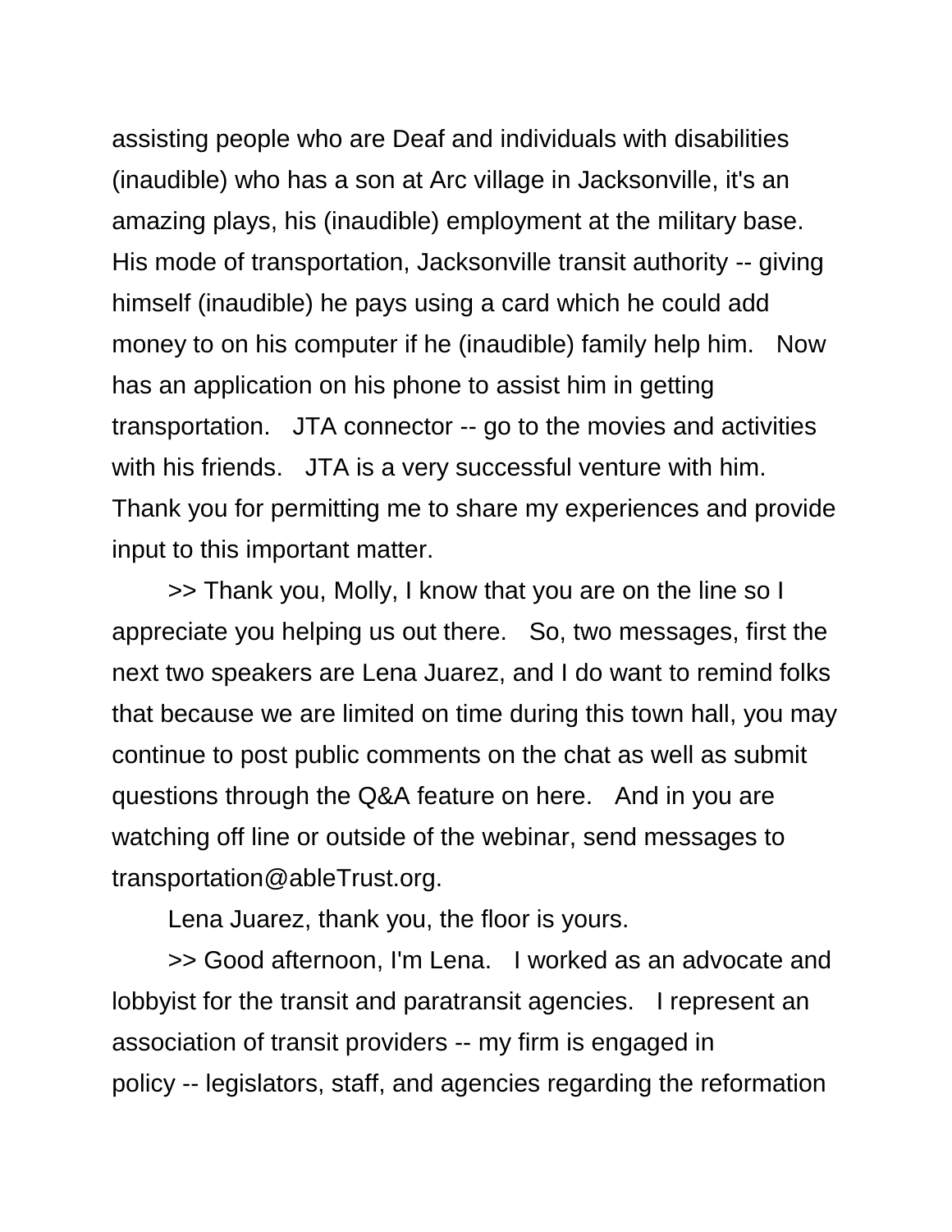assisting people who are Deaf and individuals with disabilities (inaudible) who has a son at Arc village in Jacksonville, it's an amazing plays, his (inaudible) employment at the military base. His mode of transportation, Jacksonville transit authority -- giving himself (inaudible) he pays using a card which he could add money to on his computer if he (inaudible) family help him. Now has an application on his phone to assist him in getting transportation. JTA connector -- go to the movies and activities with his friends. JTA is a very successful venture with him. Thank you for permitting me to share my experiences and provide input to this important matter.

>> Thank you, Molly, I know that you are on the line so I appreciate you helping us out there. So, two messages, first the next two speakers are Lena Juarez, and I do want to remind folks that because we are limited on time during this town hall, you may continue to post public comments on the chat as well as submit questions through the Q&A feature on here. And in you are watching off line or outside of the webinar, send messages to transportation@ableTrust.org.

Lena Juarez, thank you, the floor is yours.

>> Good afternoon, I'm Lena. I worked as an advocate and lobbyist for the transit and paratransit agencies. I represent an association of transit providers -- my firm is engaged in policy -- legislators, staff, and agencies regarding the reformation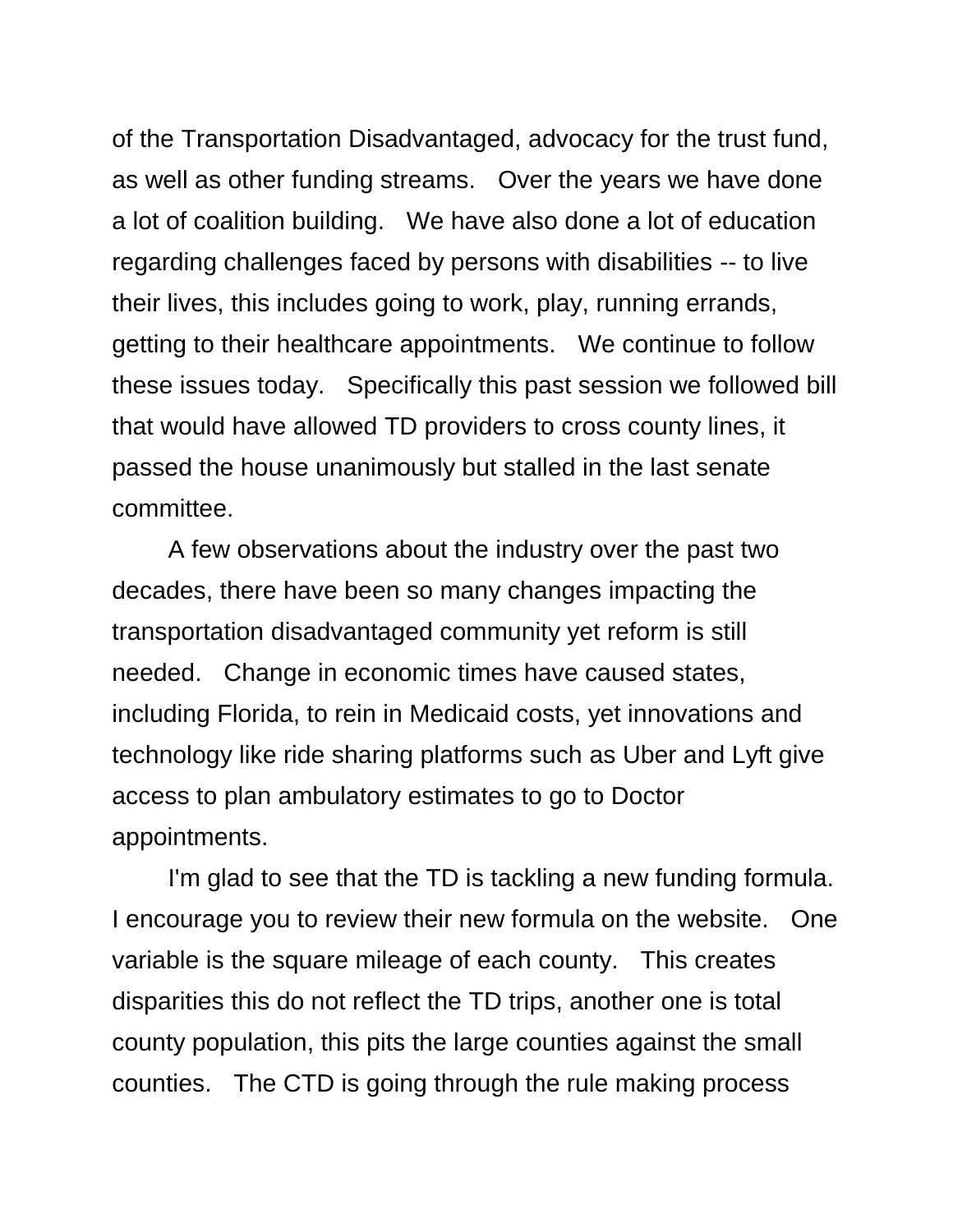of the Transportation Disadvantaged, advocacy for the trust fund, as well as other funding streams. Over the years we have done a lot of coalition building. We have also done a lot of education regarding challenges faced by persons with disabilities -- to live their lives, this includes going to work, play, running errands, getting to their healthcare appointments. We continue to follow these issues today. Specifically this past session we followed bill that would have allowed TD providers to cross county lines, it passed the house unanimously but stalled in the last senate committee.

A few observations about the industry over the past two decades, there have been so many changes impacting the transportation disadvantaged community yet reform is still needed. Change in economic times have caused states, including Florida, to rein in Medicaid costs, yet innovations and technology like ride sharing platforms such as Uber and Lyft give access to plan ambulatory estimates to go to Doctor appointments.

I'm glad to see that the TD is tackling a new funding formula. I encourage you to review their new formula on the website. One variable is the square mileage of each county. This creates disparities this do not reflect the TD trips, another one is total county population, this pits the large counties against the small counties. The CTD is going through the rule making process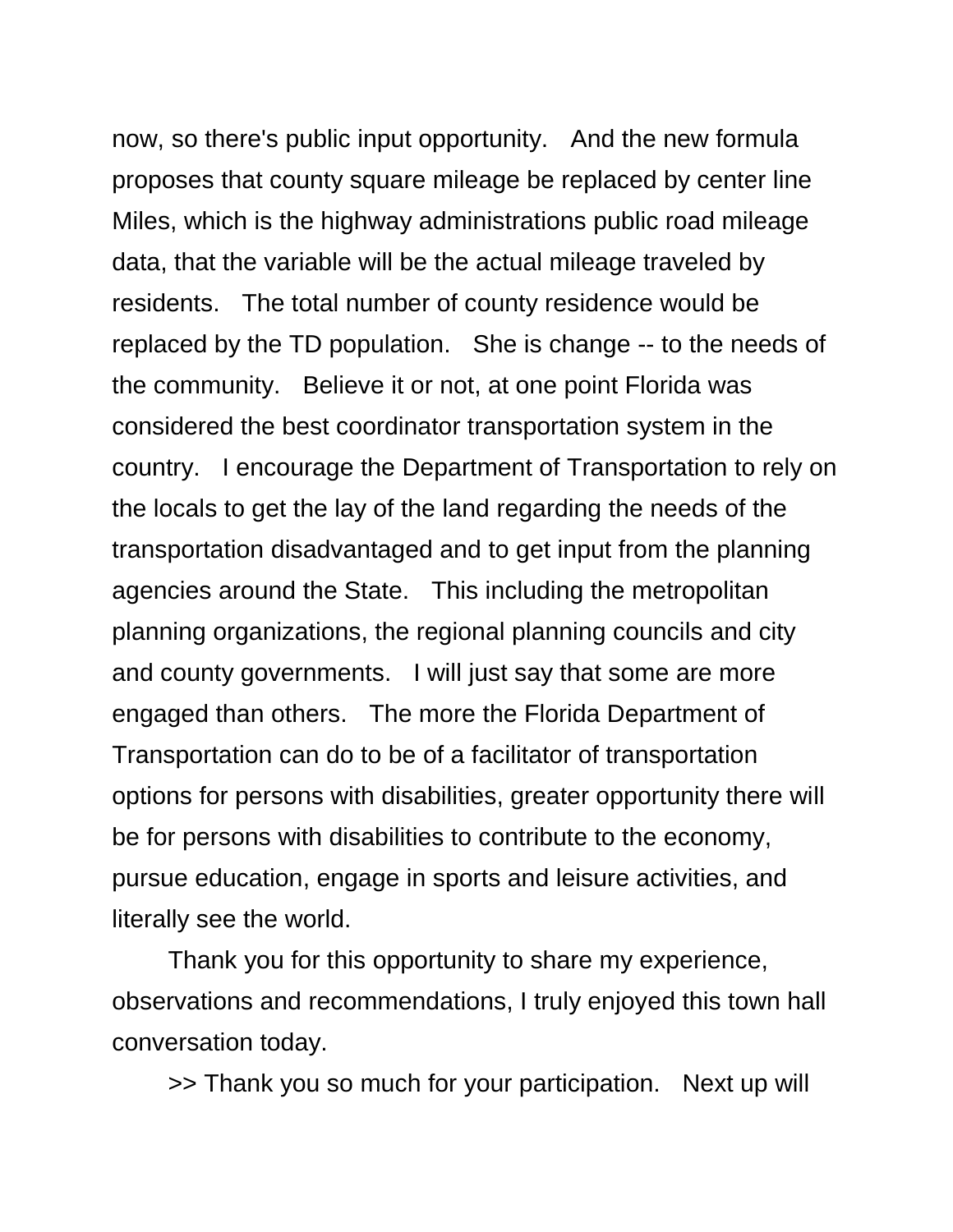now, so there's public input opportunity. And the new formula proposes that county square mileage be replaced by center line Miles, which is the highway administrations public road mileage data, that the variable will be the actual mileage traveled by residents. The total number of county residence would be replaced by the TD population. She is change -- to the needs of the community. Believe it or not, at one point Florida was considered the best coordinator transportation system in the country. I encourage the Department of Transportation to rely on the locals to get the lay of the land regarding the needs of the transportation disadvantaged and to get input from the planning agencies around the State. This including the metropolitan planning organizations, the regional planning councils and city and county governments. I will just say that some are more engaged than others. The more the Florida Department of Transportation can do to be of a facilitator of transportation options for persons with disabilities, greater opportunity there will be for persons with disabilities to contribute to the economy, pursue education, engage in sports and leisure activities, and literally see the world.

Thank you for this opportunity to share my experience, observations and recommendations, I truly enjoyed this town hall conversation today.

>> Thank you so much for your participation. Next up will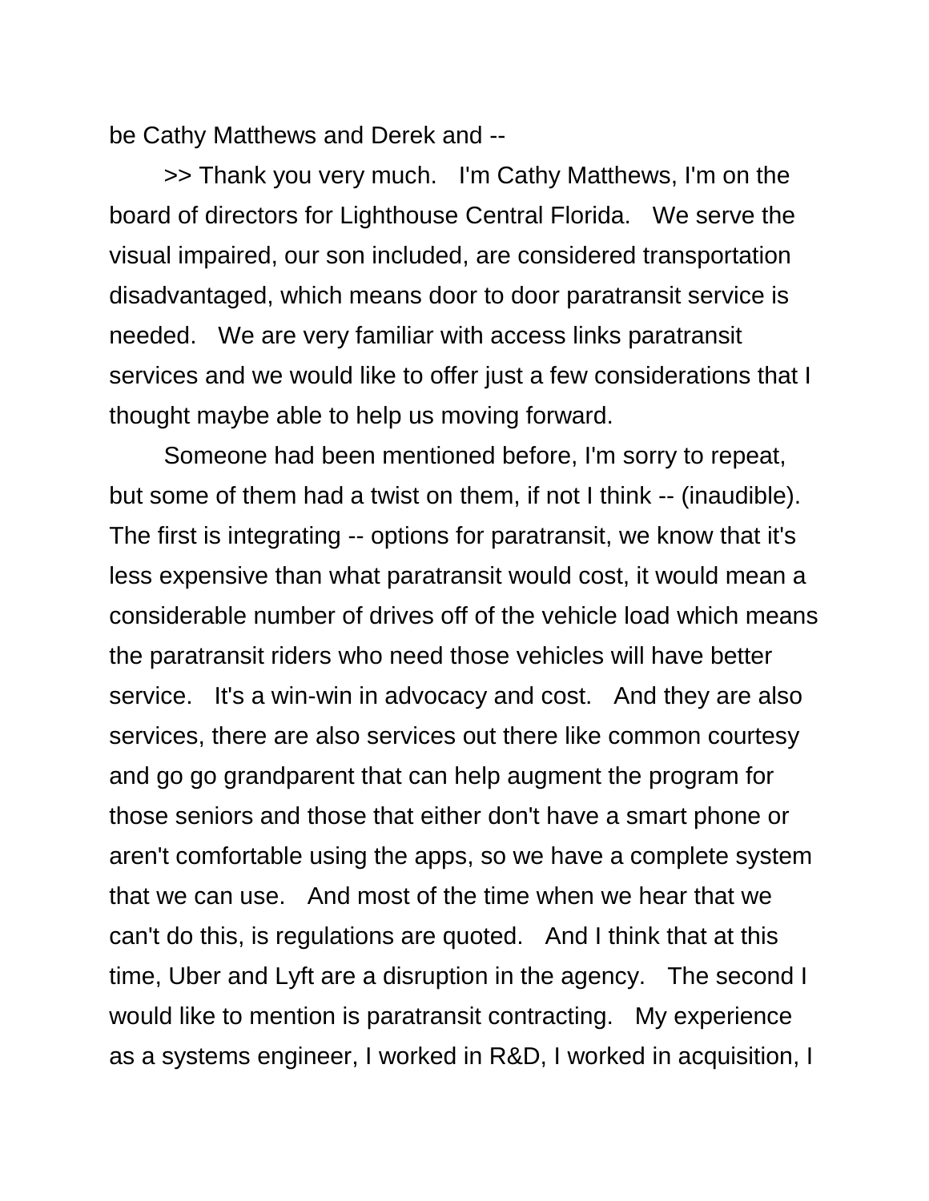be Cathy Matthews and Derek and --

>> Thank you very much. I'm Cathy Matthews, I'm on the board of directors for Lighthouse Central Florida. We serve the visual impaired, our son included, are considered transportation disadvantaged, which means door to door paratransit service is needed. We are very familiar with access links paratransit services and we would like to offer just a few considerations that I thought maybe able to help us moving forward.

Someone had been mentioned before, I'm sorry to repeat, but some of them had a twist on them, if not I think -- (inaudible). The first is integrating -- options for paratransit, we know that it's less expensive than what paratransit would cost, it would mean a considerable number of drives off of the vehicle load which means the paratransit riders who need those vehicles will have better service. It's a win-win in advocacy and cost. And they are also services, there are also services out there like common courtesy and go go grandparent that can help augment the program for those seniors and those that either don't have a smart phone or aren't comfortable using the apps, so we have a complete system that we can use. And most of the time when we hear that we can't do this, is regulations are quoted. And I think that at this time, Uber and Lyft are a disruption in the agency. The second I would like to mention is paratransit contracting. My experience as a systems engineer, I worked in R&D, I worked in acquisition, I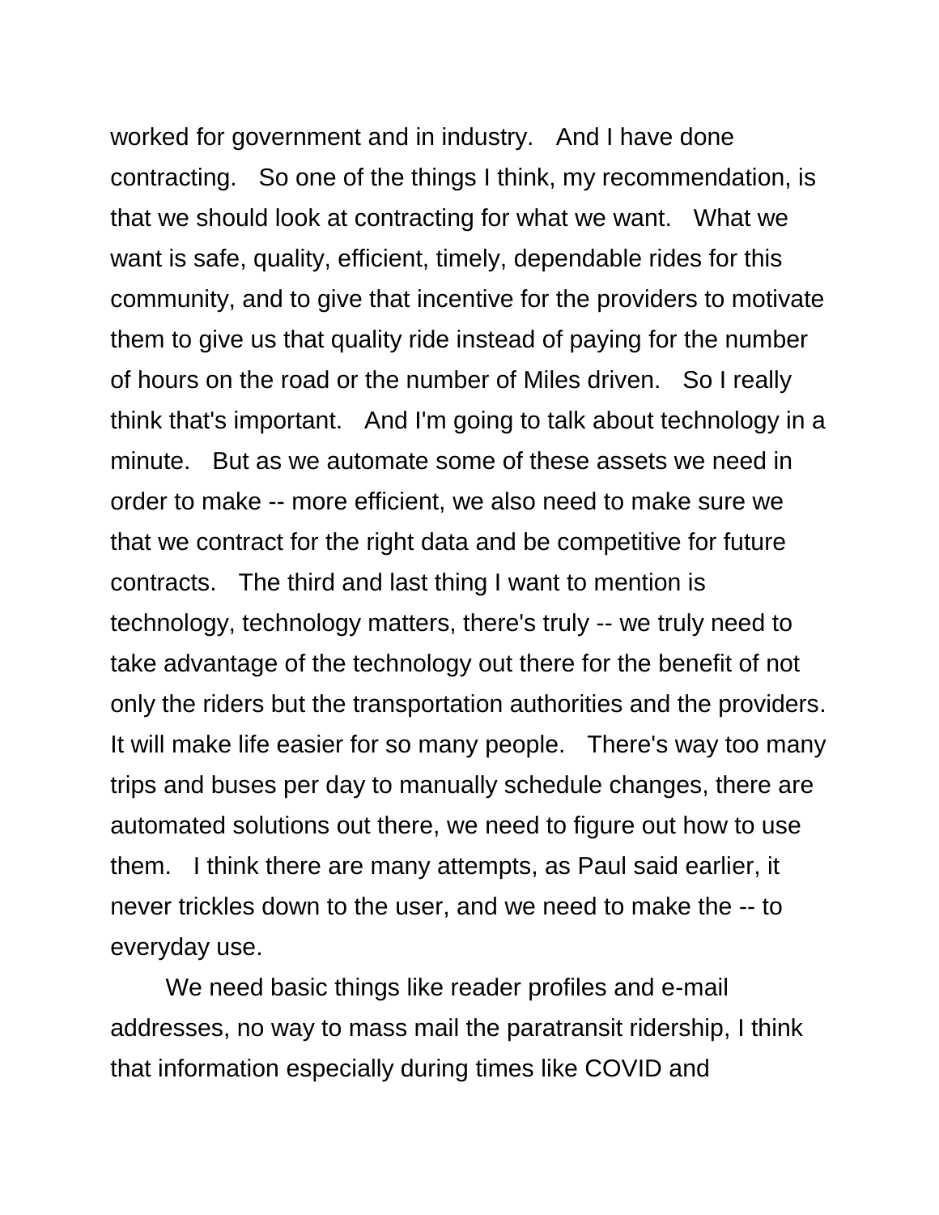worked for government and in industry. And I have done contracting. So one of the things I think, my recommendation, is that we should look at contracting for what we want. What we want is safe, quality, efficient, timely, dependable rides for this community, and to give that incentive for the providers to motivate them to give us that quality ride instead of paying for the number of hours on the road or the number of Miles driven. So I really think that's important. And I'm going to talk about technology in a minute. But as we automate some of these assets we need in order to make -- more efficient, we also need to make sure we that we contract for the right data and be competitive for future contracts. The third and last thing I want to mention is technology, technology matters, there's truly -- we truly need to take advantage of the technology out there for the benefit of not only the riders but the transportation authorities and the providers. It will make life easier for so many people. There's way too many trips and buses per day to manually schedule changes, there are automated solutions out there, we need to figure out how to use them. I think there are many attempts, as Paul said earlier, it never trickles down to the user, and we need to make the -- to everyday use.

We need basic things like reader profiles and e-mail addresses, no way to mass mail the paratransit ridership, I think that information especially during times like COVID and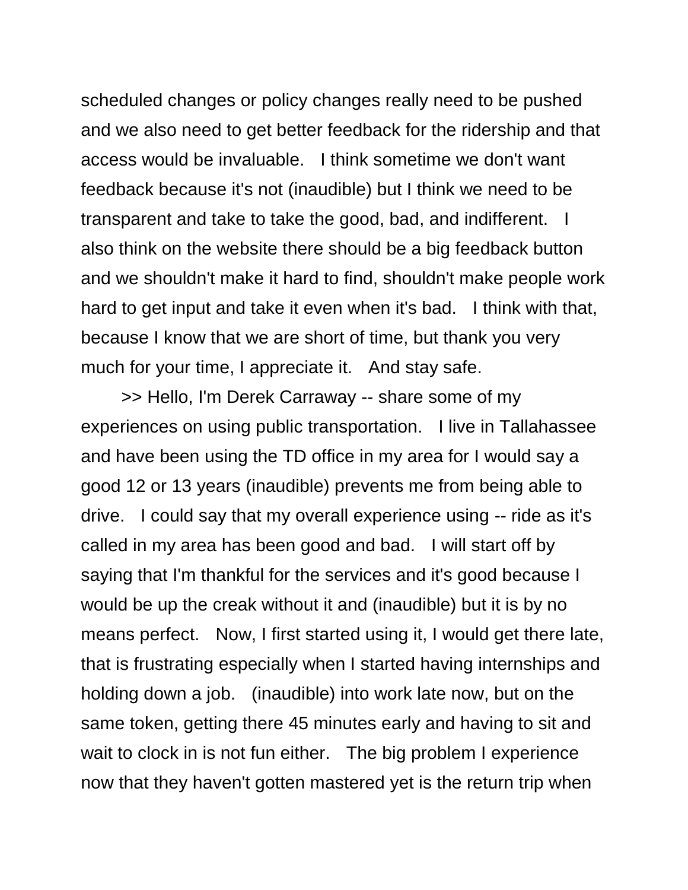scheduled changes or policy changes really need to be pushed and we also need to get better feedback for the ridership and that access would be invaluable. I think sometime we don't want feedback because it's not (inaudible) but I think we need to be transparent and take to take the good, bad, and indifferent. I also think on the website there should be a big feedback button and we shouldn't make it hard to find, shouldn't make people work hard to get input and take it even when it's bad. I think with that, because I know that we are short of time, but thank you very much for your time, I appreciate it. And stay safe.

>> Hello, I'm Derek Carraway -- share some of my experiences on using public transportation. I live in Tallahassee and have been using the TD office in my area for I would say a good 12 or 13 years (inaudible) prevents me from being able to drive. I could say that my overall experience using -- ride as it's called in my area has been good and bad. I will start off by saying that I'm thankful for the services and it's good because I would be up the creak without it and (inaudible) but it is by no means perfect. Now, I first started using it, I would get there late, that is frustrating especially when I started having internships and holding down a job. (inaudible) into work late now, but on the same token, getting there 45 minutes early and having to sit and wait to clock in is not fun either. The big problem I experience now that they haven't gotten mastered yet is the return trip when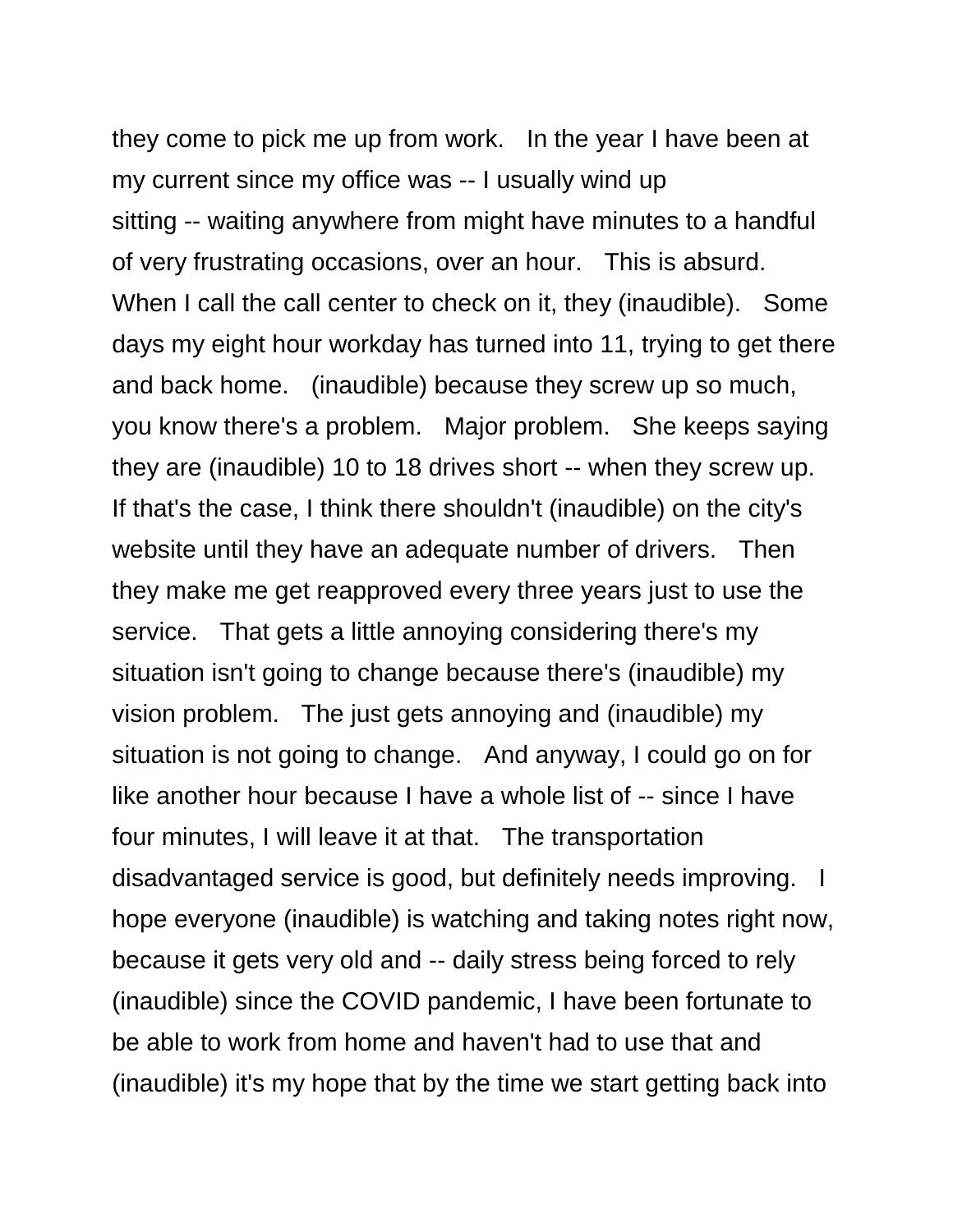they come to pick me up from work. In the year I have been at my current since my office was -- I usually wind up sitting -- waiting anywhere from might have minutes to a handful of very frustrating occasions, over an hour. This is absurd. When I call the call center to check on it, they (inaudible). Some days my eight hour workday has turned into 11, trying to get there and back home. (inaudible) because they screw up so much, you know there's a problem. Major problem. She keeps saying they are (inaudible) 10 to 18 drives short -- when they screw up. If that's the case, I think there shouldn't (inaudible) on the city's website until they have an adequate number of drivers. Then they make me get reapproved every three years just to use the service. That gets a little annoying considering there's my situation isn't going to change because there's (inaudible) my vision problem. The just gets annoying and (inaudible) my situation is not going to change. And anyway, I could go on for like another hour because I have a whole list of -- since I have four minutes, I will leave it at that. The transportation disadvantaged service is good, but definitely needs improving. I hope everyone (inaudible) is watching and taking notes right now, because it gets very old and -- daily stress being forced to rely (inaudible) since the COVID pandemic, I have been fortunate to be able to work from home and haven't had to use that and (inaudible) it's my hope that by the time we start getting back into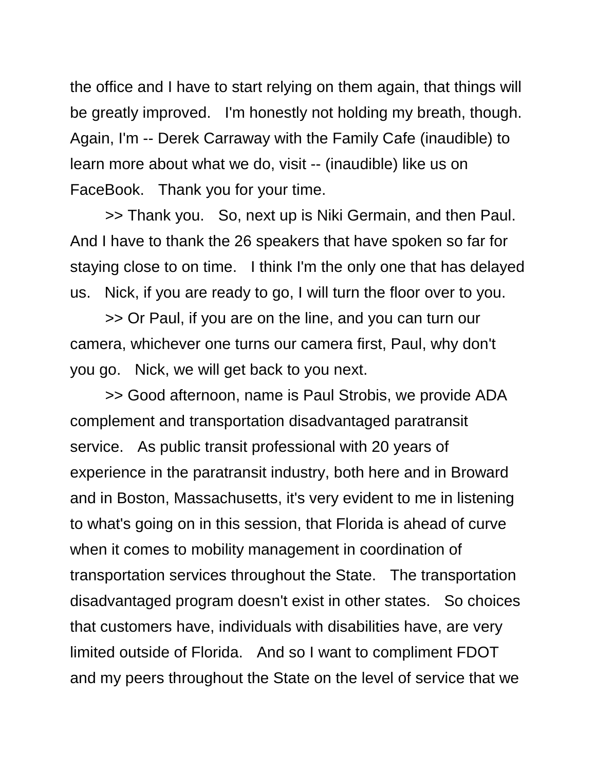the office and I have to start relying on them again, that things will be greatly improved. I'm honestly not holding my breath, though. Again, I'm -- Derek Carraway with the Family Cafe (inaudible) to learn more about what we do, visit -- (inaudible) like us on FaceBook. Thank you for your time.

>> Thank you. So, next up is Niki Germain, and then Paul. And I have to thank the 26 speakers that have spoken so far for staying close to on time. I think I'm the only one that has delayed us. Nick, if you are ready to go, I will turn the floor over to you.

>> Or Paul, if you are on the line, and you can turn our camera, whichever one turns our camera first, Paul, why don't you go. Nick, we will get back to you next.

>> Good afternoon, name is Paul Strobis, we provide ADA complement and transportation disadvantaged paratransit service. As public transit professional with 20 years of experience in the paratransit industry, both here and in Broward and in Boston, Massachusetts, it's very evident to me in listening to what's going on in this session, that Florida is ahead of curve when it comes to mobility management in coordination of transportation services throughout the State. The transportation disadvantaged program doesn't exist in other states. So choices that customers have, individuals with disabilities have, are very limited outside of Florida. And so I want to compliment FDOT and my peers throughout the State on the level of service that we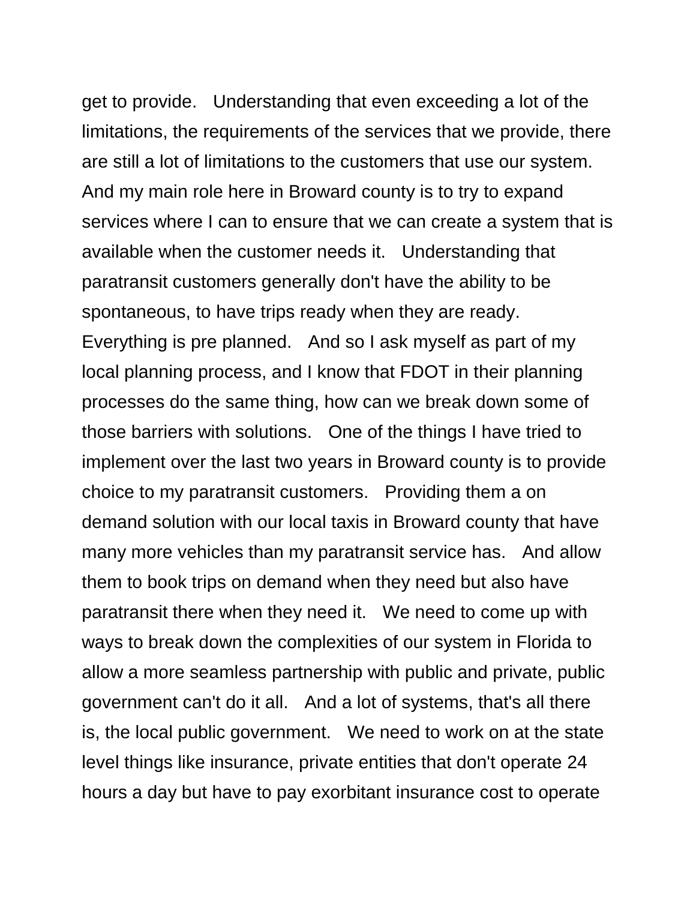get to provide. Understanding that even exceeding a lot of the limitations, the requirements of the services that we provide, there are still a lot of limitations to the customers that use our system. And my main role here in Broward county is to try to expand services where I can to ensure that we can create a system that is available when the customer needs it. Understanding that paratransit customers generally don't have the ability to be spontaneous, to have trips ready when they are ready. Everything is pre planned. And so I ask myself as part of my local planning process, and I know that FDOT in their planning processes do the same thing, how can we break down some of those barriers with solutions. One of the things I have tried to implement over the last two years in Broward county is to provide choice to my paratransit customers. Providing them a on demand solution with our local taxis in Broward county that have many more vehicles than my paratransit service has. And allow them to book trips on demand when they need but also have paratransit there when they need it. We need to come up with ways to break down the complexities of our system in Florida to allow a more seamless partnership with public and private, public government can't do it all. And a lot of systems, that's all there is, the local public government. We need to work on at the state level things like insurance, private entities that don't operate 24 hours a day but have to pay exorbitant insurance cost to operate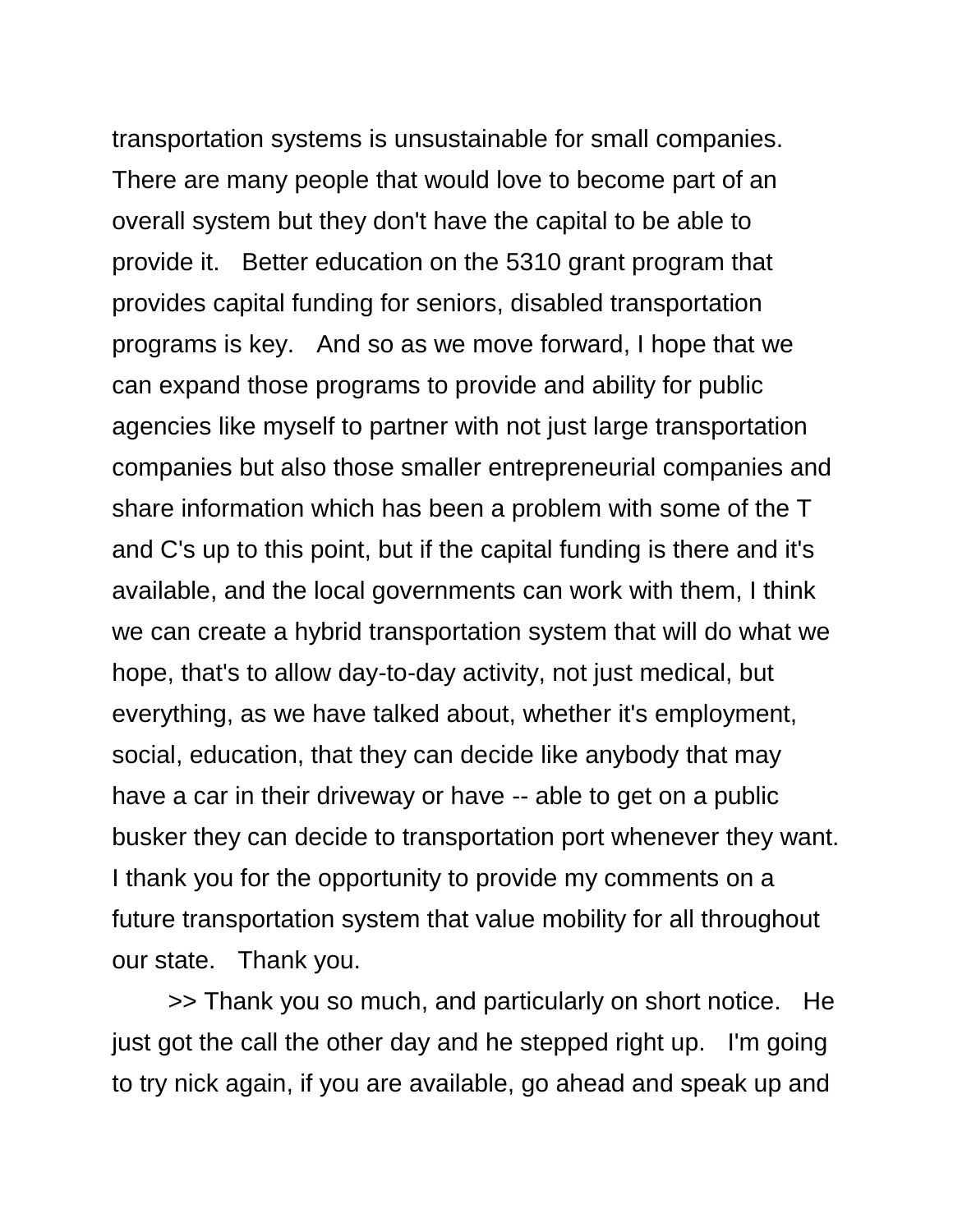transportation systems is unsustainable for small companies. There are many people that would love to become part of an overall system but they don't have the capital to be able to provide it. Better education on the 5310 grant program that provides capital funding for seniors, disabled transportation programs is key. And so as we move forward, I hope that we can expand those programs to provide and ability for public agencies like myself to partner with not just large transportation companies but also those smaller entrepreneurial companies and share information which has been a problem with some of the T and C's up to this point, but if the capital funding is there and it's available, and the local governments can work with them, I think we can create a hybrid transportation system that will do what we hope, that's to allow day-to-day activity, not just medical, but everything, as we have talked about, whether it's employment, social, education, that they can decide like anybody that may have a car in their driveway or have -- able to get on a public busker they can decide to transportation port whenever they want. I thank you for the opportunity to provide my comments on a future transportation system that value mobility for all throughout our state. Thank you.

>> Thank you so much, and particularly on short notice. He just got the call the other day and he stepped right up. I'm going to try nick again, if you are available, go ahead and speak up and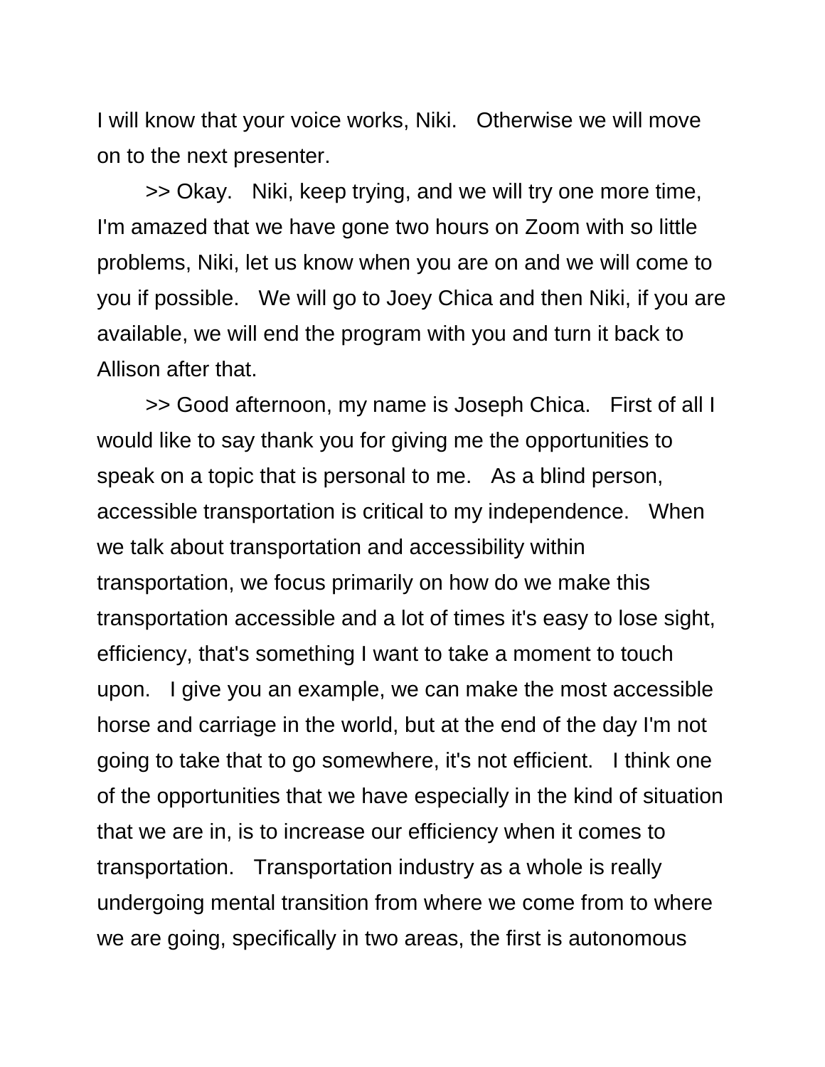I will know that your voice works, Niki. Otherwise we will move on to the next presenter.

>> Okay. Niki, keep trying, and we will try one more time, I'm amazed that we have gone two hours on Zoom with so little problems, Niki, let us know when you are on and we will come to you if possible. We will go to Joey Chica and then Niki, if you are available, we will end the program with you and turn it back to Allison after that.

>> Good afternoon, my name is Joseph Chica. First of all I would like to say thank you for giving me the opportunities to speak on a topic that is personal to me. As a blind person, accessible transportation is critical to my independence. When we talk about transportation and accessibility within transportation, we focus primarily on how do we make this transportation accessible and a lot of times it's easy to lose sight, efficiency, that's something I want to take a moment to touch upon. I give you an example, we can make the most accessible horse and carriage in the world, but at the end of the day I'm not going to take that to go somewhere, it's not efficient. I think one of the opportunities that we have especially in the kind of situation that we are in, is to increase our efficiency when it comes to transportation. Transportation industry as a whole is really undergoing mental transition from where we come from to where we are going, specifically in two areas, the first is autonomous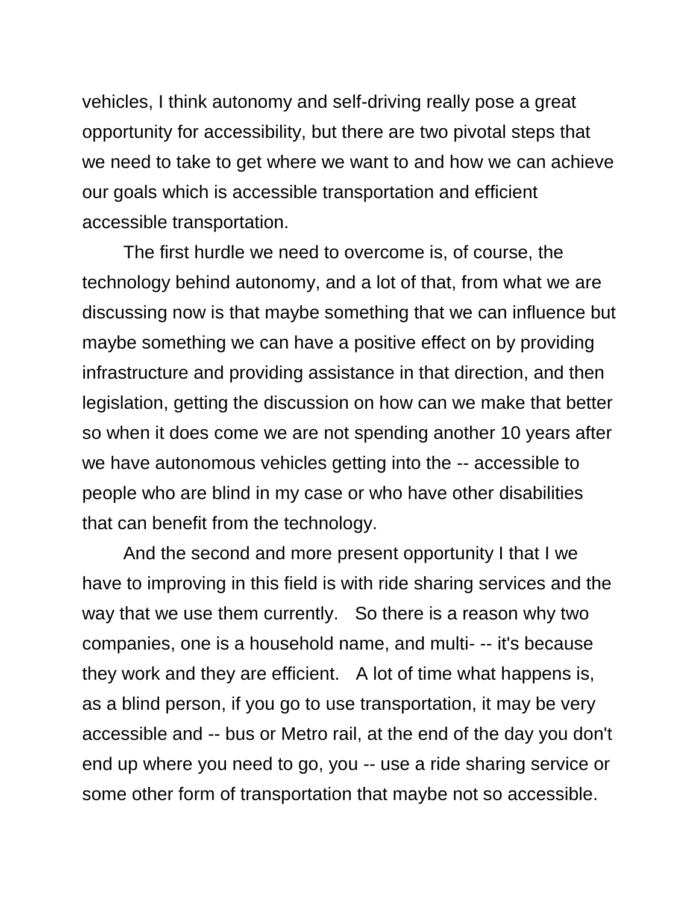vehicles, I think autonomy and self-driving really pose a great opportunity for accessibility, but there are two pivotal steps that we need to take to get where we want to and how we can achieve our goals which is accessible transportation and efficient accessible transportation.

The first hurdle we need to overcome is, of course, the technology behind autonomy, and a lot of that, from what we are discussing now is that maybe something that we can influence but maybe something we can have a positive effect on by providing infrastructure and providing assistance in that direction, and then legislation, getting the discussion on how can we make that better so when it does come we are not spending another 10 years after we have autonomous vehicles getting into the -- accessible to people who are blind in my case or who have other disabilities that can benefit from the technology.

And the second and more present opportunity I that I we have to improving in this field is with ride sharing services and the way that we use them currently.  So there is a reason why two companies, one is a household name, and multi- -- it's because they work and they are efficient.  A lot of time what happens is, as a blind person, if you go to use transportation, it may be very accessible and -- bus or Metro rail, at the end of the day you don't end up where you need to go, you -- use a ride sharing service or some other form of transportation that maybe not so accessible.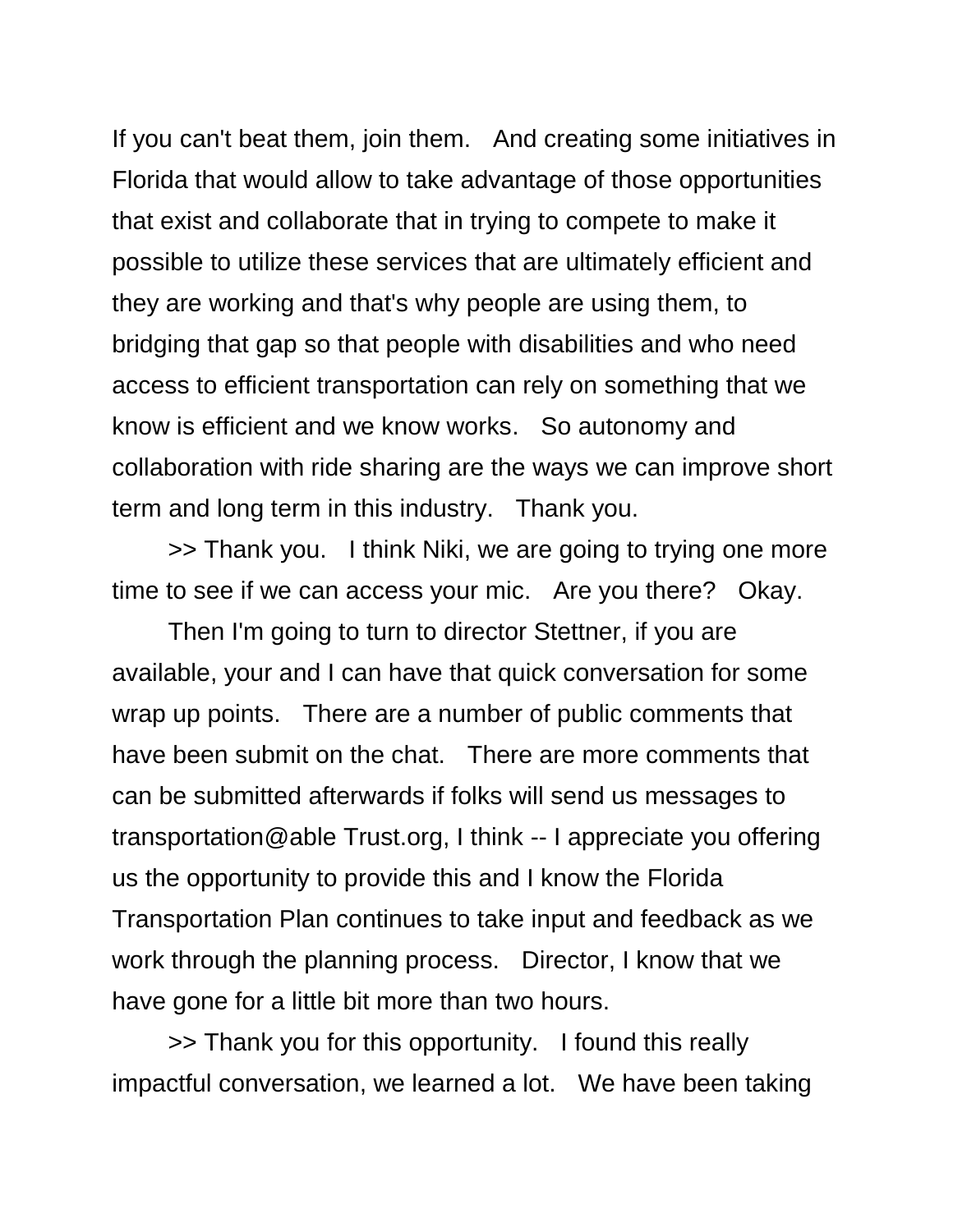If you can't beat them, join them. And creating some initiatives in Florida that would allow to take advantage of those opportunities that exist and collaborate that in trying to compete to make it possible to utilize these services that are ultimately efficient and they are working and that's why people are using them, to bridging that gap so that people with disabilities and who need access to efficient transportation can rely on something that we know is efficient and we know works. So autonomy and collaboration with ride sharing are the ways we can improve short term and long term in this industry. Thank you.

>> Thank you. I think Niki, we are going to trying one more time to see if we can access your mic. Are you there? Okay.

Then I'm going to turn to director Stettner, if you are available, your and I can have that quick conversation for some wrap up points. There are a number of public comments that have been submit on the chat. There are more comments that can be submitted afterwards if folks will send us messages to transportation@able Trust.org, I think -- I appreciate you offering us the opportunity to provide this and I know the Florida Transportation Plan continues to take input and feedback as we work through the planning process. Director, I know that we have gone for a little bit more than two hours.

>> Thank you for this opportunity. I found this really impactful conversation, we learned a lot. We have been taking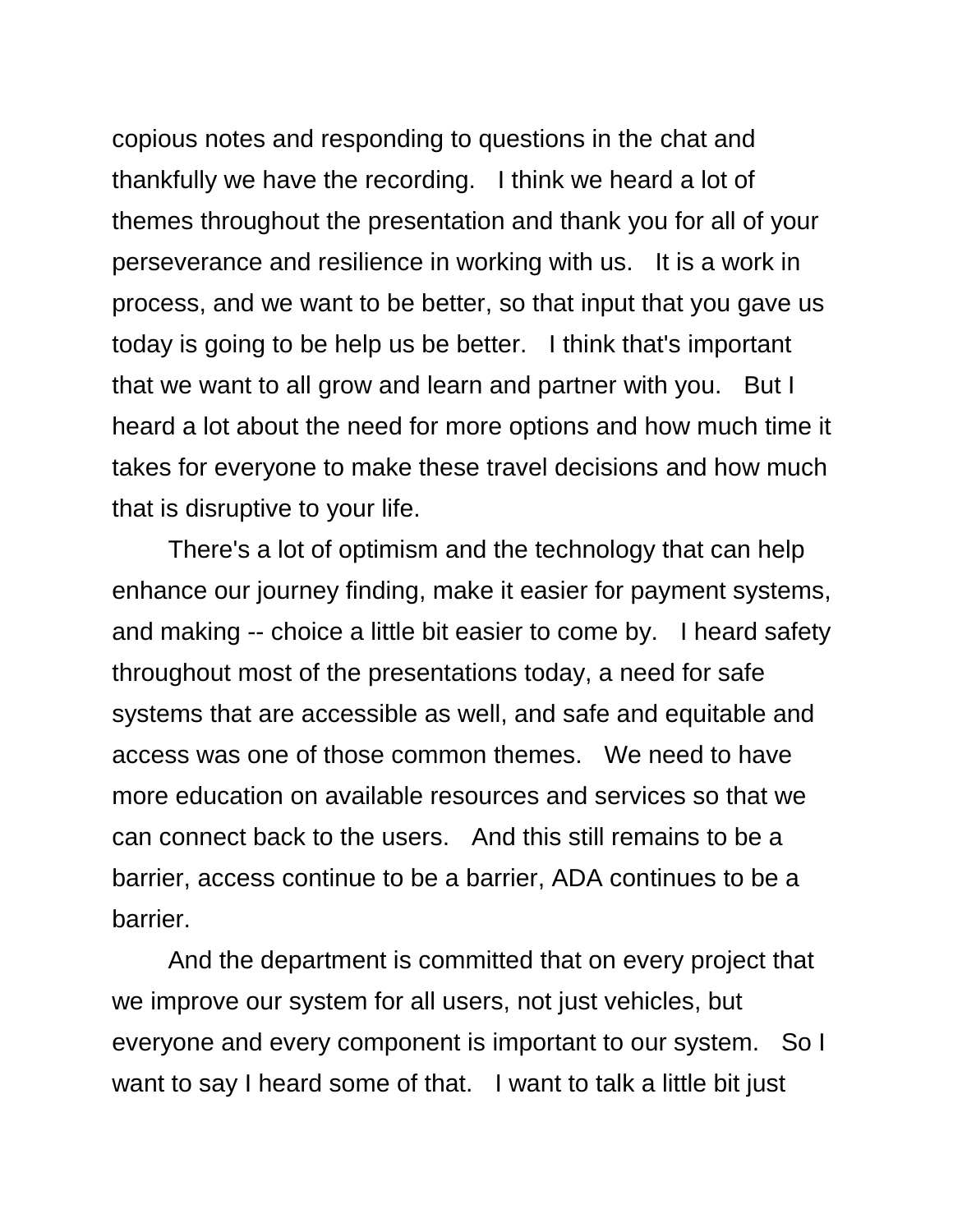copious notes and responding to questions in the chat and thankfully we have the recording. I think we heard a lot of themes throughout the presentation and thank you for all of your perseverance and resilience in working with us. It is a work in process, and we want to be better, so that input that you gave us today is going to be help us be better. I think that's important that we want to all grow and learn and partner with you. But I heard a lot about the need for more options and how much time it takes for everyone to make these travel decisions and how much that is disruptive to your life.

There's a lot of optimism and the technology that can help enhance our journey finding, make it easier for payment systems, and making -- choice a little bit easier to come by. I heard safety throughout most of the presentations today, a need for safe systems that are accessible as well, and safe and equitable and access was one of those common themes. We need to have more education on available resources and services so that we can connect back to the users. And this still remains to be a barrier, access continue to be a barrier, ADA continues to be a barrier.

And the department is committed that on every project that we improve our system for all users, not just vehicles, but everyone and every component is important to our system. So I want to say I heard some of that. I want to talk a little bit just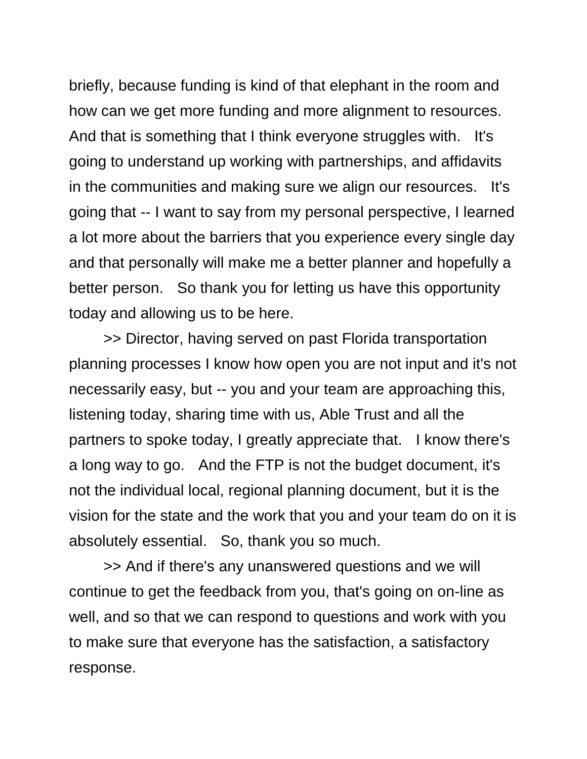briefly, because funding is kind of that elephant in the room and how can we get more funding and more alignment to resources. And that is something that I think everyone struggles with. It's going to understand up working with partnerships, and affidavits in the communities and making sure we align our resources. It's going that -- I want to say from my personal perspective, I learned a lot more about the barriers that you experience every single day and that personally will make me a better planner and hopefully a better person. So thank you for letting us have this opportunity today and allowing us to be here.

>> Director, having served on past Florida transportation planning processes I know how open you are not input and it's not necessarily easy, but -- you and your team are approaching this, listening today, sharing time with us, Able Trust and all the partners to spoke today, I greatly appreciate that. I know there's a long way to go. And the FTP is not the budget document, it's not the individual local, regional planning document, but it is the vision for the state and the work that you and your team do on it is absolutely essential. So, thank you so much.

>> And if there's any unanswered questions and we will continue to get the feedback from you, that's going on on-line as well, and so that we can respond to questions and work with you to make sure that everyone has the satisfaction, a satisfactory response.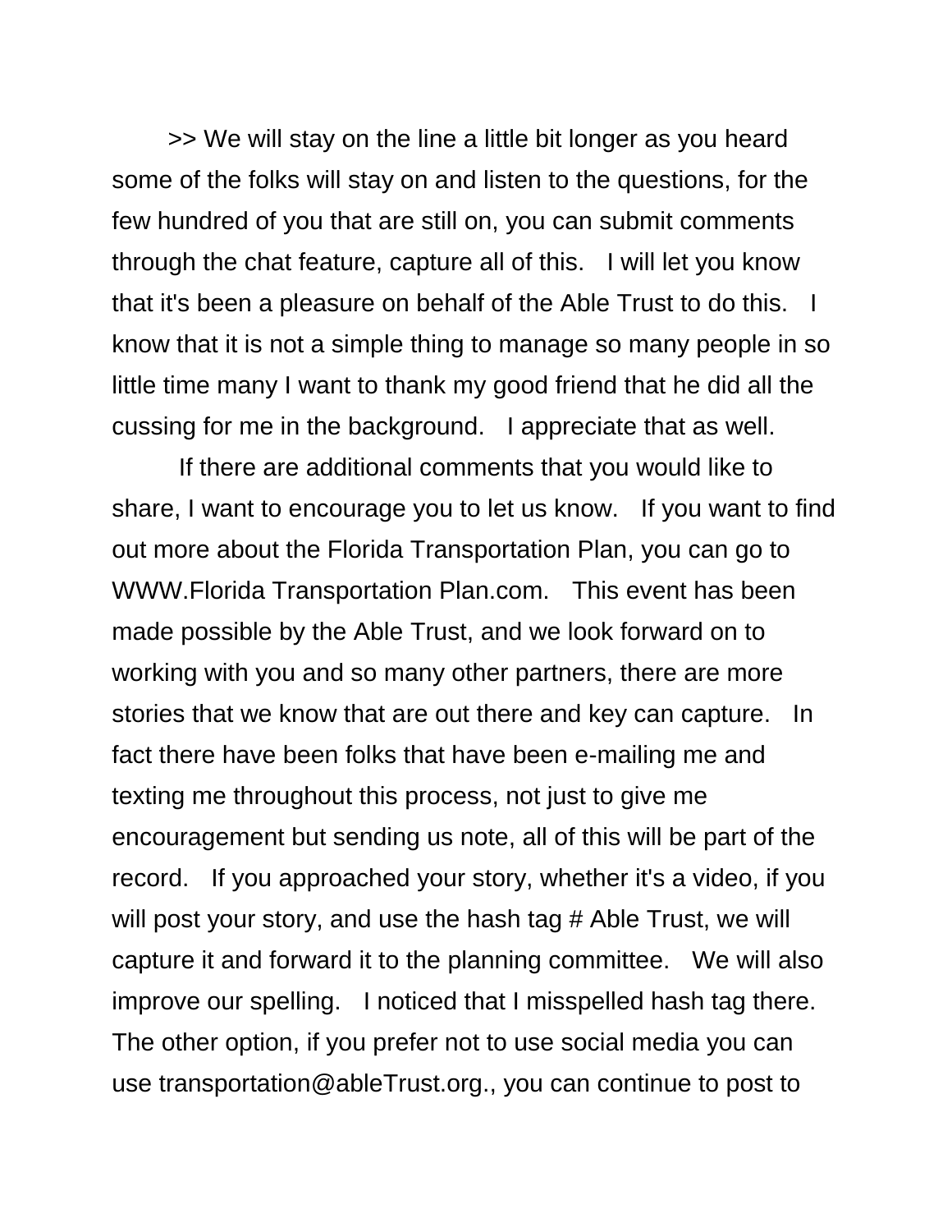>> We will stay on the line a little bit longer as you heard some of the folks will stay on and listen to the questions, for the few hundred of you that are still on, you can submit comments through the chat feature, capture all of this.   I will let you know that it's been a pleasure on behalf of the Able Trust to do this.   I know that it is not a simple thing to manage so many people in so little time many I want to thank my good friend that he did all the cussing for me in the background.   I appreciate that as well.

If there are additional comments that you would like to share, I want to encourage you to let us know.   If you want to find out more about the Florida Transportation Plan, you can go to WWW.Florida Transportation Plan.com.   This event has been made possible by the Able Trust, and we look forward on to working with you and so many other partners, there are more stories that we know that are out there and key can capture.   In fact there have been folks that have been e-mailing me and texting me throughout this process, not just to give me encouragement but sending us note, all of this will be part of the record.   If you approached your story, whether it's a video, if you will post your story, and use the hash tag # Able Trust, we will capture it and forward it to the planning committee.   We will also improve our spelling.   I noticed that I misspelled hash tag there. The other option, if you prefer not to use social media you can use transportation@ableTrust.org., you can continue to post to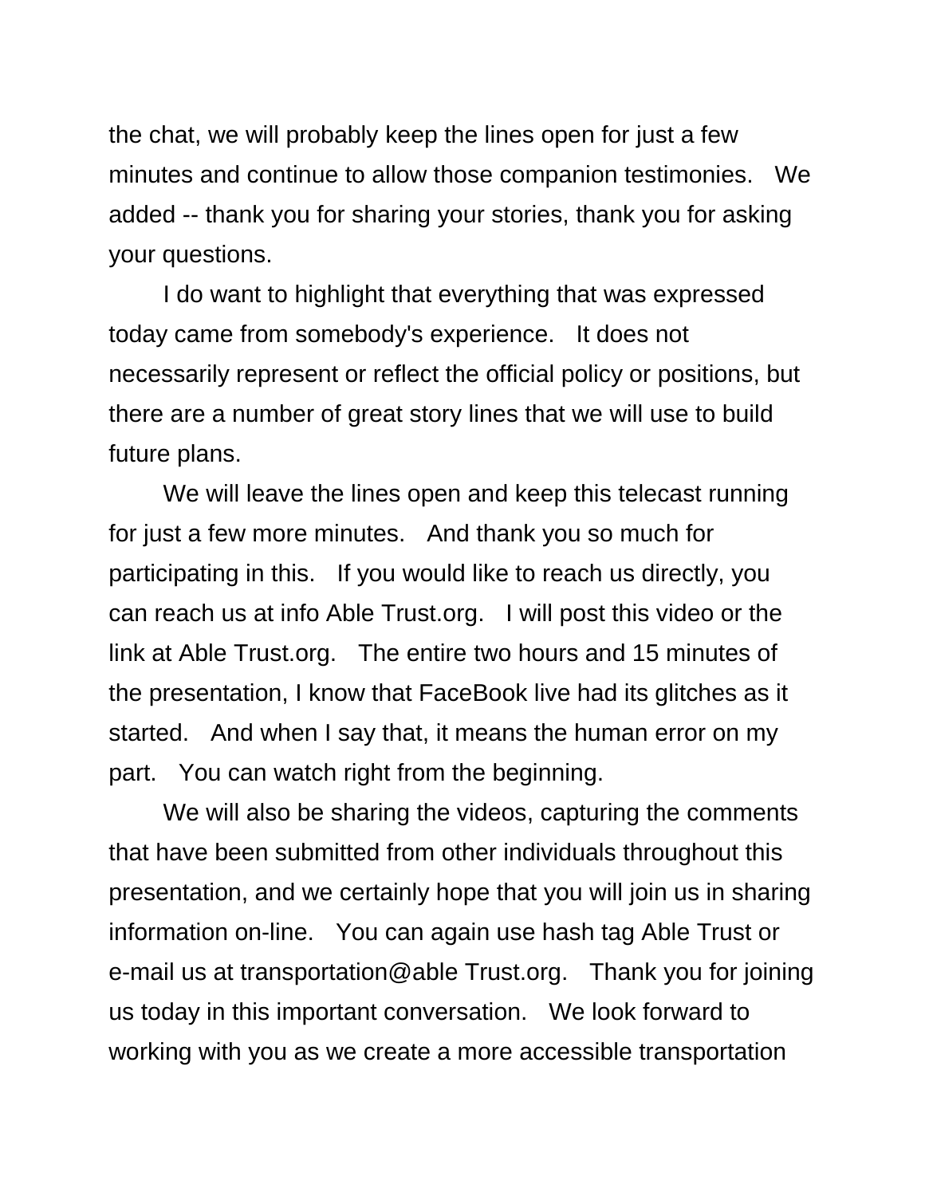the chat, we will probably keep the lines open for just a few minutes and continue to allow those companion testimonies. We added -- thank you for sharing your stories, thank you for asking your questions.

I do want to highlight that everything that was expressed today came from somebody's experience. It does not necessarily represent or reflect the official policy or positions, but there are a number of great story lines that we will use to build future plans.

We will leave the lines open and keep this telecast running for just a few more minutes. And thank you so much for participating in this. If you would like to reach us directly, you can reach us at info Able Trust.org. I will post this video or the link at Able Trust.org. The entire two hours and 15 minutes of the presentation, I know that FaceBook live had its glitches as it started. And when I say that, it means the human error on my part. You can watch right from the beginning.

We will also be sharing the videos, capturing the comments that have been submitted from other individuals throughout this presentation, and we certainly hope that you will join us in sharing information on-line. You can again use hash tag Able Trust or e-mail us at transportation@able Trust.org. Thank you for joining us today in this important conversation. We look forward to working with you as we create a more accessible transportation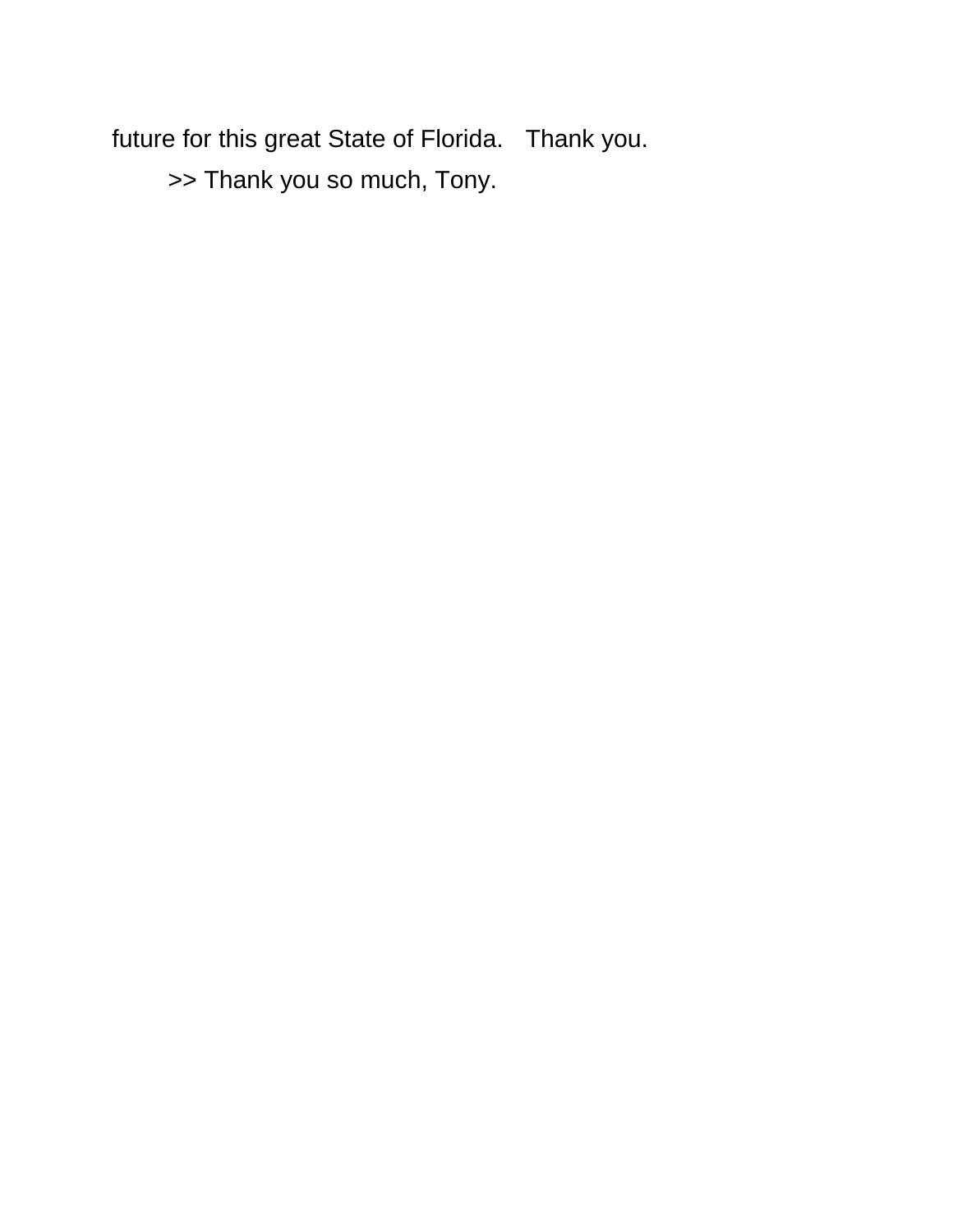future for this great State of Florida.   Thank you.

>> Thank you so much, Tony.